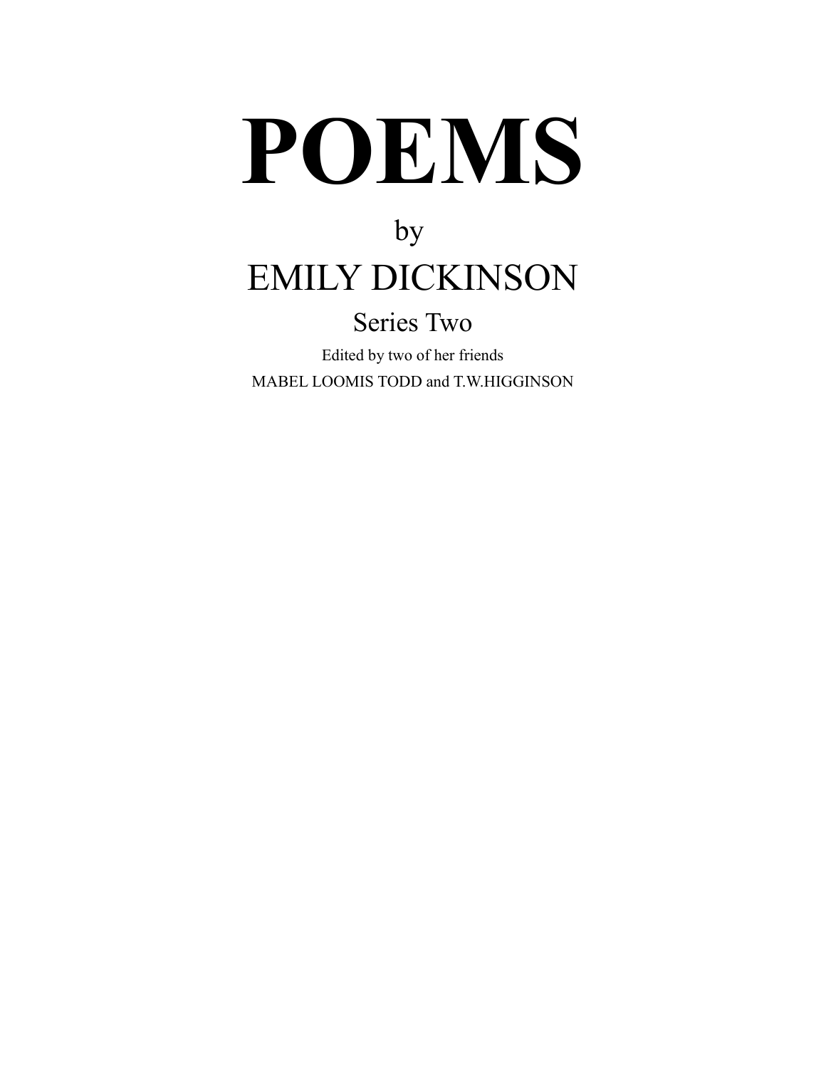# POEMS

by

## EMILY DICKINSON

### Series Two

Edited by two of her friends

MABEL LOOMIS TODD and T.W.HIGGINSON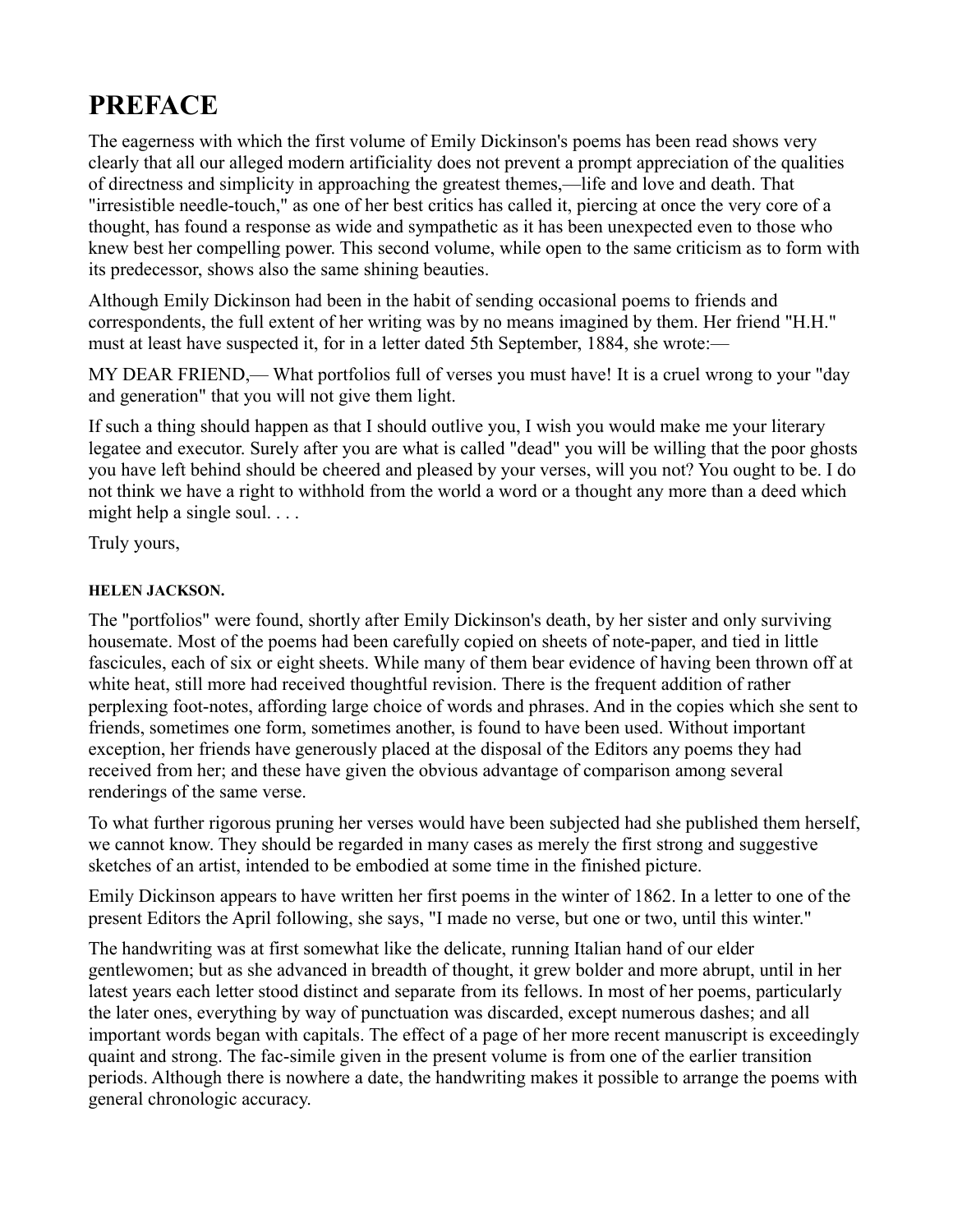# PREFACE

The eagerness with which the first volume of Emily Dickinson's poems has been read shows very clearly that all our alleged modern artificiality does not prevent a prompt appreciation of the qualities of directness and simplicity in approaching the greatest themes,—life and love and death. That "irresistible needle-touch," as one of her best critics has called it, piercing at once the very core of a thought, has found a response as wide and sympathetic as it has been unexpected even to those who knew best her compelling power. This second volume, while open to the same criticism as to form with its predecessor, shows also the same shining beauties.

Although Emily Dickinson had been in the habit of sending occasional poems to friends and correspondents, the full extent of her writing was by no means imagined by them. Her friend "H.H." must at least have suspected it, for in a letter dated 5th September, 1884, she wrote:—

MY DEAR FRIEND,— What portfolios full of verses you must have! It is a cruel wrong to your "day and generation" that you will not give them light.

If such a thing should happen as that I should outlive you, I wish you would make me your literary legatee and executor. Surely after you are what is called "dead" you will be willing that the poor ghosts you have left behind should be cheered and pleased by your verses, will you not? You ought to be. I do not think we have a right to withhold from the world a word or a thought any more than a deed which might help a single soul. . . .

Truly yours,

**HELEN JACKSON.**

The "portfolios" were found, shortly after Emily Dickinson's death, by her sister and only surviving housemate. Most of the poems had been carefully copied on sheets of note-paper, and tied in little fascicules, each of six or eight sheets. While many of them bear evidence of having been thrown off at white heat, still more had received thoughtful revision. There is the frequent addition of rather perplexing foot-notes, affording large choice of words and phrases. And in the copies which she sent to friends, sometimes one form, sometimes another, is found to have been used. Without important exception, her friends have generously placed at the disposal of the Editors any poems they had received from her; and these have given the obvious advantage of comparison among several renderings of the same verse.

To what further rigorous pruning her verses would have been subjected had she published them herself, we cannot know. They should be regarded in many cases as merely the first strong and suggestive sketches of an artist, intended to be embodied at some time in the finished picture.

Emily Dickinson appears to have written her first poems in the winter of 1862. In a letter to one of the present Editors the April following, she says, "I made no verse, but one or two, until this winter."

The handwriting was at first somewhat like the delicate, running Italian hand of our elder gentlewomen; but as she advanced in breadth of thought, it grew bolder and more abrupt, until in her latest years each letter stood distinct and separate from its fellows. In most of her poems, particularly the later ones, everything by way of punctuation was discarded, except numerous dashes; and all important words began with capitals. The effect of a page of her more recent manuscript is exceedingly quaint and strong. The fac-simile given in the present volume is from one of the earlier transition periods. Although there is nowhere a date, the handwriting makes it possible to arrange the poems with general chronologic accuracy.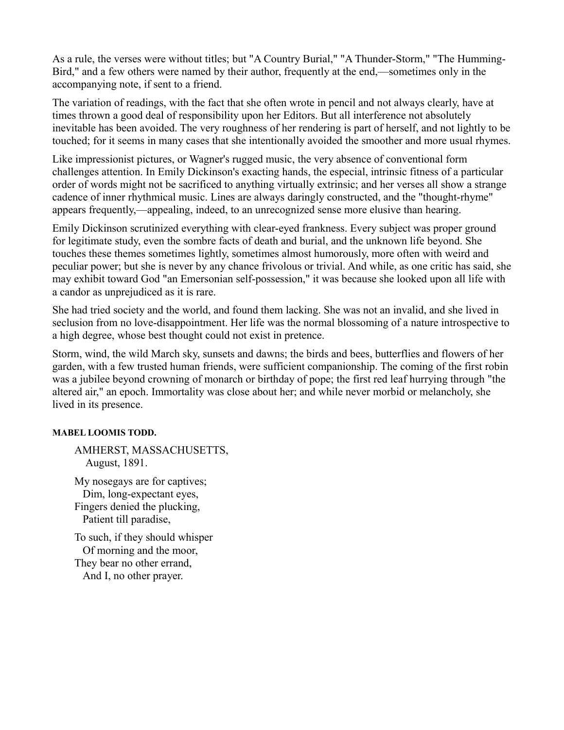As a rule, the verses were without titles; but "A Country Burial," "A Thunder-Storm," "The Humming-Bird," and a few others were named by their author, frequently at the end,—sometimes only in the accompanying note, if sent to a friend.

The variation of readings, with the fact that she often wrote in pencil and not always clearly, have at times thrown a good deal of responsibility upon her Editors. But all interference not absolutely inevitable has been avoided. The very roughness of her rendering is part of herself, and not lightly to be touched; for it seems in many cases that she intentionally avoided the smoother and more usual rhymes.

Like impressionist pictures, or Wagner's rugged music, the very absence of conventional form challenges attention. In Emily Dickinson's exacting hands, the especial, intrinsic fitness of a particular order of words might not be sacrificed to anything virtually extrinsic; and her verses all show a strange cadence of inner rhythmical music. Lines are always daringly constructed, and the "thought-rhyme" appears frequently,—appealing, indeed, to an unrecognized sense more elusive than hearing.

Emily Dickinson scrutinized everything with clear-eyed frankness. Every subject was proper ground for legitimate study, even the sombre facts of death and burial, and the unknown life beyond. She touches these themes sometimes lightly, sometimes almost humorously, more often with weird and peculiar power; but she is never by any chance frivolous or trivial. And while, as one critic has said, she may exhibit toward God "an Emersonian self-possession," it was because she looked upon all life with a candor as unprejudiced as it is rare.

She had tried society and the world, and found them lacking. She was not an invalid, and she lived in seclusion from no love-disappointment. Her life was the normal blossoming of a nature introspective to a high degree, whose best thought could not exist in pretence.

Storm, wind, the wild March sky, sunsets and dawns; the birds and bees, butterflies and flowers of her garden, with a few trusted human friends, were sufficient companionship. The coming of the first robin was a jubilee beyond crowning of monarch or birthday of pope; the first red leaf hurrying through "the altered air," an epoch. Immortality was close about her; and while never morbid or melancholy, she lived in its presence.

**MABEL LOOMIS TODD.**

AMHERST, MASSACHUSETTS,
August, 1891.

My nosegays are for captives;
Dim, long-expectant eyes,
Fingers denied the plucking,
Patient till paradise,

To such, if they should whisper
Of morning and the moor,
They bear no other errand,
And I, no other prayer.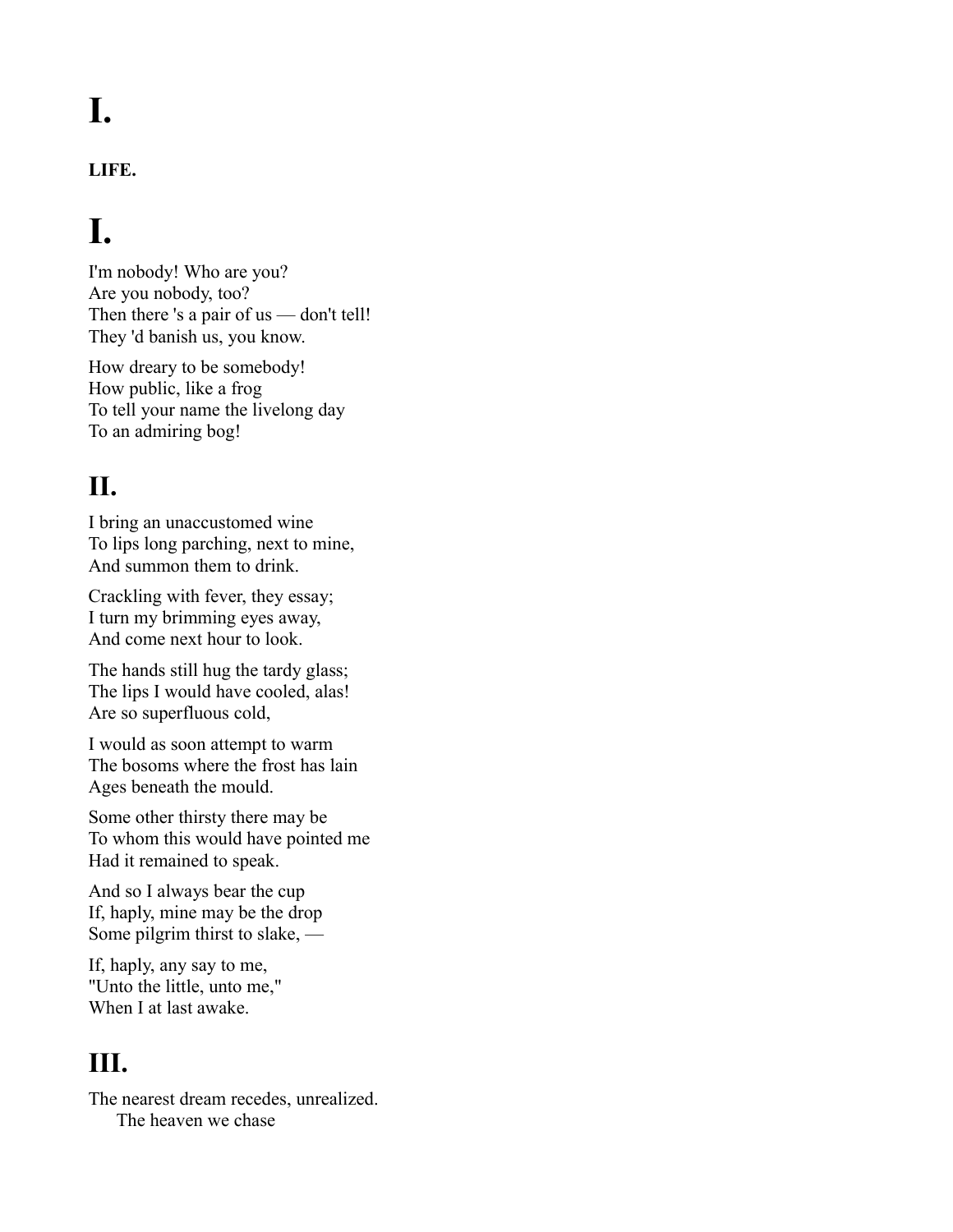# I.

**LIFE.**

# I.

I'm nobody! Who are you?
Are you nobody, too?
Then there 's a pair of us — don't tell!
They 'd banish us, you know.

How dreary to be somebody!
How public, like a frog
To tell your name the livelong day
To an admiring bog!

## II.

I bring an unaccustomed wine
To lips long parching, next to mine,
And summon them to drink.

Crackling with fever, they essay;
I turn my brimming eyes away,
And come next hour to look.

The hands still hug the tardy glass;
The lips I would have cooled, alas!
Are so superfluous cold,

I would as soon attempt to warm
The bosoms where the frost has lain
Ages beneath the mould.

Some other thirsty there may be
To whom this would have pointed me
Had it remained to speak.

And so I always bear the cup
If, haply, mine may be the drop
Some pilgrim thirst to slake, —

If, haply, any say to me,
"Unto the little, unto me,"
When I at last awake.

## III.

The nearest dream recedes, unrealized.
    The heaven we chase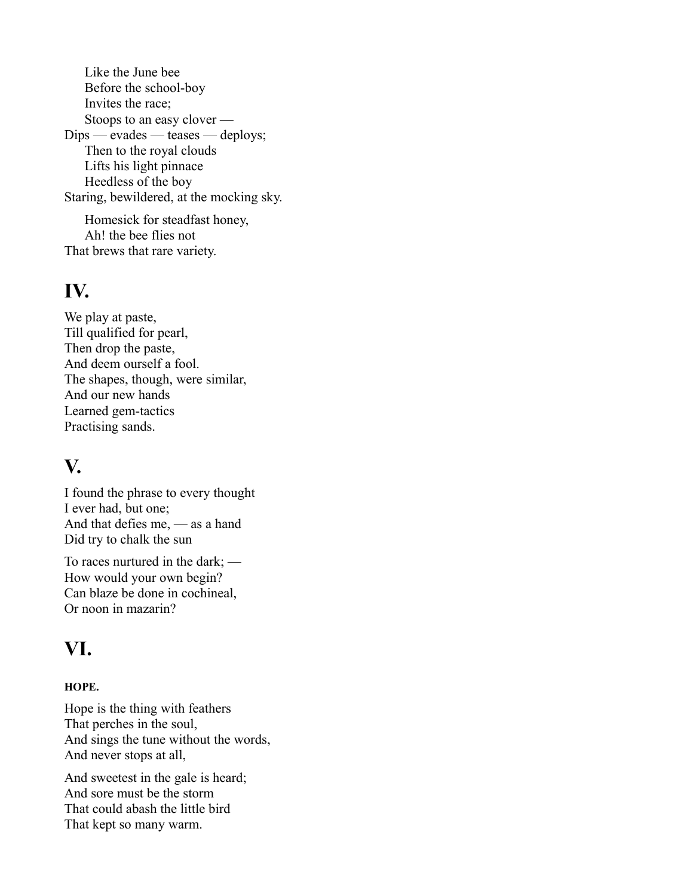Like the June bee  
Before the school-boy  
Invites the race;  
Stoops to an easy clover —  
Dips — evades — teases — deploys;  
Then to the royal clouds  
Lifts his light pinnace  
Heedless of the boy  
Staring, bewildered, at the mocking sky.

Homesick for steadfast honey,  
Ah! the bee flies not  
That brews that rare variety.

## IV.

We play at paste,  
Till qualified for pearl,  
Then drop the paste,  
And deem ourself a fool.  
The shapes, though, were similar,  
And our new hands  
Learned gem-tactics  
Practising sands.

## V.

I found the phrase to every thought  
I ever had, but one;  
And that defies me, — as a hand  
Did try to chalk the sun

To races nurtured in the dark; —  
How would your own begin?  
Can blaze be done in cochineal,  
Or noon in mazarin?

## VI.

#### HOPE.

Hope is the thing with feathers  
That perches in the soul,  
And sings the tune without the words,  
And never stops at all,

And sweetest in the gale is heard;  
And sore must be the storm  
That could abash the little bird  
That kept so many warm.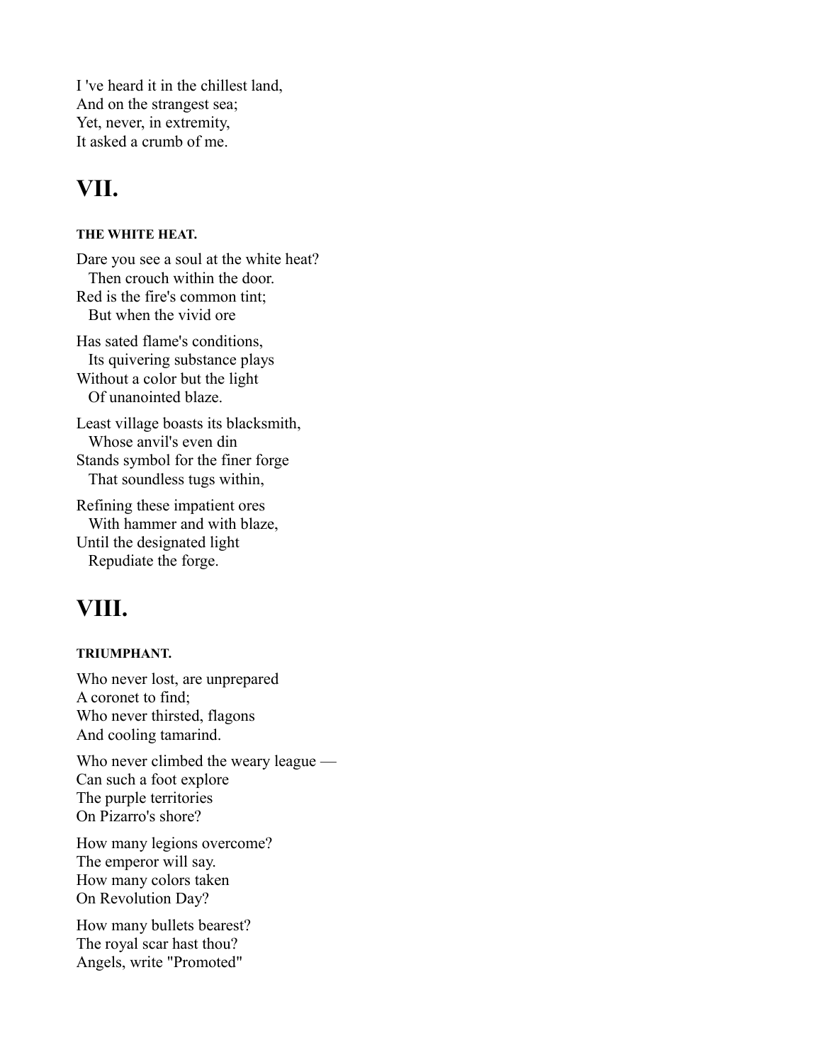I 've heard it in the chillest land,
And on the strangest sea;
Yet, never, in extremity,
It asked a crumb of me.

## VII.

#### THE WHITE HEAT.

Dare you see a soul at the white heat?
  Then crouch within the door.
Red is the fire's common tint;
  But when the vivid ore

Has sated flame's conditions,
  Its quivering substance plays
Without a color but the light
  Of unanointed blaze.

Least village boasts its blacksmith,
  Whose anvil's even din
Stands symbol for the finer forge
  That soundless tugs within,

Refining these impatient ores
  With hammer and with blaze,
Until the designated light
  Repudiate the forge.

## VIII.

#### TRIUMPHANT.

Who never lost, are unprepared
A coronet to find;
Who never thirsted, flagons
And cooling tamarind.

Who never climbed the weary league —
Can such a foot explore
The purple territories
On Pizarro's shore?

How many legions overcome?
The emperor will say.
How many colors taken
On Revolution Day?

How many bullets bearest?
The royal scar hast thou?
Angels, write "Promoted"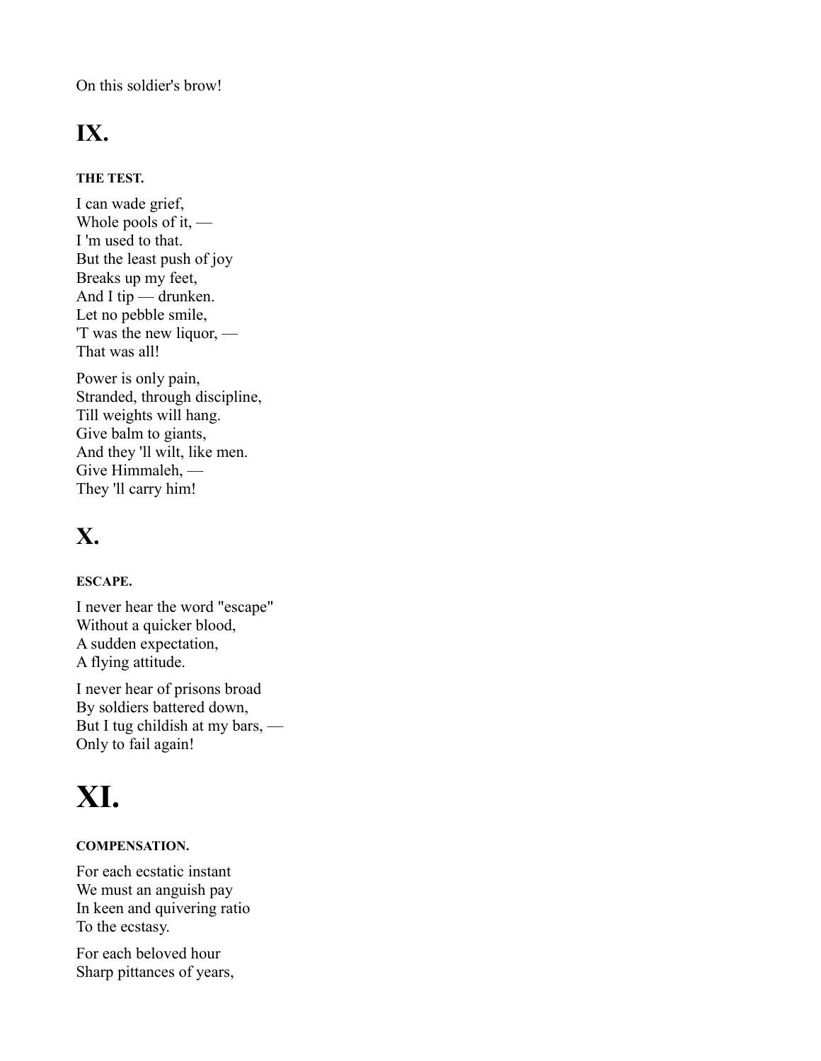On this soldier's brow!

## IX.

#### THE TEST.

I can wade grief,  
Whole pools of it, —  
I 'm used to that.  
But the least push of joy  
Breaks up my feet,  
And I tip — drunken.  
Let no pebble smile,  
'T was the new liquor, —  
That was all!

Power is only pain,  
Stranded, through discipline,  
Till weights will hang.  
Give balm to giants,  
And they 'll wilt, like men.  
Give Himmaleh, —  
They 'll carry him!

## X.

#### ESCAPE.

I never hear the word "escape"  
Without a quicker blood,  
A sudden expectation,  
A flying attitude.

I never hear of prisons broad  
By soldiers battered down,  
But I tug childish at my bars, —  
Only to fail again!

# XI.

#### COMPENSATION.

For each ecstatic instant  
We must an anguish pay  
In keen and quivering ratio  
To the ecstasy.

For each beloved hour  
Sharp pittances of years,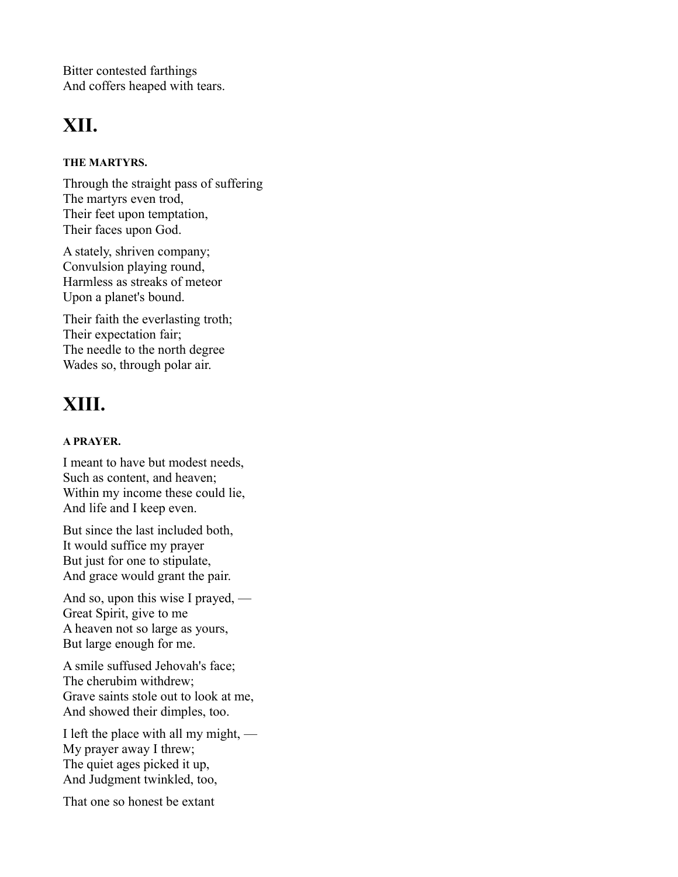Bitter contested farthings
And coffers heaped with tears.

## XII.

#### THE MARTYRS.

Through the straight pass of suffering
The martyrs even trod,
Their feet upon temptation,
Their faces upon God.

A stately, shriven company;
Convulsion playing round,
Harmless as streaks of meteor
Upon a planet's bound.

Their faith the everlasting troth;
Their expectation fair;
The needle to the north degree
Wades so, through polar air.

## XIII.

#### A PRAYER.

I meant to have but modest needs,
Such as content, and heaven;
Within my income these could lie,
And life and I keep even.

But since the last included both,
It would suffice my prayer
But just for one to stipulate,
And grace would grant the pair.

And so, upon this wise I prayed, —
Great Spirit, give to me
A heaven not so large as yours,
But large enough for me.

A smile suffused Jehovah's face;
The cherubim withdrew;
Grave saints stole out to look at me,
And showed their dimples, too.

I left the place with all my might, —
My prayer away I threw;
The quiet ages picked it up,
And Judgment twinkled, too,

That one so honest be extant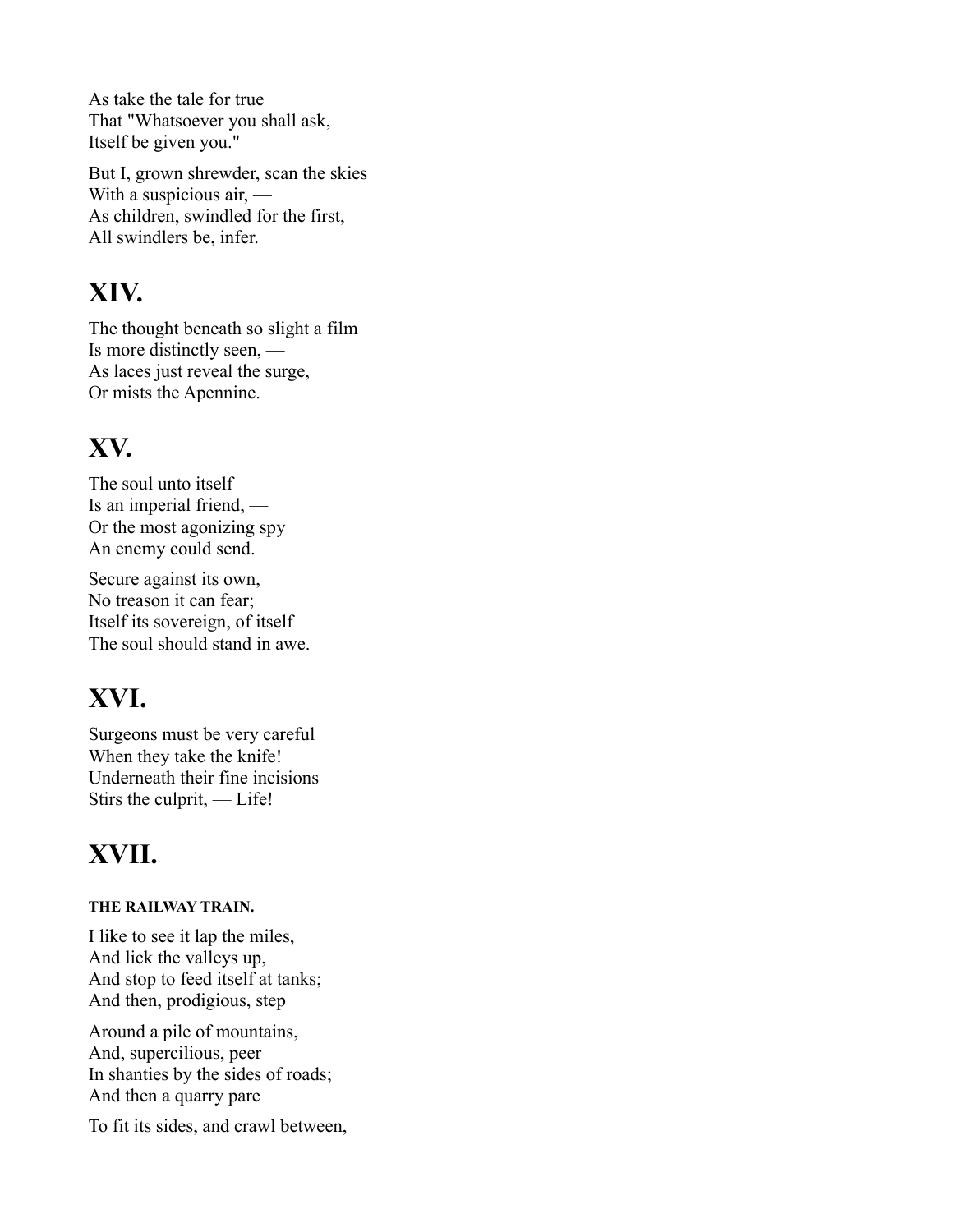As take the tale for true
That "Whatsoever you shall ask,
Itself be given you."

But I, grown shrewder, scan the skies
With a suspicious air, —
As children, swindled for the first,
All swindlers be, infer.

## XIV.

The thought beneath so slight a film
Is more distinctly seen, —
As laces just reveal the surge,
Or mists the Apennine.

## XV.

The soul unto itself
Is an imperial friend, —
Or the most agonizing spy
An enemy could send.

Secure against its own,
No treason it can fear;
Itself its sovereign, of itself
The soul should stand in awe.

## XVI.

Surgeons must be very careful
When they take the knife!
Underneath their fine incisions
Stirs the culprit, — Life!

## XVII.

##### THE RAILWAY TRAIN.

I like to see it lap the miles,
And lick the valleys up,
And stop to feed itself at tanks;
And then, prodigious, step

Around a pile of mountains,
And, supercilious, peer
In shanties by the sides of roads;
And then a quarry pare

To fit its sides, and crawl between,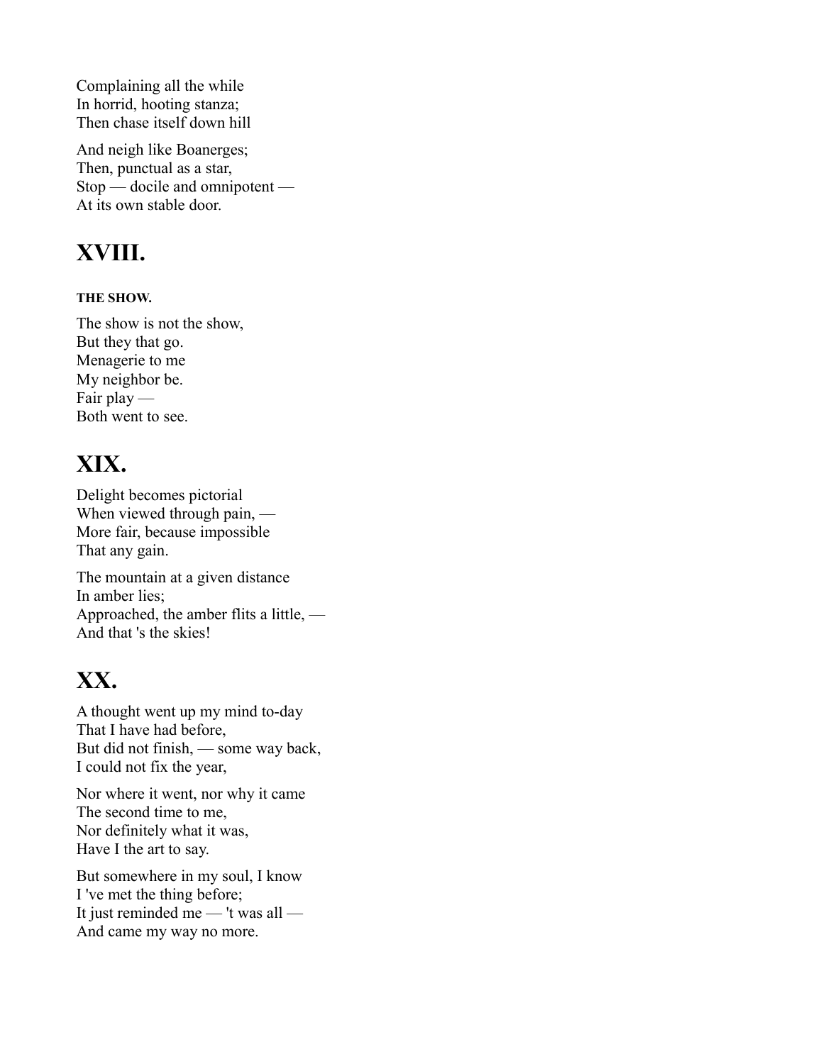Complaining all the while
In horrid, hooting stanza;
Then chase itself down hill

And neigh like Boanerges;
Then, punctual as a star,
Stop — docile and omnipotent —
At its own stable door.

## XVIII.

##### THE SHOW.

The show is not the show,
But they that go.
Menagerie to me
My neighbor be.
Fair play —
Both went to see.

## XIX.

Delight becomes pictorial
When viewed through pain, —
More fair, because impossible
That any gain.

The mountain at a given distance
In amber lies;
Approached, the amber flits a little, —
And that 's the skies!

## XX.

A thought went up my mind to-day
That I have had before,
But did not finish, — some way back,
I could not fix the year,

Nor where it went, nor why it came
The second time to me,
Nor definitely what it was,
Have I the art to say.

But somewhere in my soul, I know
I 've met the thing before;
It just reminded me — 't was all —
And came my way no more.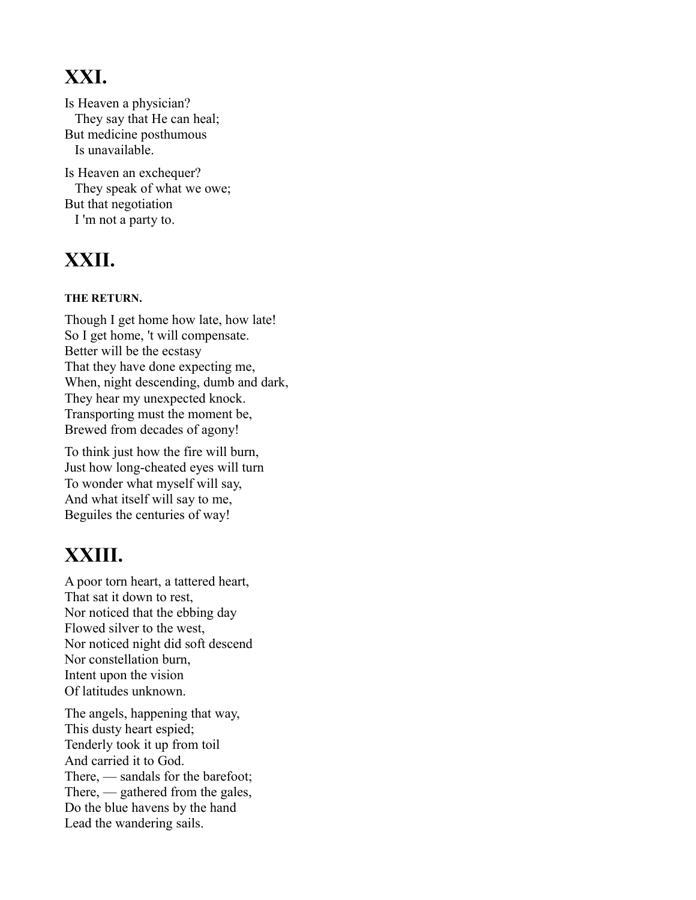## XXI.

Is Heaven a physician?  
  They say that He can heal;  
But medicine posthumous  
  Is unavailable.

Is Heaven an exchequer?  
  They speak of what we owe;  
But that negotiation  
  I 'm not a party to.

## XXII.

#### THE RETURN.

Though I get home how late, how late!  
So I get home, 't will compensate.  
Better will be the ecstasy  
That they have done expecting me,  
When, night descending, dumb and dark,  
They hear my unexpected knock.  
Transporting must the moment be,  
Brewed from decades of agony!

To think just how the fire will burn,  
Just how long-cheated eyes will turn  
To wonder what myself will say,  
And what itself will say to me,  
Beguiles the centuries of way!

## XXIII.

A poor torn heart, a tattered heart,  
That sat it down to rest,  
Nor noticed that the ebbing day  
Flowed silver to the west,  
Nor noticed night did soft descend  
Nor constellation burn,  
Intent upon the vision  
Of latitudes unknown.

The angels, happening that way,  
This dusty heart espied;  
Tenderly took it up from toil  
And carried it to God.  
There, — sandals for the barefoot;  
There, — gathered from the gales,  
Do the blue havens by the hand  
Lead the wandering sails.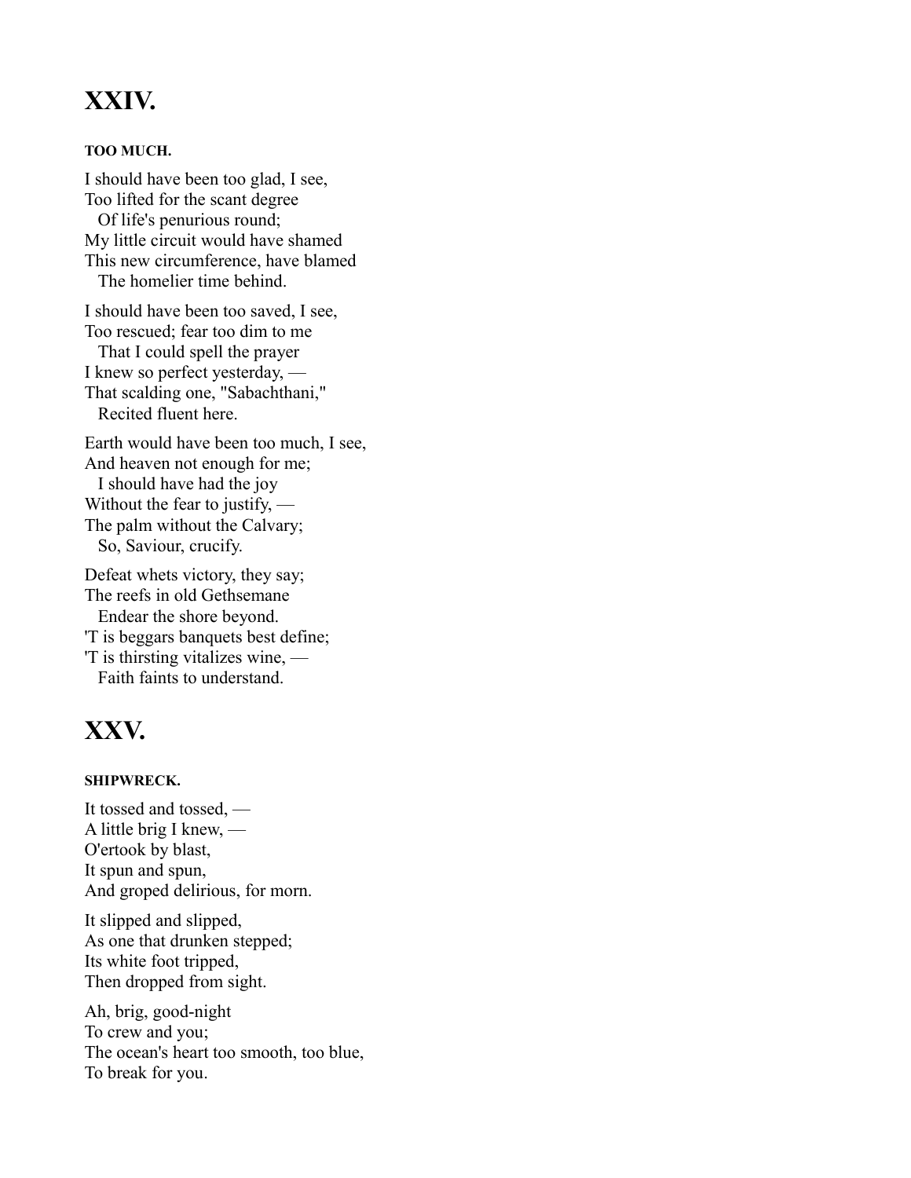# XXIV.

#### TOO MUCH.

I should have been too glad, I see,  
Too lifted for the scant degree  
  Of life's penurious round;  
My little circuit would have shamed  
This new circumference, have blamed  
  The homelier time behind.

I should have been too saved, I see,  
Too rescued; fear too dim to me  
  That I could spell the prayer  
I knew so perfect yesterday, —  
That scalding one, "Sabachthani,"  
  Recited fluent here.

Earth would have been too much, I see,  
And heaven not enough for me;  
  I should have had the joy  
Without the fear to justify, —  
The palm without the Calvary;  
  So, Saviour, crucify.

Defeat whets victory, they say;  
The reefs in old Gethsemane  
  Endear the shore beyond.  
'T is beggars banquets best define;  
'T is thirsting vitalizes wine, —  
  Faith faints to understand.

# XXV.

#### SHIPWRECK.

It tossed and tossed, —  
A little brig I knew, —  
O'ertook by blast,  
It spun and spun,  
And groped delirious, for morn.

It slipped and slipped,  
As one that drunken stepped;  
Its white foot tripped,  
Then dropped from sight.

Ah, brig, good-night  
To crew and you;  
The ocean's heart too smooth, too blue,  
To break for you.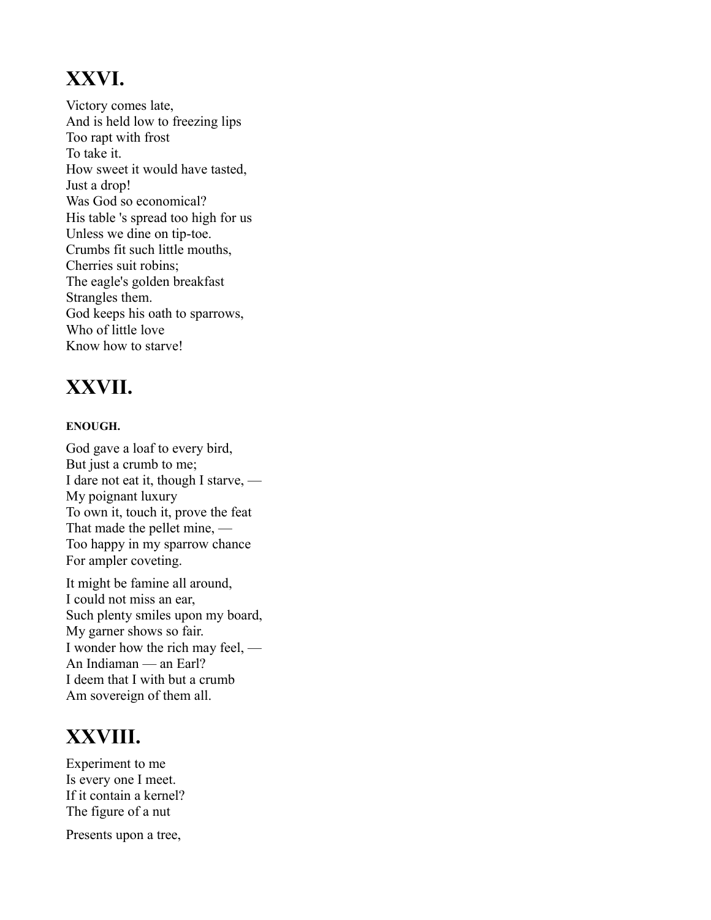## XXVI.

Victory comes late,  
And is held low to freezing lips  
Too rapt with frost  
To take it.  
How sweet it would have tasted,  
Just a drop!  
Was God so economical?  
His table 's spread too high for us  
Unless we dine on tip-toe.  
Crumbs fit such little mouths,  
Cherries suit robins;  
The eagle's golden breakfast  
Strangles them.  
God keeps his oath to sparrows,  
Who of little love  
Know how to starve!

## XXVII.

##### ENOUGH.

God gave a loaf to every bird,  
But just a crumb to me;  
I dare not eat it, though I starve, —  
My poignant luxury  
To own it, touch it, prove the feat  
That made the pellet mine, —  
Too happy in my sparrow chance  
For ampler coveting.

It might be famine all around,  
I could not miss an ear,  
Such plenty smiles upon my board,  
My garner shows so fair.  
I wonder how the rich may feel, —  
An Indiaman — an Earl?  
I deem that I with but a crumb  
Am sovereign of them all.

## XXVIII.

Experiment to me  
Is every one I meet.  
If it contain a kernel?  
The figure of a nut

Presents upon a tree,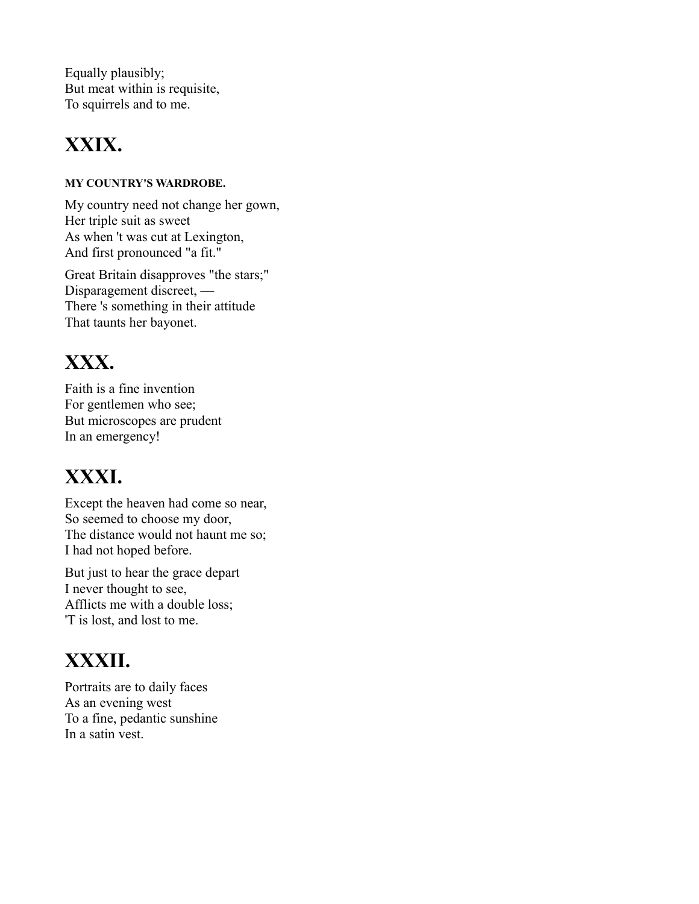Equally plausibly;
But meat within is requisite,
To squirrels and to me.

## XXIX.

#### MY COUNTRY'S WARDROBE.

My country need not change her gown,
Her triple suit as sweet
As when 't was cut at Lexington,
And first pronounced "a fit."

Great Britain disapproves "the stars;"
Disparagement discreet, —
There 's something in their attitude
That taunts her bayonet.

## XXX.

Faith is a fine invention
For gentlemen who see;
But microscopes are prudent
In an emergency!

## XXXI.

Except the heaven had come so near,
So seemed to choose my door,
The distance would not haunt me so;
I had not hoped before.

But just to hear the grace depart
I never thought to see,
Afflicts me with a double loss;
'T is lost, and lost to me.

## XXXII.

Portraits are to daily faces
As an evening west
To a fine, pedantic sunshine
In a satin vest.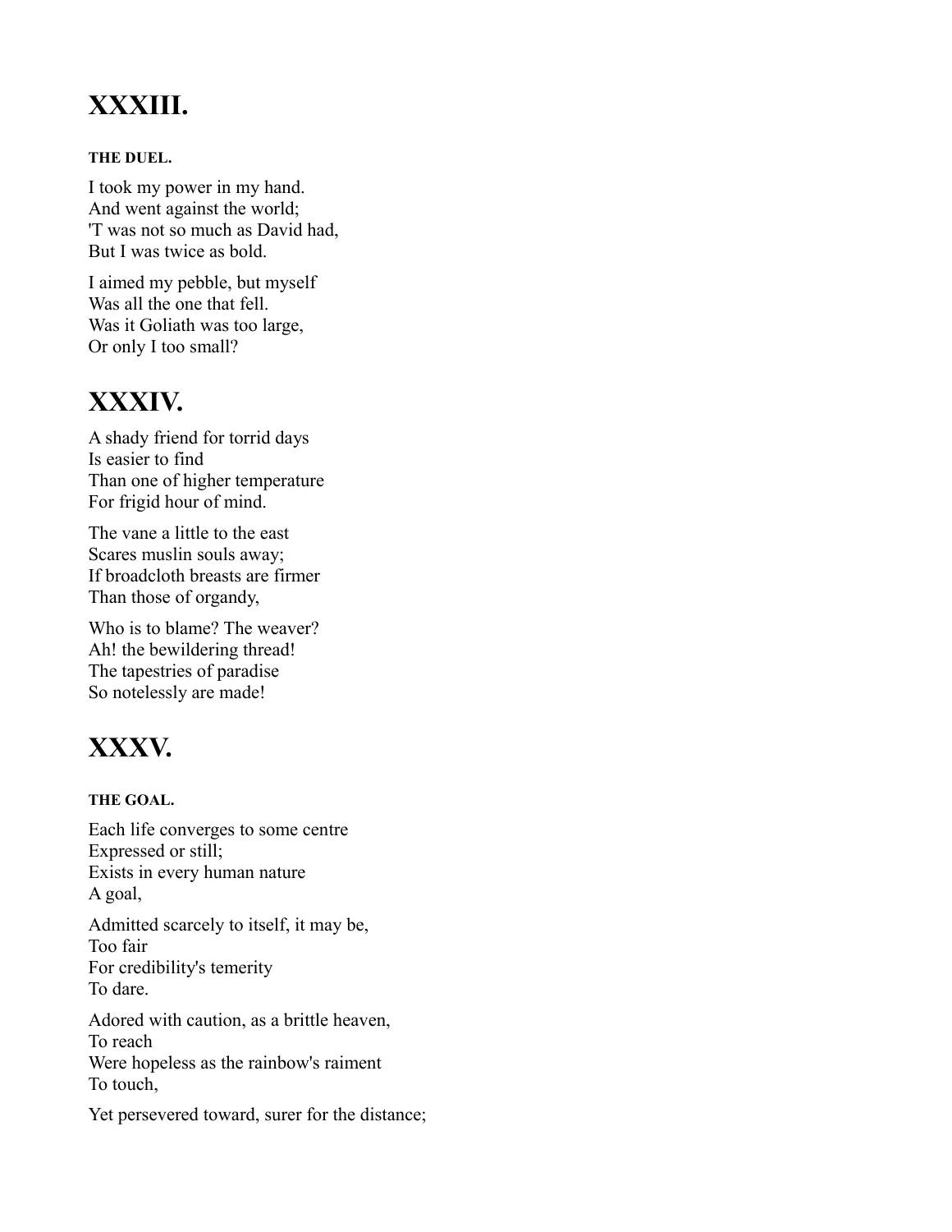# XXXIII.

#### THE DUEL.

I took my power in my hand.
And went against the world;
'T was not so much as David had,
But I was twice as bold.

I aimed my pebble, but myself
Was all the one that fell.
Was it Goliath was too large,
Or only I too small?

# XXXIV.

A shady friend for torrid days
Is easier to find
Than one of higher temperature
For frigid hour of mind.

The vane a little to the east
Scares muslin souls away;
If broadcloth breasts are firmer
Than those of organdy,

Who is to blame? The weaver?
Ah! the bewildering thread!
The tapestries of paradise
So notelessly are made!

# XXXV.

#### THE GOAL.

Each life converges to some centre
Expressed or still;
Exists in every human nature
A goal,

Admitted scarcely to itself, it may be,
Too fair
For credibility's temerity
To dare.

Adored with caution, as a brittle heaven,
To reach
Were hopeless as the rainbow's raiment
To touch,

Yet persevered toward, surer for the distance;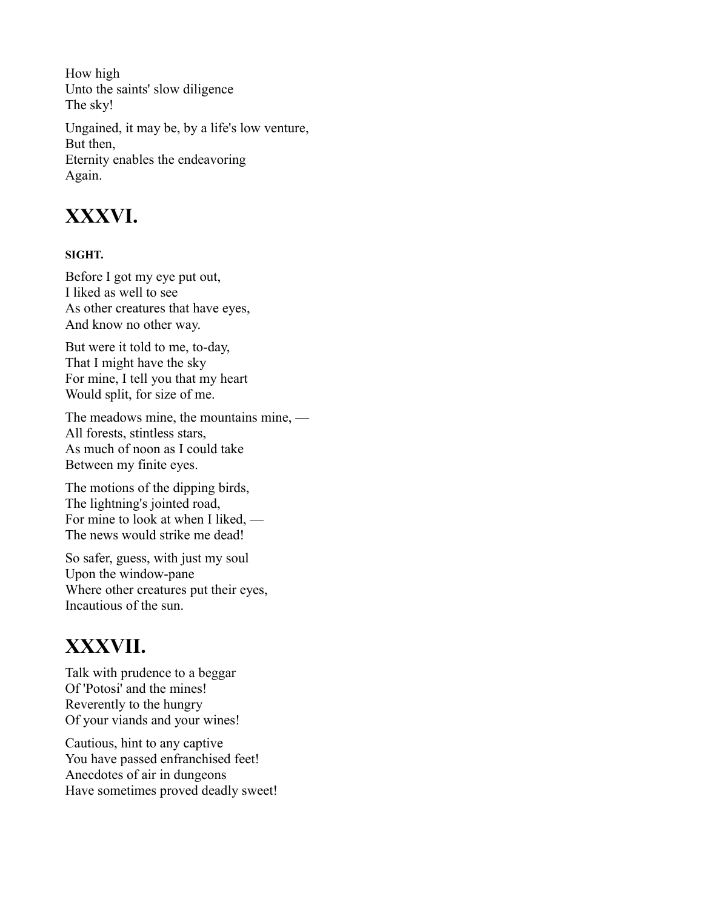How high
Unto the saints' slow diligence
The sky!

Ungained, it may be, by a life's low venture,
But then,
Eternity enables the endeavoring
Again.

# XXXVI.

##### SIGHT.

Before I got my eye put out,
I liked as well to see
As other creatures that have eyes,
And know no other way.

But were it told to me, to-day,
That I might have the sky
For mine, I tell you that my heart
Would split, for size of me.

The meadows mine, the mountains mine, —
All forests, stintless stars,
As much of noon as I could take
Between my finite eyes.

The motions of the dipping birds,
The lightning's jointed road,
For mine to look at when I liked, —
The news would strike me dead!

So safer, guess, with just my soul
Upon the window-pane
Where other creatures put their eyes,
Incautious of the sun.

# XXXVII.

Talk with prudence to a beggar
Of 'Potosi' and the mines!
Reverently to the hungry
Of your viands and your wines!

Cautious, hint to any captive
You have passed enfranchised feet!
Anecdotes of air in dungeons
Have sometimes proved deadly sweet!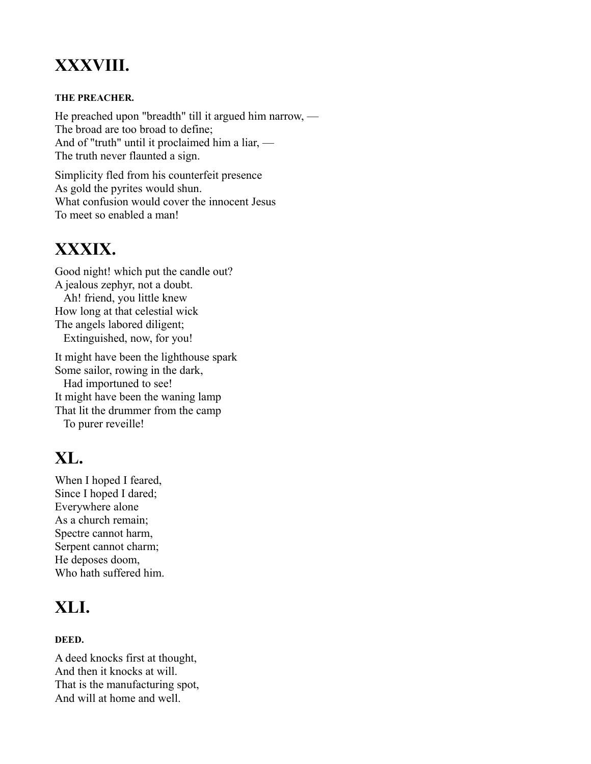## XXXVIII.

##### THE PREACHER.

He preached upon "breadth" till it argued him narrow, —  
The broad are too broad to define;  
And of "truth" until it proclaimed him a liar, —  
The truth never flaunted a sign.

Simplicity fled from his counterfeit presence  
As gold the pyrites would shun.  
What confusion would cover the innocent Jesus  
To meet so enabled a man!

## XXXIX.

Good night! which put the candle out?  
A jealous zephyr, not a doubt.  
  Ah! friend, you little knew  
How long at that celestial wick  
The angels labored diligent;  
  Extinguished, now, for you!

It might have been the lighthouse spark  
Some sailor, rowing in the dark,  
  Had importuned to see!  
It might have been the waning lamp  
That lit the drummer from the camp  
  To purer reveille!

## XL.

When I hoped I feared,  
Since I hoped I dared;  
Everywhere alone  
As a church remain;  
Spectre cannot harm,  
Serpent cannot charm;  
He deposes doom,  
Who hath suffered him.

## XLI.

##### DEED.

A deed knocks first at thought,  
And then it knocks at will.  
That is the manufacturing spot,  
And will at home and well.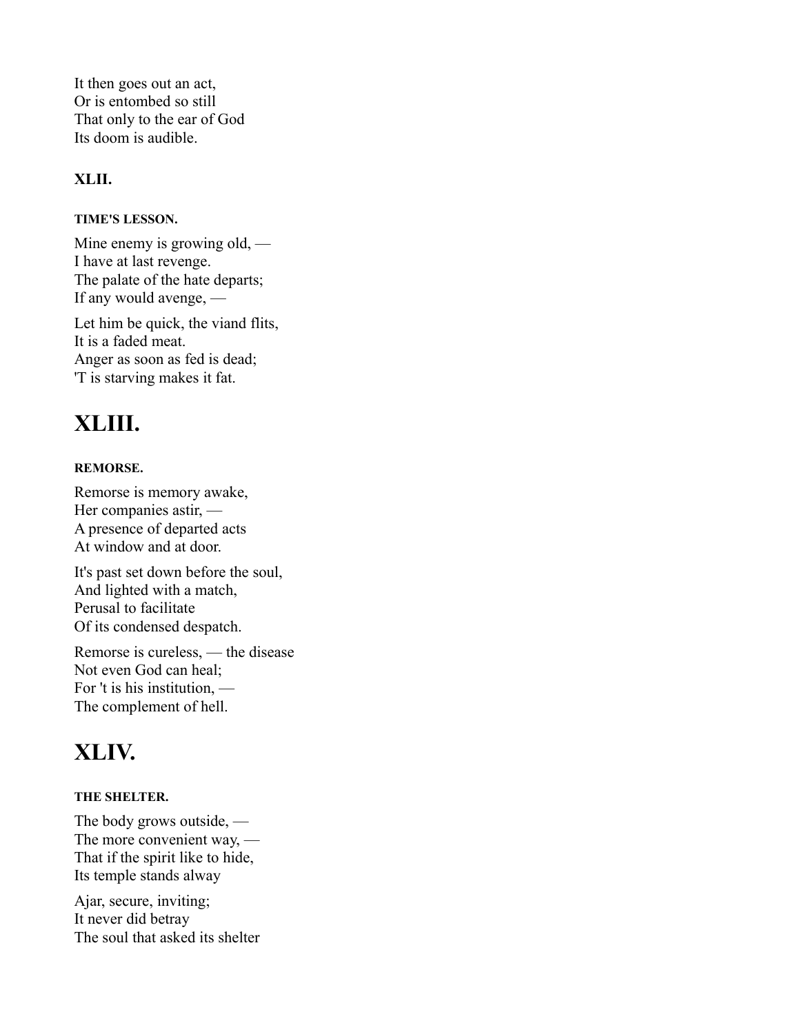It then goes out an act,
Or is entombed so still
That only to the ear of God
Its doom is audible.

### XLII.

#### TIME'S LESSON.

Mine enemy is growing old, —
I have at last revenge.
The palate of the hate departs;
If any would avenge, —

Let him be quick, the viand flits,
It is a faded meat.
Anger as soon as fed is dead;
'T is starving makes it fat.

## XLIII.

#### REMORSE.

Remorse is memory awake,
Her companies astir, —
A presence of departed acts
At window and at door.

It's past set down before the soul,
And lighted with a match,
Perusal to facilitate
Of its condensed despatch.

Remorse is cureless, — the disease
Not even God can heal;
For 't is his institution, —
The complement of hell.

## XLIV.

#### THE SHELTER.

The body grows outside, —
The more convenient way, —
That if the spirit like to hide,
Its temple stands alway

Ajar, secure, inviting;
It never did betray
The soul that asked its shelter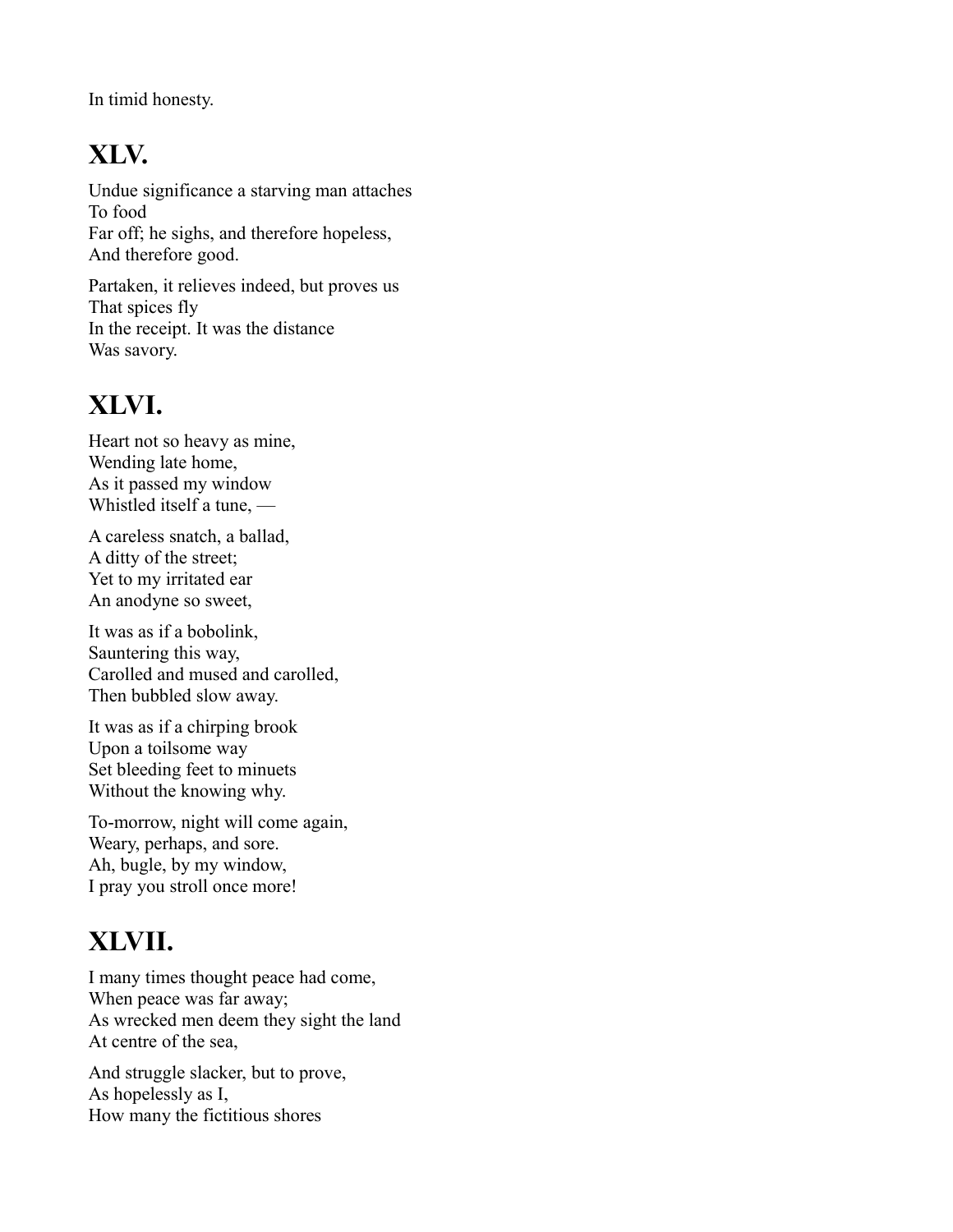In timid honesty.

## XLV.

Undue significance a starving man attaches
To food
Far off; he sighs, and therefore hopeless,
And therefore good.

Partaken, it relieves indeed, but proves us
That spices fly
In the receipt. It was the distance
Was savory.

## XLVI.

Heart not so heavy as mine,
Wending late home,
As it passed my window
Whistled itself a tune, —

A careless snatch, a ballad,
A ditty of the street;
Yet to my irritated ear
An anodyne so sweet,

It was as if a bobolink,
Sauntering this way,
Carolled and mused and carolled,
Then bubbled slow away.

It was as if a chirping brook
Upon a toilsome way
Set bleeding feet to minuets
Without the knowing why.

To-morrow, night will come again,
Weary, perhaps, and sore.
Ah, bugle, by my window,
I pray you stroll once more!

## XLVII.

I many times thought peace had come,
When peace was far away;
As wrecked men deem they sight the land
At centre of the sea,

And struggle slacker, but to prove,
As hopelessly as I,
How many the fictitious shores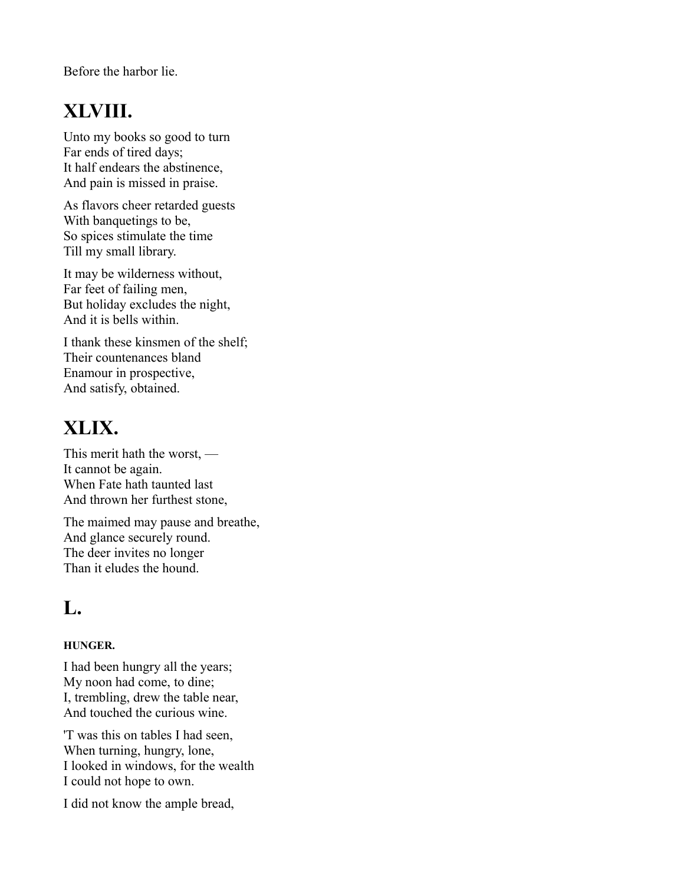Before the harbor lie.

## XLVIII.

Unto my books so good to turn
Far ends of tired days;
It half endears the abstinence,
And pain is missed in praise.

As flavors cheer retarded guests
With banquetings to be,
So spices stimulate the time
Till my small library.

It may be wilderness without,
Far feet of failing men,
But holiday excludes the night,
And it is bells within.

I thank these kinsmen of the shelf;
Their countenances bland
Enamour in prospective,
And satisfy, obtained.

## XLIX.

This merit hath the worst, —
It cannot be again.
When Fate hath taunted last
And thrown her furthest stone,

The maimed may pause and breathe,
And glance securely round.
The deer invites no longer
Than it eludes the hound.

## L.

##### HUNGER.

I had been hungry all the years;
My noon had come, to dine;
I, trembling, drew the table near,
And touched the curious wine.

'T was this on tables I had seen,
When turning, hungry, lone,
I looked in windows, for the wealth
I could not hope to own.

I did not know the ample bread,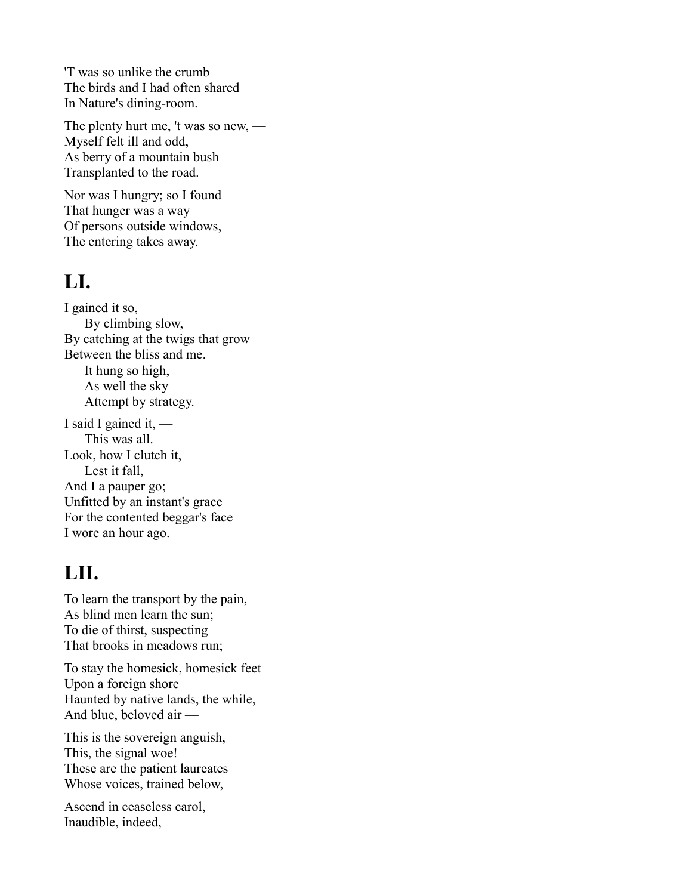'T was so unlike the crumb
The birds and I had often shared
In Nature's dining-room.

The plenty hurt me, 't was so new, —
Myself felt ill and odd,
As berry of a mountain bush
Transplanted to the road.

Nor was I hungry; so I found
That hunger was a way
Of persons outside windows,
The entering takes away.

## LI.

I gained it so,
    By climbing slow,
By catching at the twigs that grow
Between the bliss and me.
    It hung so high,
    As well the sky
    Attempt by strategy.

I said I gained it, —
    This was all.
Look, how I clutch it,
    Lest it fall,
And I a pauper go;
Unfitted by an instant's grace
For the contented beggar's face
I wore an hour ago.

## LII.

To learn the transport by the pain,
As blind men learn the sun;
To die of thirst, suspecting
That brooks in meadows run;

To stay the homesick, homesick feet
Upon a foreign shore
Haunted by native lands, the while,
And blue, beloved air —

This is the sovereign anguish,
This, the signal woe!
These are the patient laureates
Whose voices, trained below,

Ascend in ceaseless carol,
Inaudible, indeed,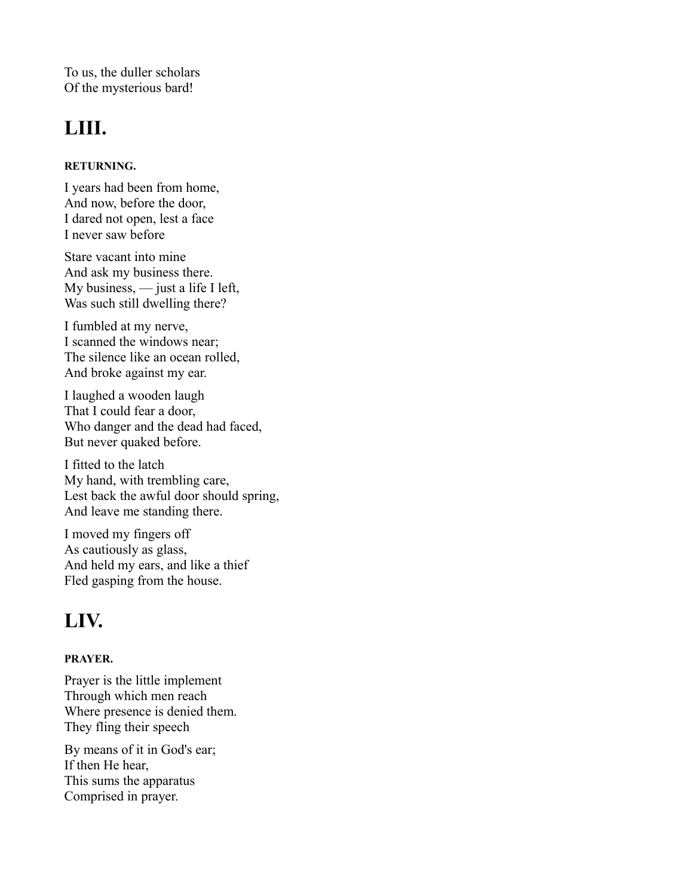To us, the duller scholars
Of the mysterious bard!

## LIII.

##### RETURNING.

I years had been from home,
And now, before the door,
I dared not open, lest a face
I never saw before

Stare vacant into mine
And ask my business there.
My business, — just a life I left,
Was such still dwelling there?

I fumbled at my nerve,
I scanned the windows near;
The silence like an ocean rolled,
And broke against my ear.

I laughed a wooden laugh
That I could fear a door,
Who danger and the dead had faced,
But never quaked before.

I fitted to the latch
My hand, with trembling care,
Lest back the awful door should spring,
And leave me standing there.

I moved my fingers off
As cautiously as glass,
And held my ears, and like a thief
Fled gasping from the house.

## LIV.

##### PRAYER.

Prayer is the little implement
Through which men reach
Where presence is denied them.
They fling their speech

By means of it in God's ear;
If then He hear,
This sums the apparatus
Comprised in prayer.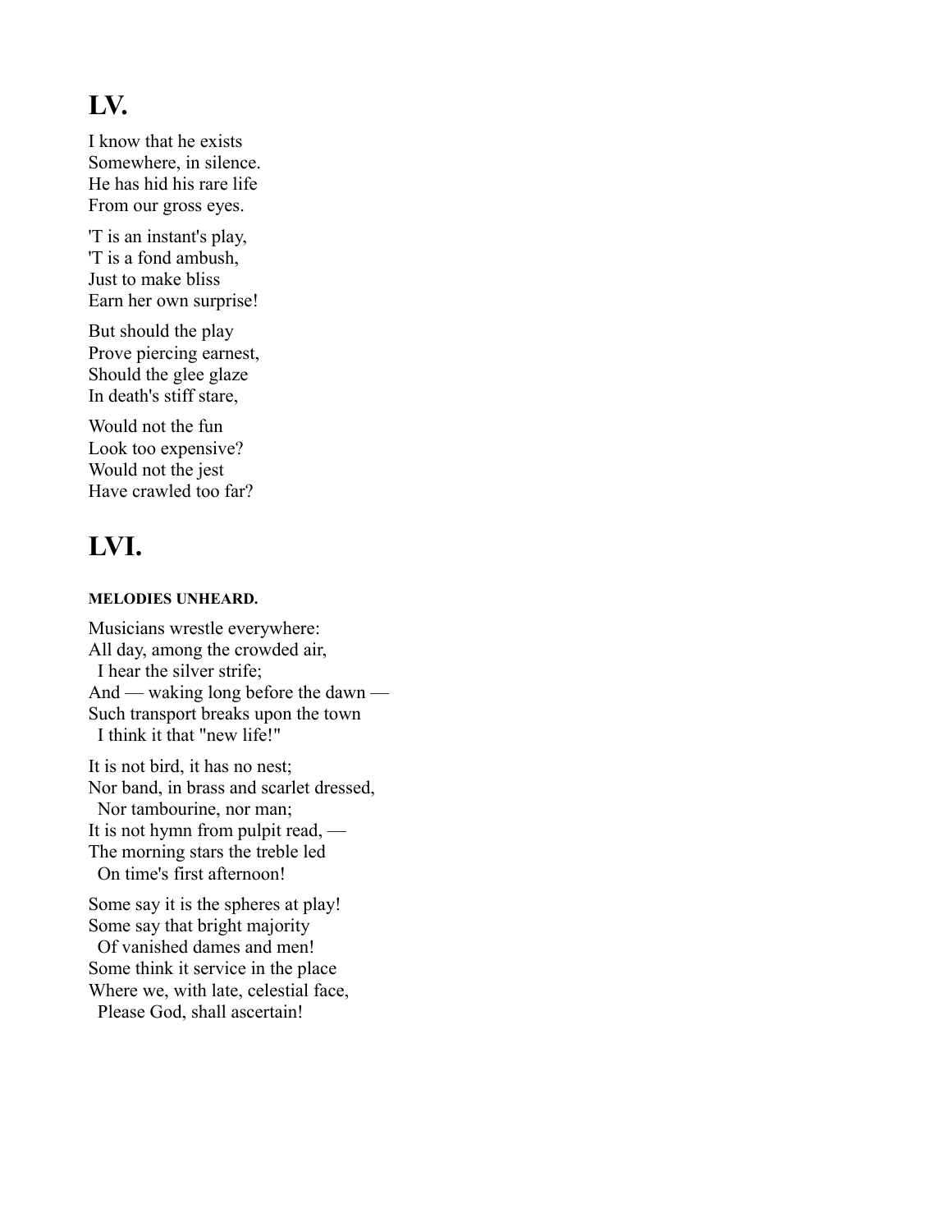## LV.

I know that he exists
Somewhere, in silence.
He has hid his rare life
From our gross eyes.

'T is an instant's play,
'T is a fond ambush,
Just to make bliss
Earn her own surprise!

But should the play
Prove piercing earnest,
Should the glee glaze
In death's stiff stare,

Would not the fun
Look too expensive?
Would not the jest
Have crawled too far?

## LVI.

#### MELODIES UNHEARD.

Musicians wrestle everywhere:
All day, among the crowded air,
  I hear the silver strife;
And — waking long before the dawn —
Such transport breaks upon the town
  I think it that "new life!"

It is not bird, it has no nest;
Nor band, in brass and scarlet dressed,
  Nor tambourine, nor man;
It is not hymn from pulpit read, —
The morning stars the treble led
  On time's first afternoon!

Some say it is the spheres at play!
Some say that bright majority
  Of vanished dames and men!
Some think it service in the place
Where we, with late, celestial face,
  Please God, shall ascertain!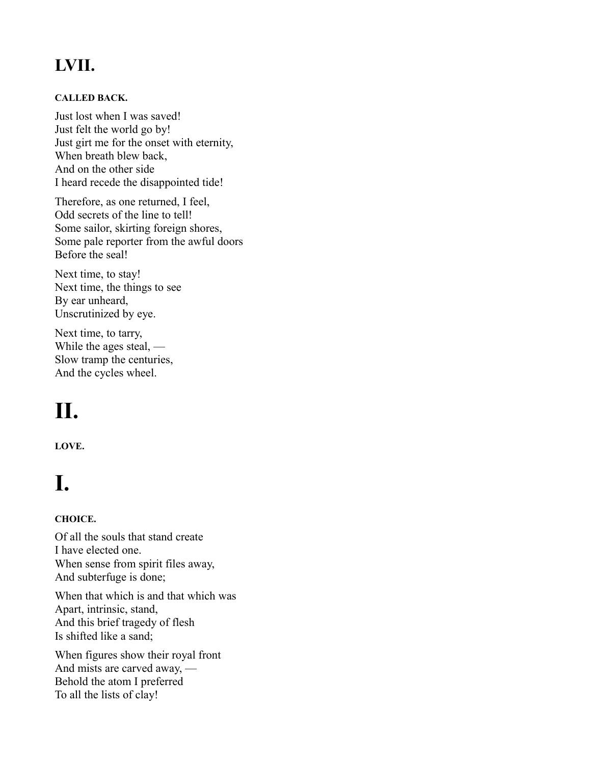## LVII.

##### CALLED BACK.

Just lost when I was saved!  
Just felt the world go by!  
Just girt me for the onset with eternity,  
When breath blew back,  
And on the other side  
I heard recede the disappointed tide!

Therefore, as one returned, I feel,  
Odd secrets of the line to tell!  
Some sailor, skirting foreign shores,  
Some pale reporter from the awful doors  
Before the seal!

Next time, to stay!  
Next time, the things to see  
By ear unheard,  
Unscrutinized by eye.

Next time, to tarry,  
While the ages steal, —  
Slow tramp the centuries,  
And the cycles wheel.

# II.

##### LOVE.

# I.

##### CHOICE.

Of all the souls that stand create  
I have elected one.  
When sense from spirit files away,  
And subterfuge is done;

When that which is and that which was  
Apart, intrinsic, stand,  
And this brief tragedy of flesh  
Is shifted like a sand;

When figures show their royal front  
And mists are carved away, —  
Behold the atom I preferred  
To all the lists of clay!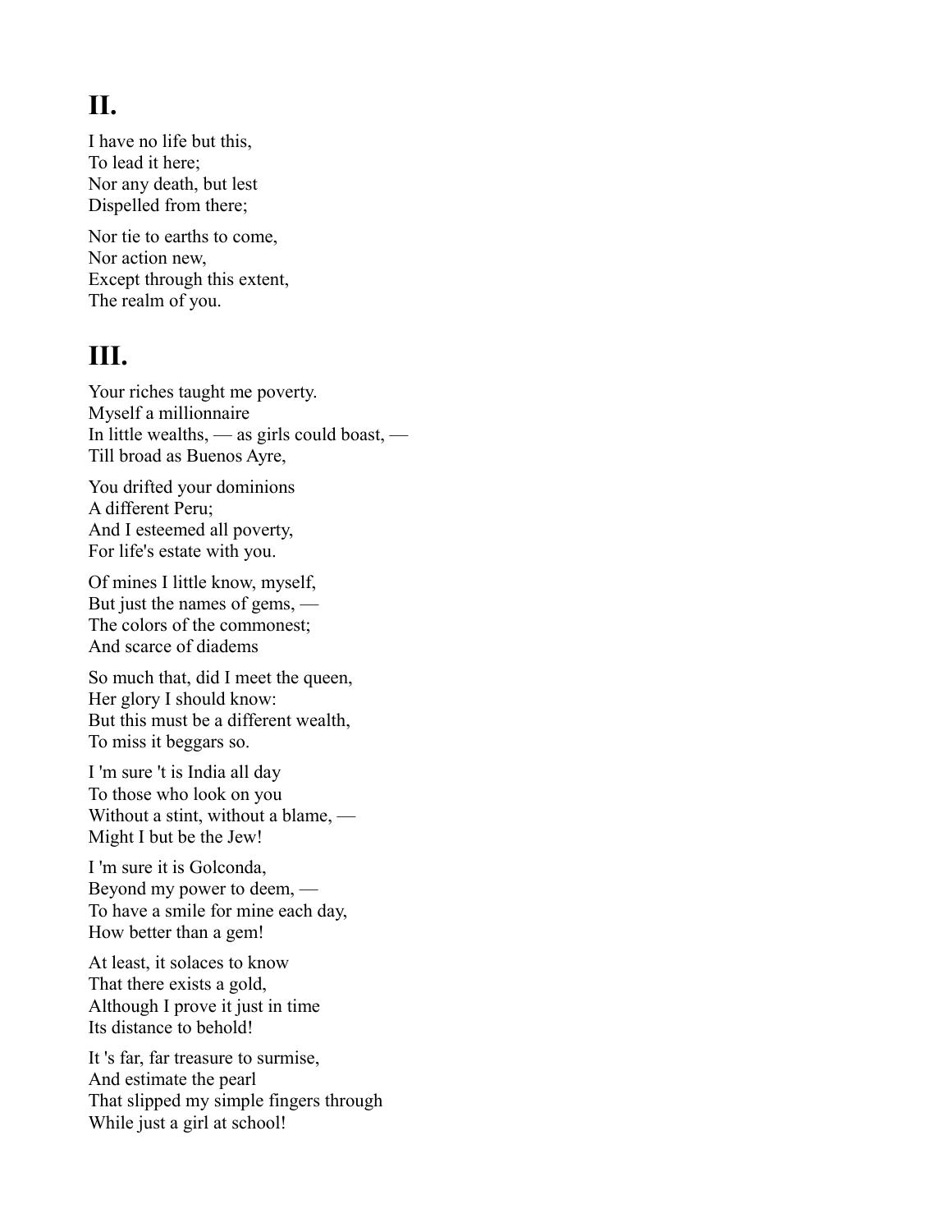## II.

I have no life but this,
To lead it here;
Nor any death, but lest
Dispelled from there;

Nor tie to earths to come,
Nor action new,
Except through this extent,
The realm of you.

## III.

Your riches taught me poverty.
Myself a millionnaire
In little wealths, — as girls could boast, —
Till broad as Buenos Ayre,

You drifted your dominions
A different Peru;
And I esteemed all poverty,
For life's estate with you.

Of mines I little know, myself,
But just the names of gems, —
The colors of the commonest;
And scarce of diadems

So much that, did I meet the queen,
Her glory I should know:
But this must be a different wealth,
To miss it beggars so.

I 'm sure 't is India all day
To those who look on you
Without a stint, without a blame, —
Might I but be the Jew!

I 'm sure it is Golconda,
Beyond my power to deem, —
To have a smile for mine each day,
How better than a gem!

At least, it solaces to know
That there exists a gold,
Although I prove it just in time
Its distance to behold!

It 's far, far treasure to surmise,
And estimate the pearl
That slipped my simple fingers through
While just a girl at school!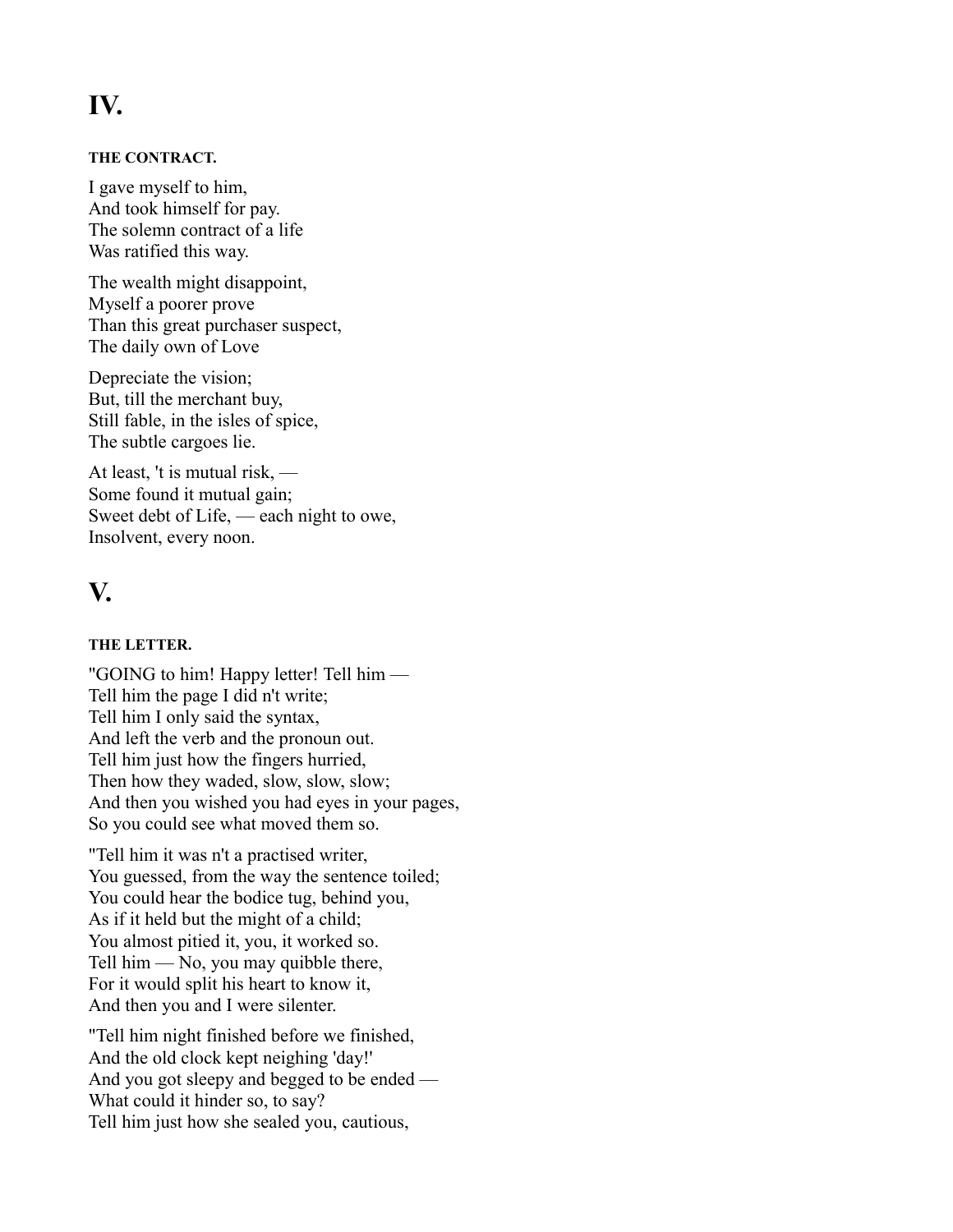# IV.

#### THE CONTRACT.

I gave myself to him,
And took himself for pay.
The solemn contract of a life
Was ratified this way.

The wealth might disappoint,
Myself a poorer prove
Than this great purchaser suspect,
The daily own of Love

Depreciate the vision;
But, till the merchant buy,
Still fable, in the isles of spice,
The subtle cargoes lie.

At least, 't is mutual risk, —
Some found it mutual gain;
Sweet debt of Life, — each night to owe,
Insolvent, every noon.

# V.

#### THE LETTER.

"GOING to him! Happy letter! Tell him —
Tell him the page I did n't write;
Tell him I only said the syntax,
And left the verb and the pronoun out.
Tell him just how the fingers hurried,
Then how they waded, slow, slow, slow;
And then you wished you had eyes in your pages,
So you could see what moved them so.

"Tell him it was n't a practised writer,
You guessed, from the way the sentence toiled;
You could hear the bodice tug, behind you,
As if it held but the might of a child;
You almost pitied it, you, it worked so.
Tell him — No, you may quibble there,
For it would split his heart to know it,
And then you and I were silenter.

"Tell him night finished before we finished,
And the old clock kept neighing 'day!'
And you got sleepy and begged to be ended —
What could it hinder so, to say?
Tell him just how she sealed you, cautious,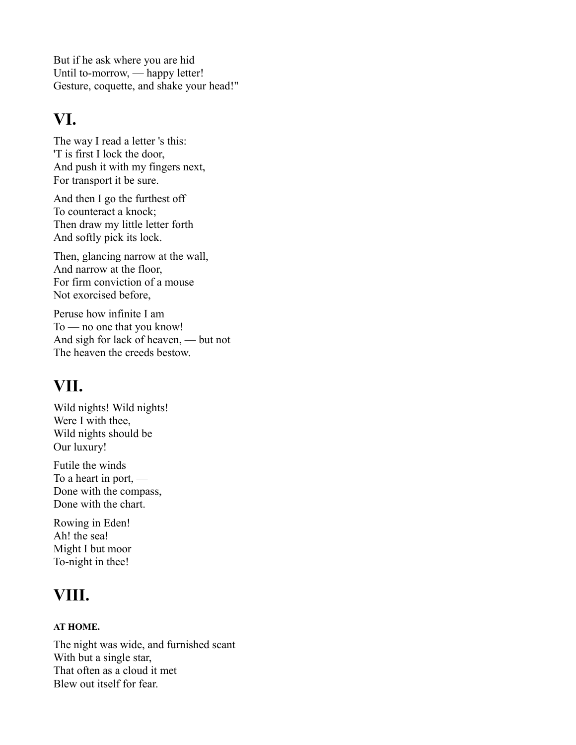But if he ask where you are hid
Until to-morrow, — happy letter!
Gesture, coquette, and shake your head!"

## VI.

The way I read a letter 's this:
'T is first I lock the door,
And push it with my fingers next,
For transport it be sure.

And then I go the furthest off
To counteract a knock;
Then draw my little letter forth
And softly pick its lock.

Then, glancing narrow at the wall,
And narrow at the floor,
For firm conviction of a mouse
Not exorcised before,

Peruse how infinite I am
To — no one that you know!
And sigh for lack of heaven, — but not
The heaven the creeds bestow.

## VII.

Wild nights! Wild nights!
Were I with thee,
Wild nights should be
Our luxury!

Futile the winds
To a heart in port, —
Done with the compass,
Done with the chart.

Rowing in Eden!
Ah! the sea!
Might I but moor
To-night in thee!

## VIII.

#### AT HOME.

The night was wide, and furnished scant
With but a single star,
That often as a cloud it met
Blew out itself for fear.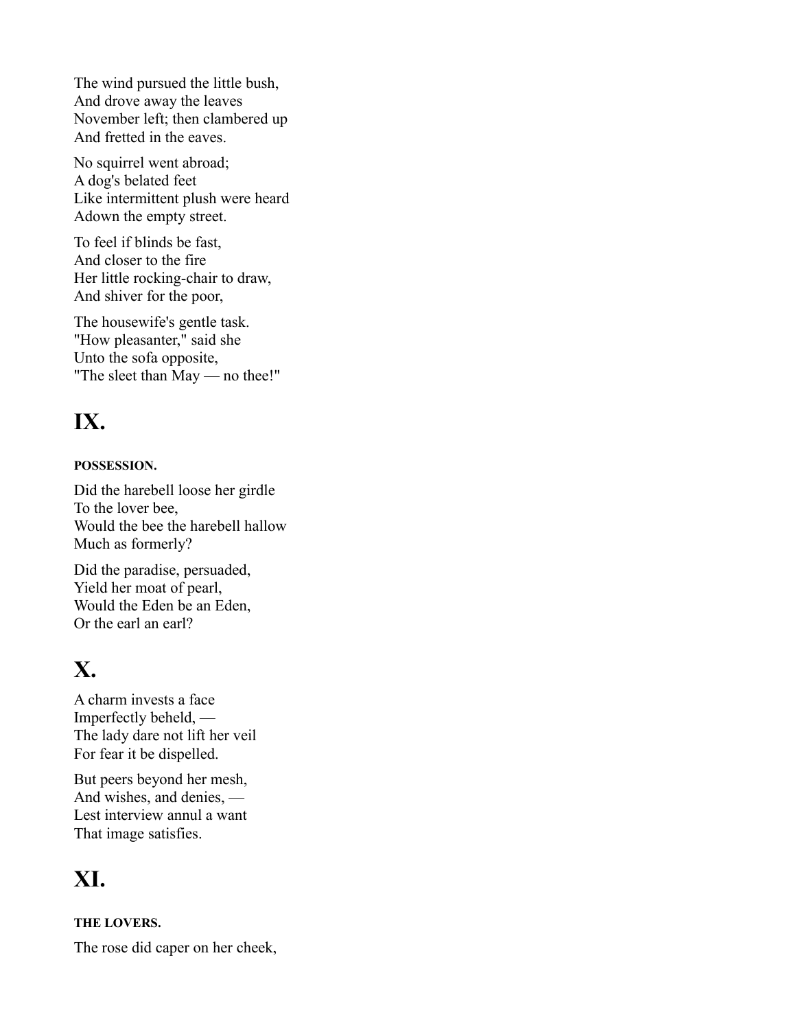The wind pursued the little bush,
And drove away the leaves
November left; then clambered up
And fretted in the eaves.

No squirrel went abroad;
A dog's belated feet
Like intermittent plush were heard
Adown the empty street.

To feel if blinds be fast,
And closer to the fire
Her little rocking-chair to draw,
And shiver for the poor,

The housewife's gentle task.
"How pleasanter," said she
Unto the sofa opposite,
"The sleet than May — no thee!"

## IX.

#### POSSESSION.

Did the harebell loose her girdle
To the lover bee,
Would the bee the harebell hallow
Much as formerly?

Did the paradise, persuaded,
Yield her moat of pearl,
Would the Eden be an Eden,
Or the earl an earl?

## X.

A charm invests a face
Imperfectly beheld, —
The lady dare not lift her veil
For fear it be dispelled.

But peers beyond her mesh,
And wishes, and denies, —
Lest interview annul a want
That image satisfies.

## XI.

#### THE LOVERS.

The rose did caper on her cheek,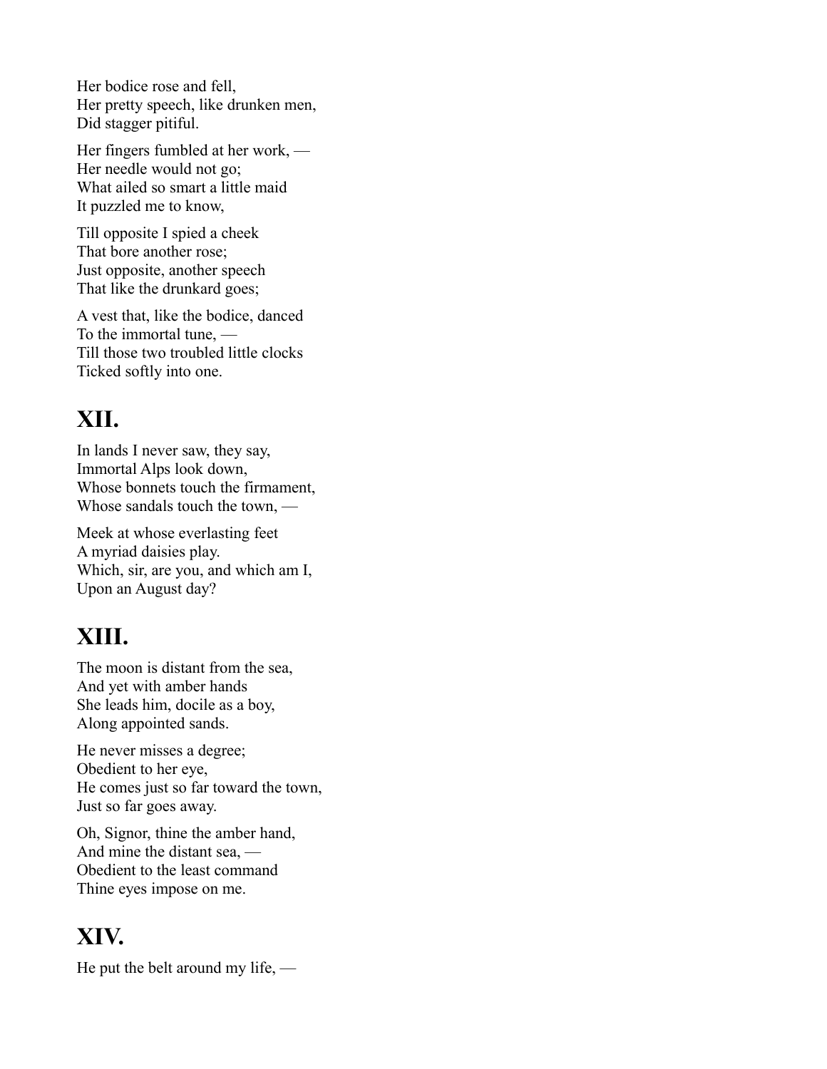Her bodice rose and fell,  
Her pretty speech, like drunken men,  
Did stagger pitiful.

Her fingers fumbled at her work, —  
Her needle would not go;  
What ailed so smart a little maid  
It puzzled me to know,

Till opposite I spied a cheek  
That bore another rose;  
Just opposite, another speech  
That like the drunkard goes;

A vest that, like the bodice, danced  
To the immortal tune, —  
Till those two troubled little clocks  
Ticked softly into one.

## XII.

In lands I never saw, they say,  
Immortal Alps look down,  
Whose bonnets touch the firmament,  
Whose sandals touch the town, —

Meek at whose everlasting feet  
A myriad daisies play.  
Which, sir, are you, and which am I,  
Upon an August day?

## XIII.

The moon is distant from the sea,  
And yet with amber hands  
She leads him, docile as a boy,  
Along appointed sands.

He never misses a degree;  
Obedient to her eye,  
He comes just so far toward the town,  
Just so far goes away.

Oh, Signor, thine the amber hand,  
And mine the distant sea, —  
Obedient to the least command  
Thine eyes impose on me.

## XIV.

He put the belt around my life, —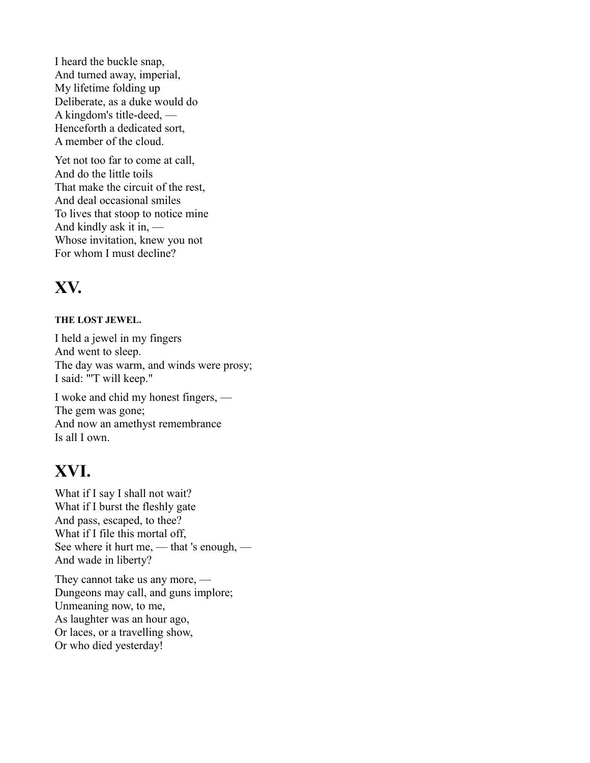I heard the buckle snap,
And turned away, imperial,
My lifetime folding up
Deliberate, as a duke would do
A kingdom's title-deed, —
Henceforth a dedicated sort,
A member of the cloud.

Yet not too far to come at call,
And do the little toils
That make the circuit of the rest,
And deal occasional smiles
To lives that stoop to notice mine
And kindly ask it in, —
Whose invitation, knew you not
For whom I must decline?

# XV.

##### THE LOST JEWEL.

I held a jewel in my fingers
And went to sleep.
The day was warm, and winds were prosy;
I said: "'T will keep."

I woke and chid my honest fingers, —
The gem was gone;
And now an amethyst remembrance
Is all I own.

# XVI.

What if I say I shall not wait?
What if I burst the fleshly gate
And pass, escaped, to thee?
What if I file this mortal off,
See where it hurt me, — that 's enough, —
And wade in liberty?

They cannot take us any more, —
Dungeons may call, and guns implore;
Unmeaning now, to me,
As laughter was an hour ago,
Or laces, or a travelling show,
Or who died yesterday!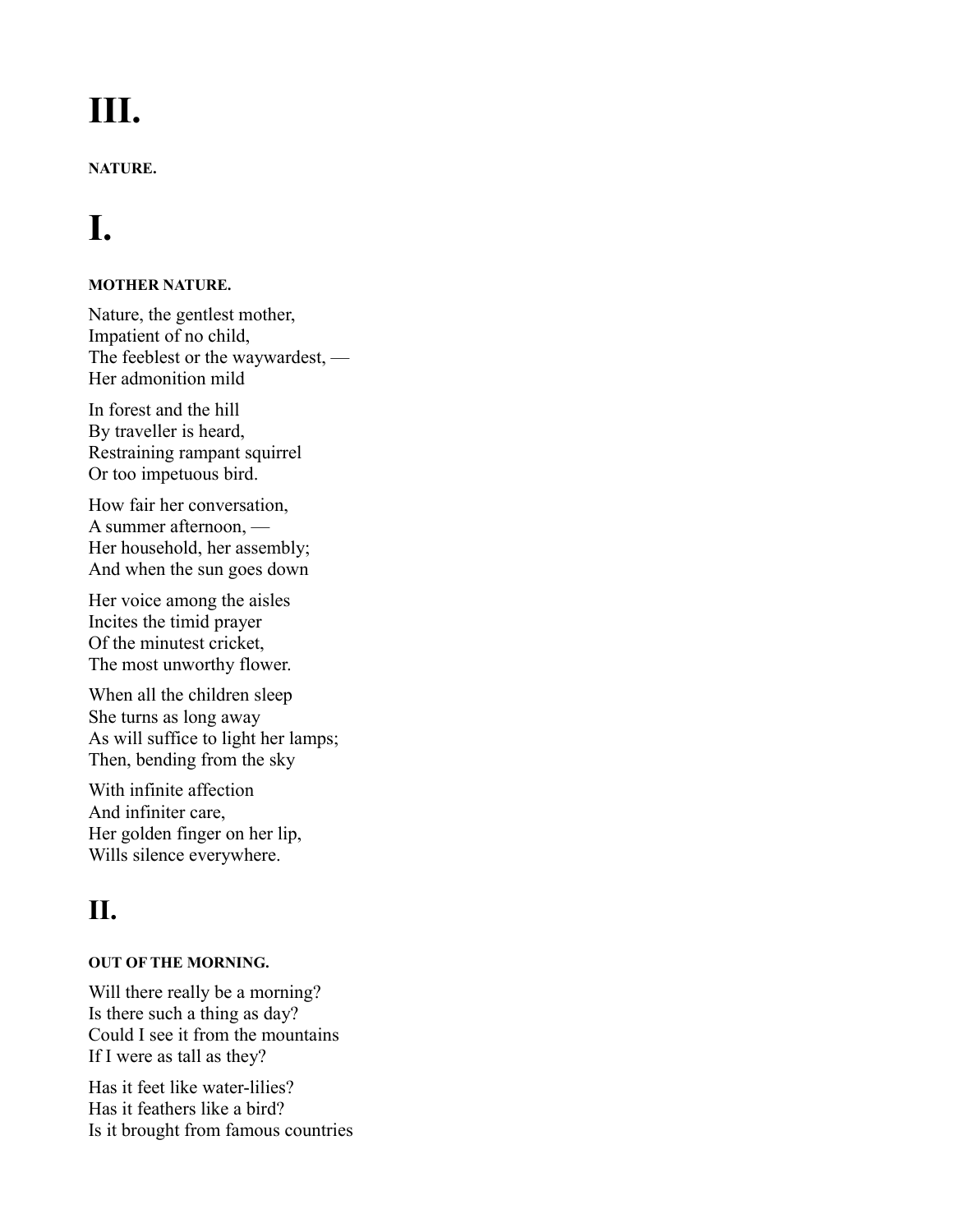# III.

**NATURE.**

# I.

**MOTHER NATURE.**

Nature, the gentlest mother,
Impatient of no child,
The feeblest or the waywardest, —
Her admonition mild

In forest and the hill
By traveller is heard,
Restraining rampant squirrel
Or too impetuous bird.

How fair her conversation,
A summer afternoon, —
Her household, her assembly;
And when the sun goes down

Her voice among the aisles
Incites the timid prayer
Of the minutest cricket,
The most unworthy flower.

When all the children sleep
She turns as long away
As will suffice to light her lamps;
Then, bending from the sky

With infinite affection
And infiniter care,
Her golden finger on her lip,
Wills silence everywhere.

## II.

**OUT OF THE MORNING.**

Will there really be a morning?
Is there such a thing as day?
Could I see it from the mountains
If I were as tall as they?

Has it feet like water-lilies?
Has it feathers like a bird?
Is it brought from famous countries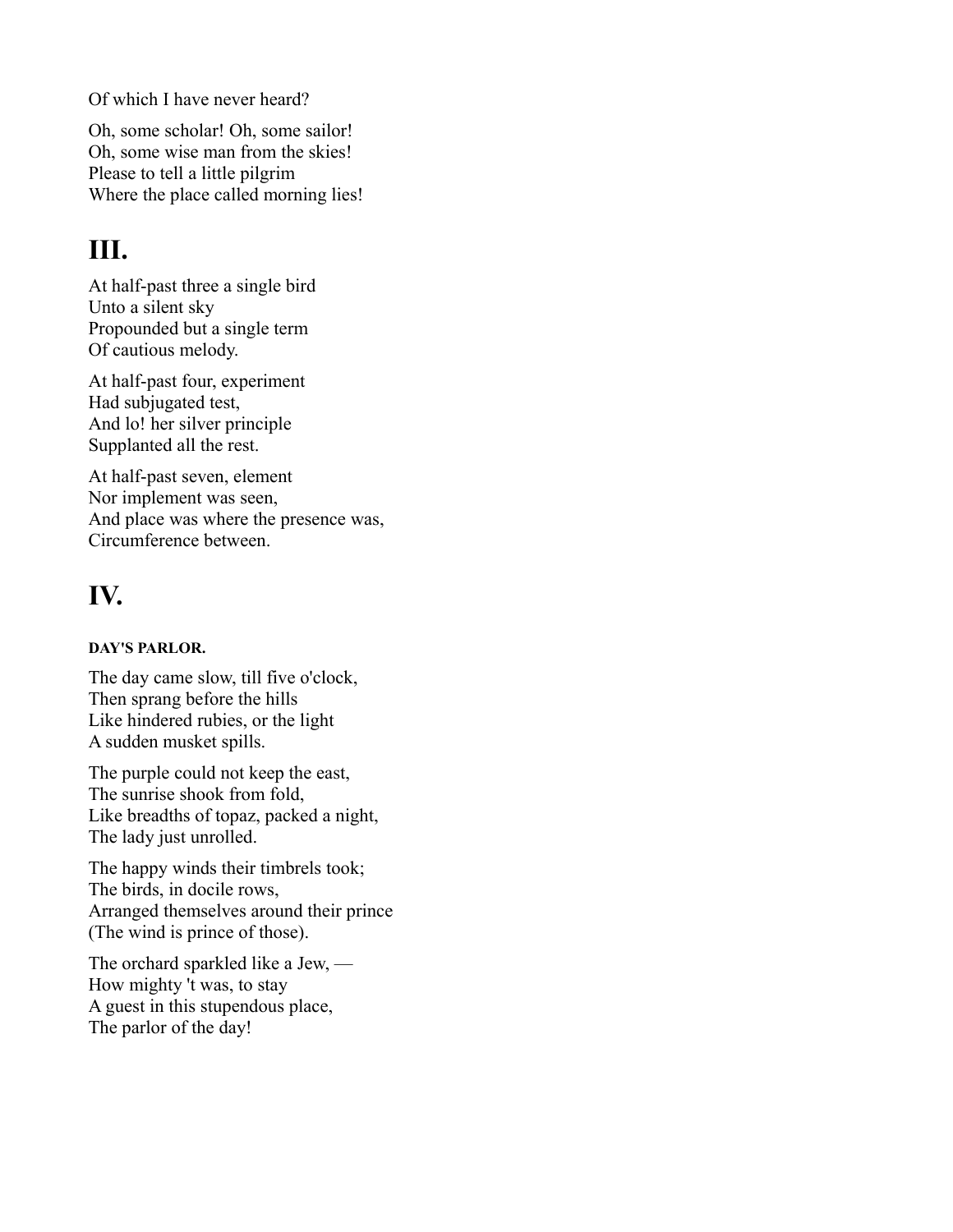Of which I have never heard?

Oh, some scholar! Oh, some sailor!
Oh, some wise man from the skies!
Please to tell a little pilgrim
Where the place called morning lies!

## III.

At half-past three a single bird
Unto a silent sky
Propounded but a single term
Of cautious melody.

At half-past four, experiment
Had subjugated test,
And lo! her silver principle
Supplanted all the rest.

At half-past seven, element
Nor implement was seen,
And place was where the presence was,
Circumference between.

## IV.

#### DAY'S PARLOR.

The day came slow, till five o'clock,
Then sprang before the hills
Like hindered rubies, or the light
A sudden musket spills.

The purple could not keep the east,
The sunrise shook from fold,
Like breadths of topaz, packed a night,
The lady just unrolled.

The happy winds their timbrels took;
The birds, in docile rows,
Arranged themselves around their prince
(The wind is prince of those).

The orchard sparkled like a Jew, —
How mighty 't was, to stay
A guest in this stupendous place,
The parlor of the day!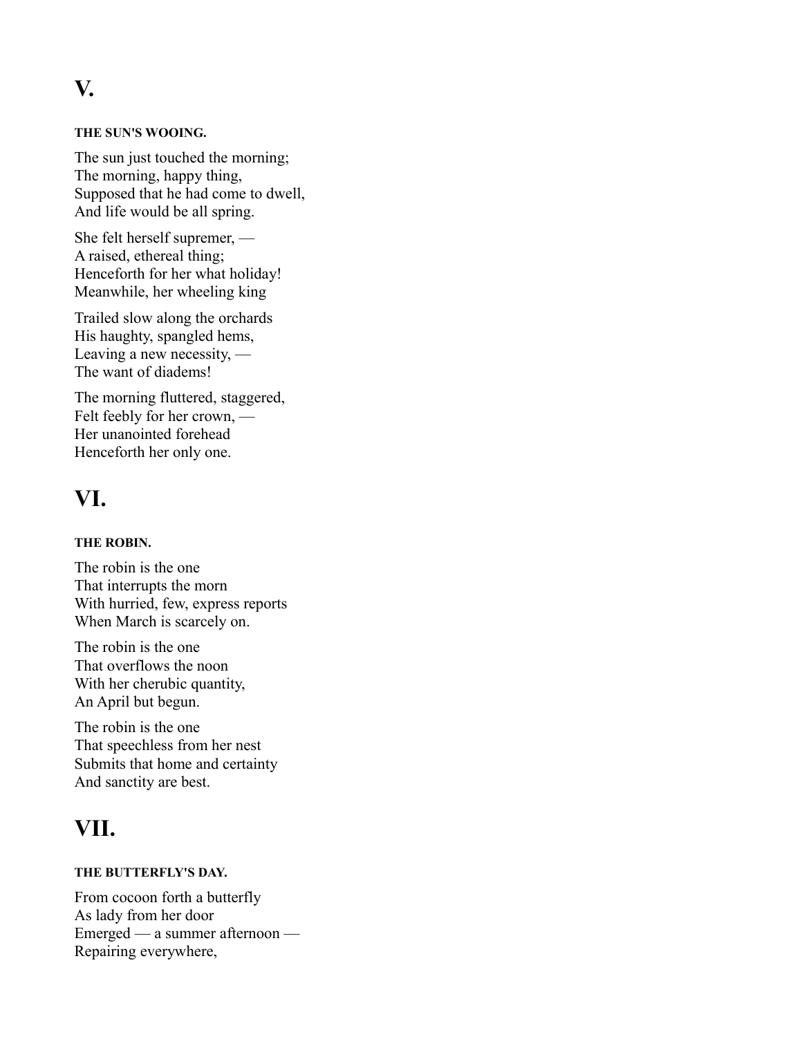# V.

#### THE SUN'S WOOING.

The sun just touched the morning;  
The morning, happy thing,  
Supposed that he had come to dwell,  
And life would be all spring.

She felt herself supremer, —  
A raised, ethereal thing;  
Henceforth for her what holiday!  
Meanwhile, her wheeling king

Trailed slow along the orchards  
His haughty, spangled hems,  
Leaving a new necessity, —  
The want of diadems!

The morning fluttered, staggered,  
Felt feebly for her crown, —  
Her unanointed forehead  
Henceforth her only one.

# VI.

#### THE ROBIN.

The robin is the one  
That interrupts the morn  
With hurried, few, express reports  
When March is scarcely on.

The robin is the one  
That overflows the noon  
With her cherubic quantity,  
An April but begun.

The robin is the one  
That speechless from her nest  
Submits that home and certainty  
And sanctity are best.

# VII.

#### THE BUTTERFLY'S DAY.

From cocoon forth a butterfly  
As lady from her door  
Emerged — a summer afternoon —  
Repairing everywhere,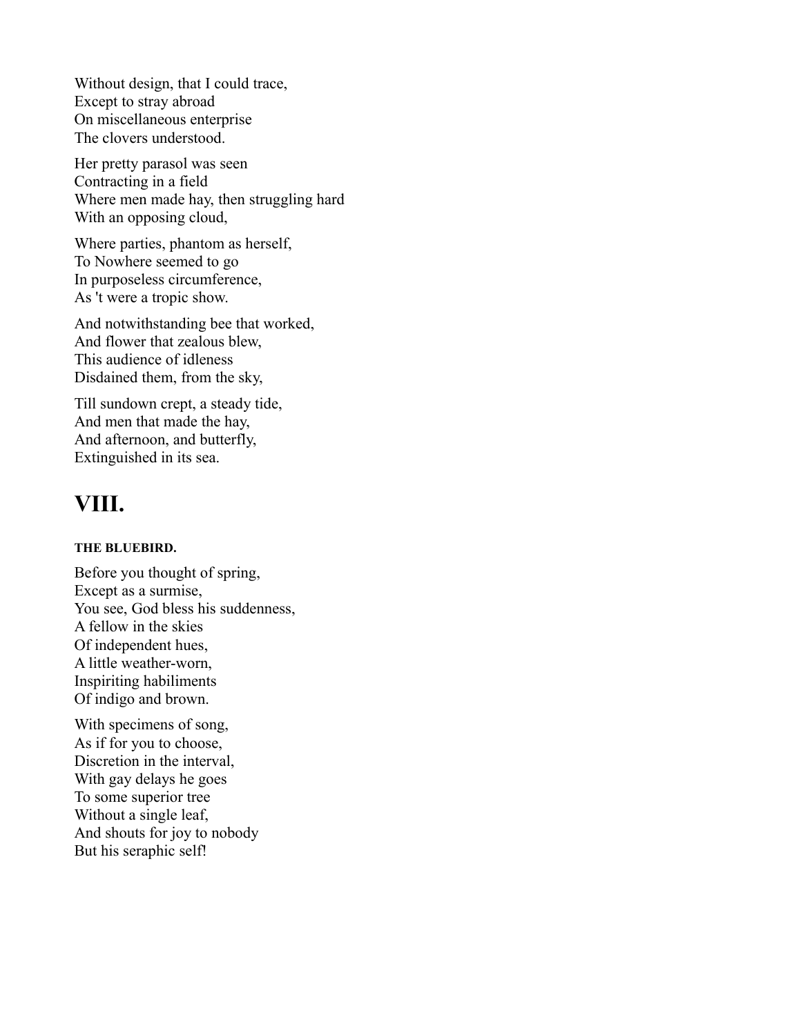Without design, that I could trace,
Except to stray abroad
On miscellaneous enterprise
The clovers understood.

Her pretty parasol was seen
Contracting in a field
Where men made hay, then struggling hard
With an opposing cloud,

Where parties, phantom as herself,
To Nowhere seemed to go
In purposeless circumference,
As 't were a tropic show.

And notwithstanding bee that worked,
And flower that zealous blew,
This audience of idleness
Disdained them, from the sky,

Till sundown crept, a steady tide,
And men that made the hay,
And afternoon, and butterfly,
Extinguished in its sea.

## VIII.

##### THE BLUEBIRD.

Before you thought of spring,
Except as a surmise,
You see, God bless his suddenness,
A fellow in the skies
Of independent hues,
A little weather-worn,
Inspiriting habiliments
Of indigo and brown.

With specimens of song,
As if for you to choose,
Discretion in the interval,
With gay delays he goes
To some superior tree
Without a single leaf,
And shouts for joy to nobody
But his seraphic self!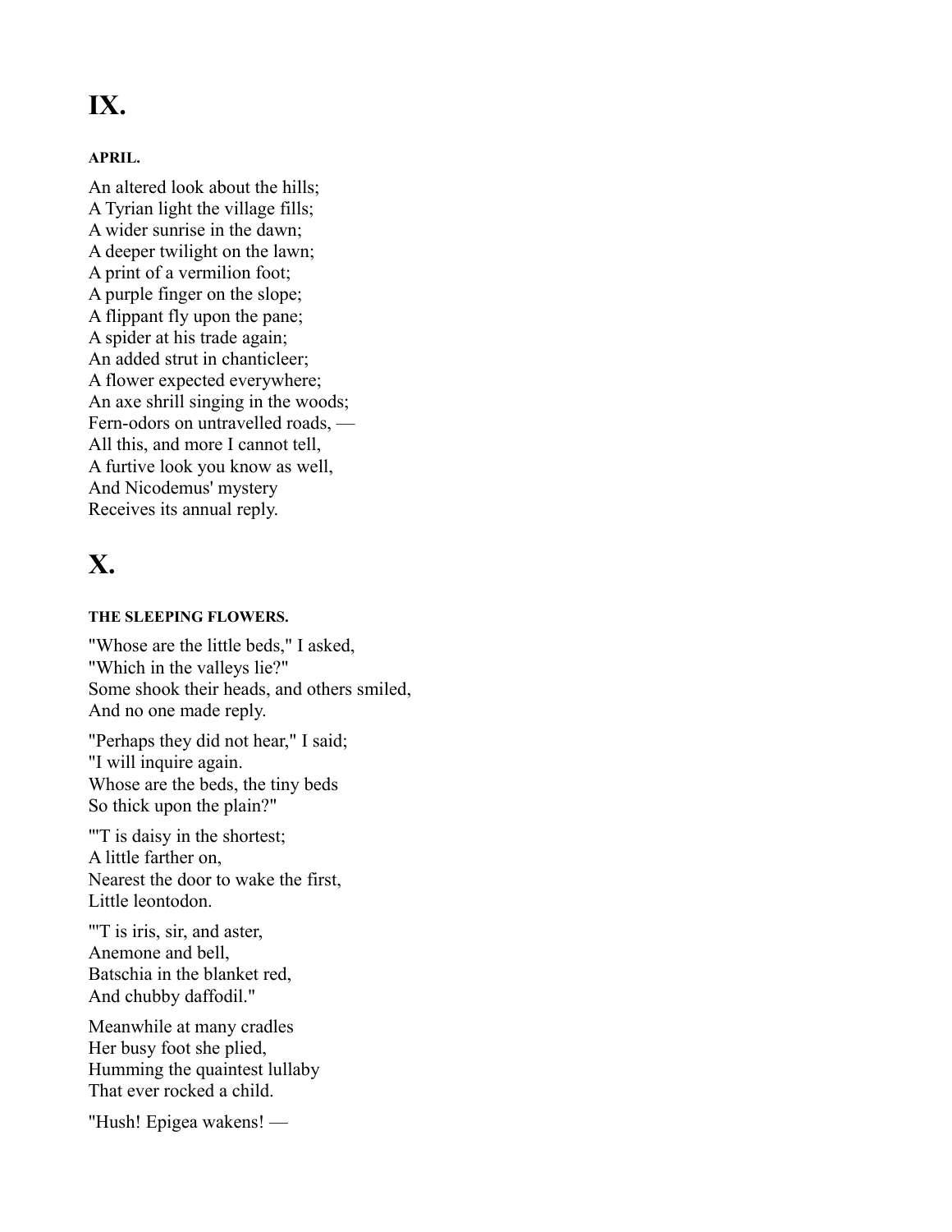# IX.

#### APRIL.

An altered look about the hills;
A Tyrian light the village fills;
A wider sunrise in the dawn;
A deeper twilight on the lawn;
A print of a vermilion foot;
A purple finger on the slope;
A flippant fly upon the pane;
A spider at his trade again;
An added strut in chanticleer;
A flower expected everywhere;
An axe shrill singing in the woods;
Fern-odors on untravelled roads, —
All this, and more I cannot tell,
A furtive look you know as well,
And Nicodemus' mystery
Receives its annual reply.

# X.

#### THE SLEEPING FLOWERS.

"Whose are the little beds," I asked,
"Which in the valleys lie?"
Some shook their heads, and others smiled,
And no one made reply.

"Perhaps they did not hear," I said;
"I will inquire again.
Whose are the beds, the tiny beds
So thick upon the plain?"

"'T is daisy in the shortest;
A little farther on,
Nearest the door to wake the first,
Little leontodon.

"'T is iris, sir, and aster,
Anemone and bell,
Batschia in the blanket red,
And chubby daffodil."

Meanwhile at many cradles
Her busy foot she plied,
Humming the quaintest lullaby
That ever rocked a child.

"Hush! Epigea wakens! —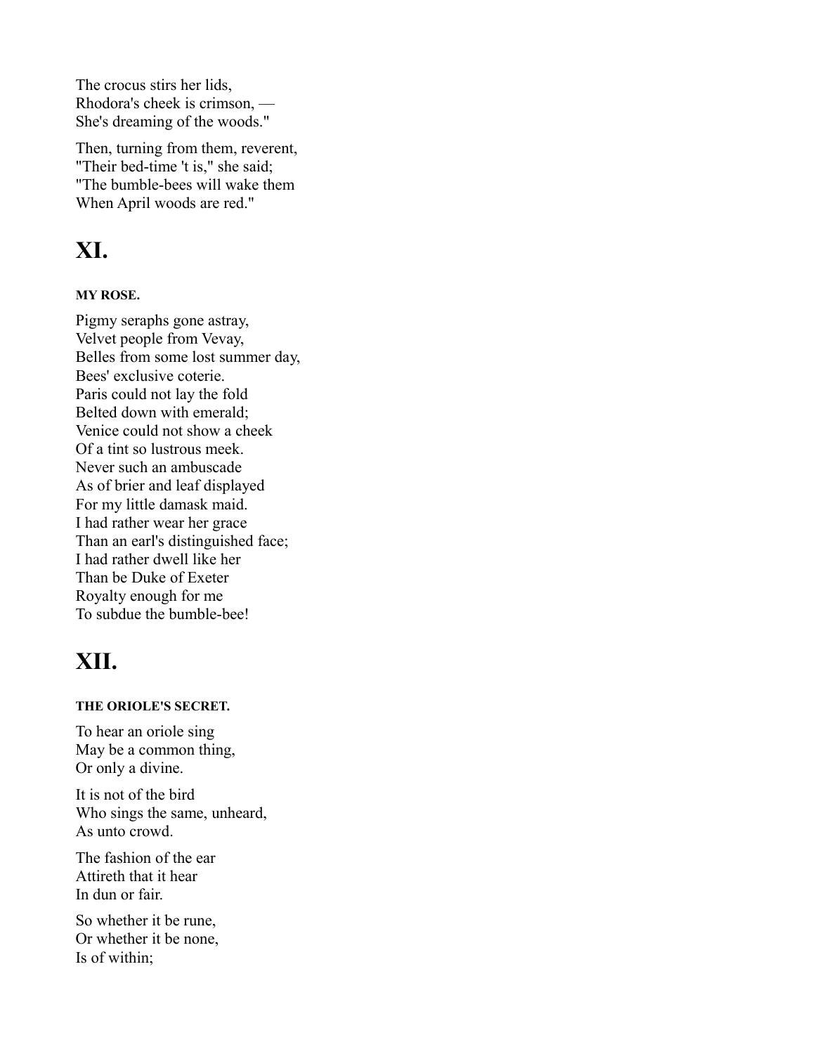The crocus stirs her lids,
Rhodora's cheek is crimson, —
She's dreaming of the woods."

Then, turning from them, reverent,
"Their bed-time 't is," she said;
"The bumble-bees will wake them
When April woods are red."

# XI.

#### MY ROSE.

Pigmy seraphs gone astray,
Velvet people from Vevay,
Belles from some lost summer day,
Bees' exclusive coterie.
Paris could not lay the fold
Belted down with emerald;
Venice could not show a cheek
Of a tint so lustrous meek.
Never such an ambuscade
As of brier and leaf displayed
For my little damask maid.
I had rather wear her grace
Than an earl's distinguished face;
I had rather dwell like her
Than be Duke of Exeter
Royalty enough for me
To subdue the bumble-bee!

# XII.

#### THE ORIOLE'S SECRET.

To hear an oriole sing
May be a common thing,
Or only a divine.

It is not of the bird
Who sings the same, unheard,
As unto crowd.

The fashion of the ear
Attireth that it hear
In dun or fair.

So whether it be rune,
Or whether it be none,
Is of within;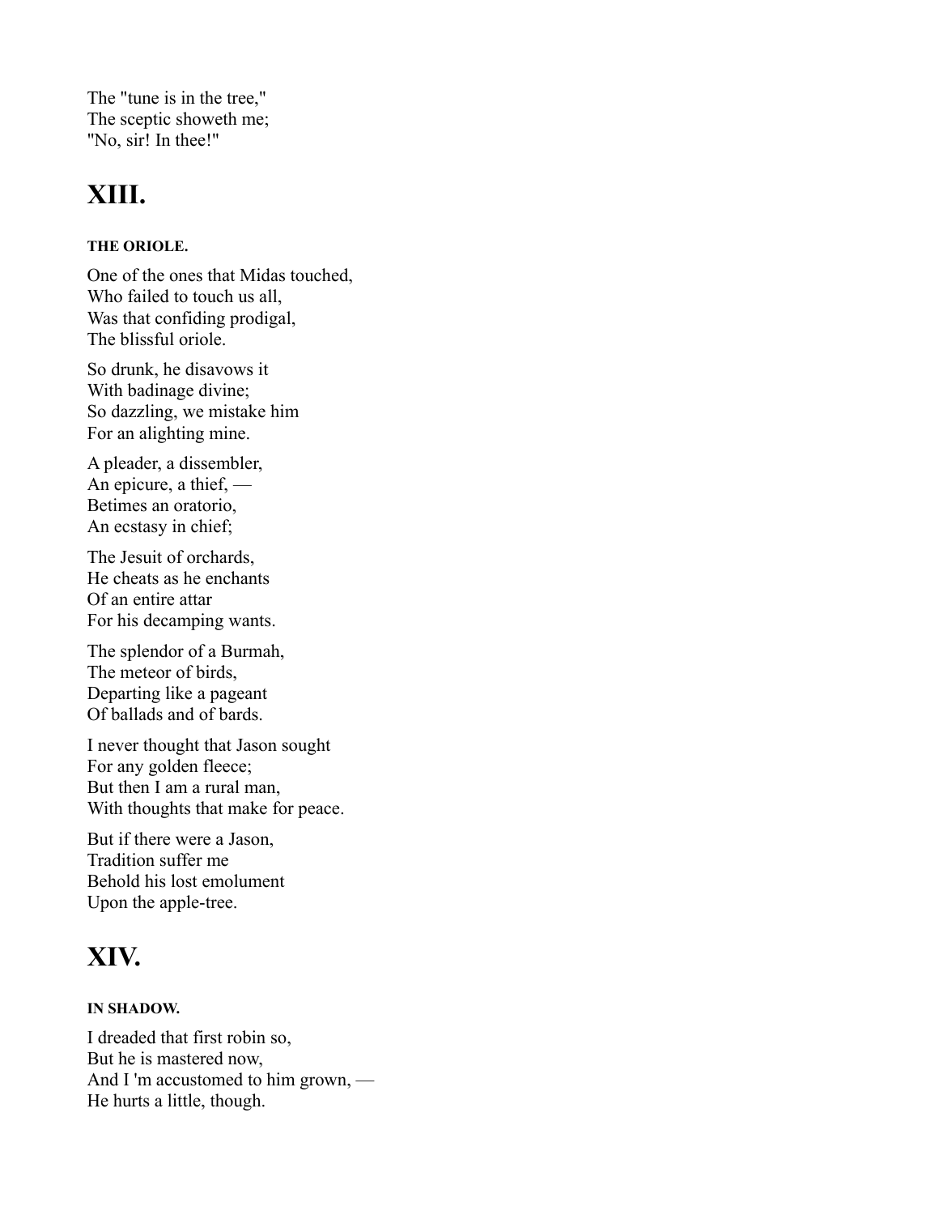The "tune is in the tree,"
The sceptic showeth me;
"No, sir! In thee!"

## XIII.

#### THE ORIOLE.

One of the ones that Midas touched,
Who failed to touch us all,
Was that confiding prodigal,
The blissful oriole.

So drunk, he disavows it
With badinage divine;
So dazzling, we mistake him
For an alighting mine.

A pleader, a dissembler,
An epicure, a thief, —
Betimes an oratorio,
An ecstasy in chief;

The Jesuit of orchards,
He cheats as he enchants
Of an entire attar
For his decamping wants.

The splendor of a Burmah,
The meteor of birds,
Departing like a pageant
Of ballads and of bards.

I never thought that Jason sought
For any golden fleece;
But then I am a rural man,
With thoughts that make for peace.

But if there were a Jason,
Tradition suffer me
Behold his lost emolument
Upon the apple-tree.

## XIV.

#### IN SHADOW.

I dreaded that first robin so,
But he is mastered now,
And I 'm accustomed to him grown, —
He hurts a little, though.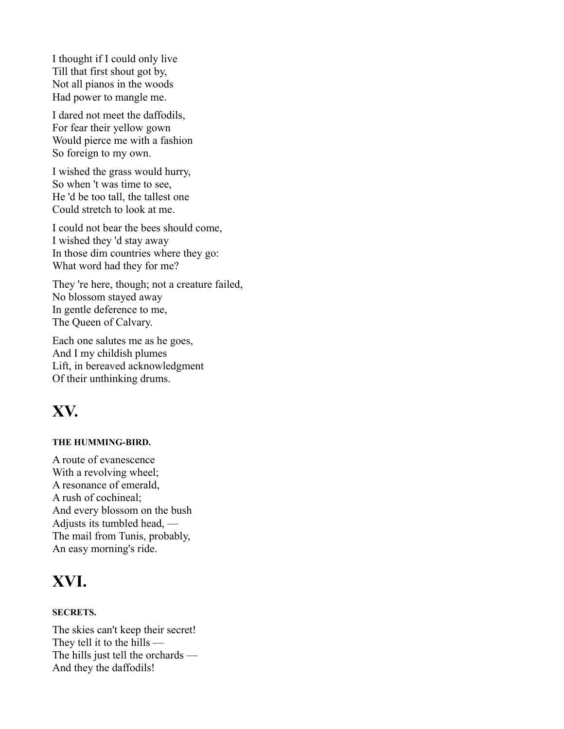I thought if I could only live
Till that first shout got by,
Not all pianos in the woods
Had power to mangle me.

I dared not meet the daffodils,
For fear their yellow gown
Would pierce me with a fashion
So foreign to my own.

I wished the grass would hurry,
So when 't was time to see,
He 'd be too tall, the tallest one
Could stretch to look at me.

I could not bear the bees should come,
I wished they 'd stay away
In those dim countries where they go:
What word had they for me?

They 're here, though; not a creature failed,
No blossom stayed away
In gentle deference to me,
The Queen of Calvary.

Each one salutes me as he goes,
And I my childish plumes
Lift, in bereaved acknowledgment
Of their unthinking drums.

# XV.

#### THE HUMMING-BIRD.

A route of evanescence
With a revolving wheel;
A resonance of emerald,
A rush of cochineal;
And every blossom on the bush
Adjusts its tumbled head, —
The mail from Tunis, probably,
An easy morning's ride.

# XVI.

#### SECRETS.

The skies can't keep their secret!
They tell it to the hills —
The hills just tell the orchards —
And they the daffodils!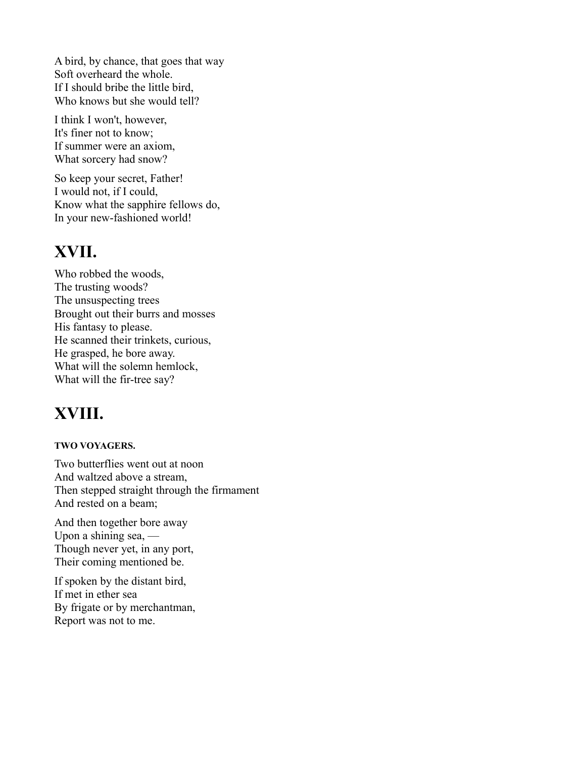A bird, by chance, that goes that way
Soft overheard the whole.
If I should bribe the little bird,
Who knows but she would tell?

I think I won't, however,
It's finer not to know;
If summer were an axiom,
What sorcery had snow?

So keep your secret, Father!
I would not, if I could,
Know what the sapphire fellows do,
In your new-fashioned world!

## XVII.

Who robbed the woods,
The trusting woods?
The unsuspecting trees
Brought out their burrs and mosses
His fantasy to please.
He scanned their trinkets, curious,
He grasped, he bore away.
What will the solemn hemlock,
What will the fir-tree say?

## XVIII.

#### TWO VOYAGERS.

Two butterflies went out at noon
And waltzed above a stream,
Then stepped straight through the firmament
And rested on a beam;

And then together bore away
Upon a shining sea, —
Though never yet, in any port,
Their coming mentioned be.

If spoken by the distant bird,
If met in ether sea
By frigate or by merchantman,
Report was not to me.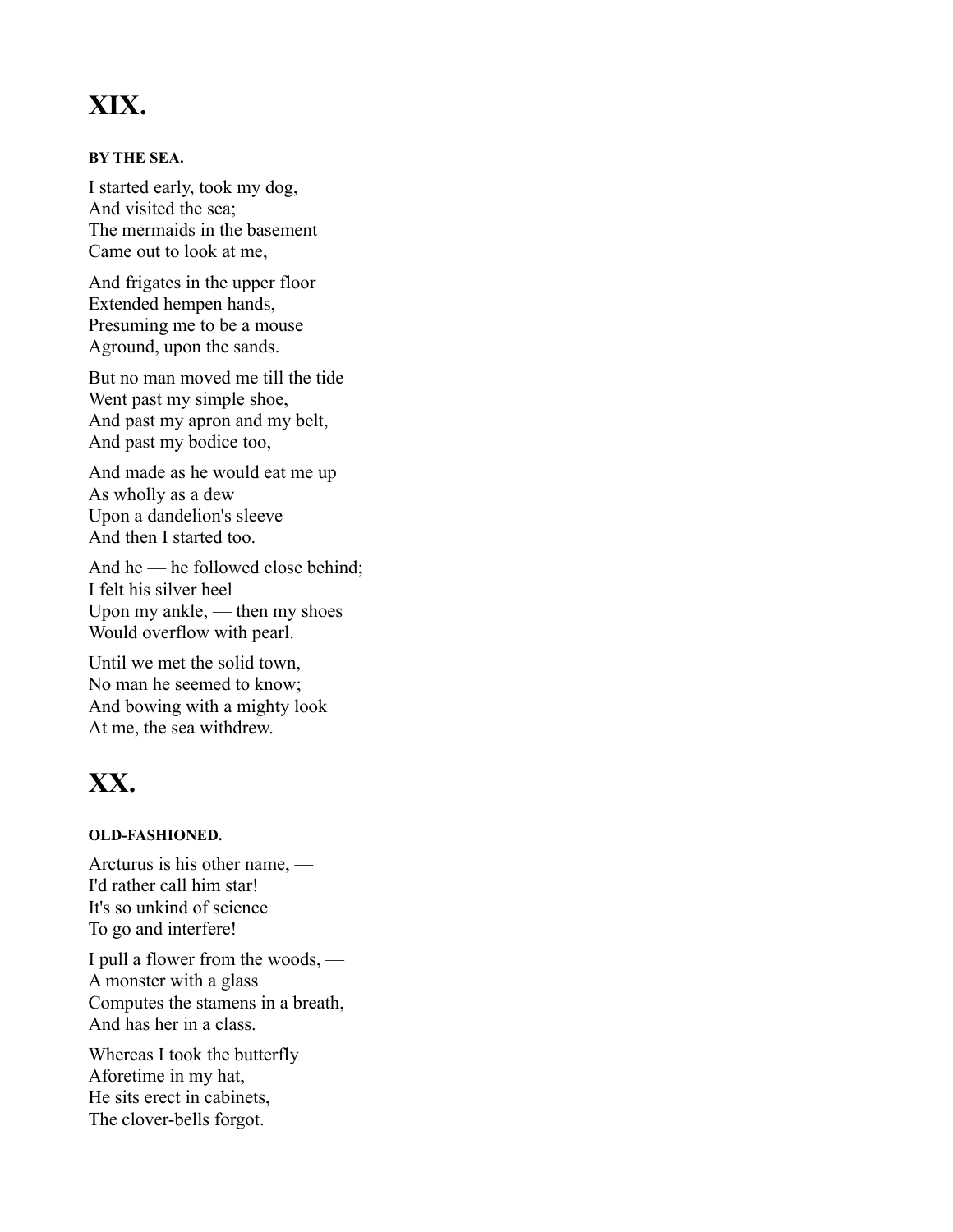# XIX.

#### BY THE SEA.

I started early, took my dog,
And visited the sea;
The mermaids in the basement
Came out to look at me,

And frigates in the upper floor
Extended hempen hands,
Presuming me to be a mouse
Aground, upon the sands.

But no man moved me till the tide
Went past my simple shoe,
And past my apron and my belt,
And past my bodice too,

And made as he would eat me up
As wholly as a dew
Upon a dandelion's sleeve —
And then I started too.

And he — he followed close behind;
I felt his silver heel
Upon my ankle, — then my shoes
Would overflow with pearl.

Until we met the solid town,
No man he seemed to know;
And bowing with a mighty look
At me, the sea withdrew.

# XX.

#### OLD-FASHIONED.

Arcturus is his other name, —
I'd rather call him star!
It's so unkind of science
To go and interfere!

I pull a flower from the woods, —
A monster with a glass
Computes the stamens in a breath,
And has her in a class.

Whereas I took the butterfly
Aforetime in my hat,
He sits erect in cabinets,
The clover-bells forgot.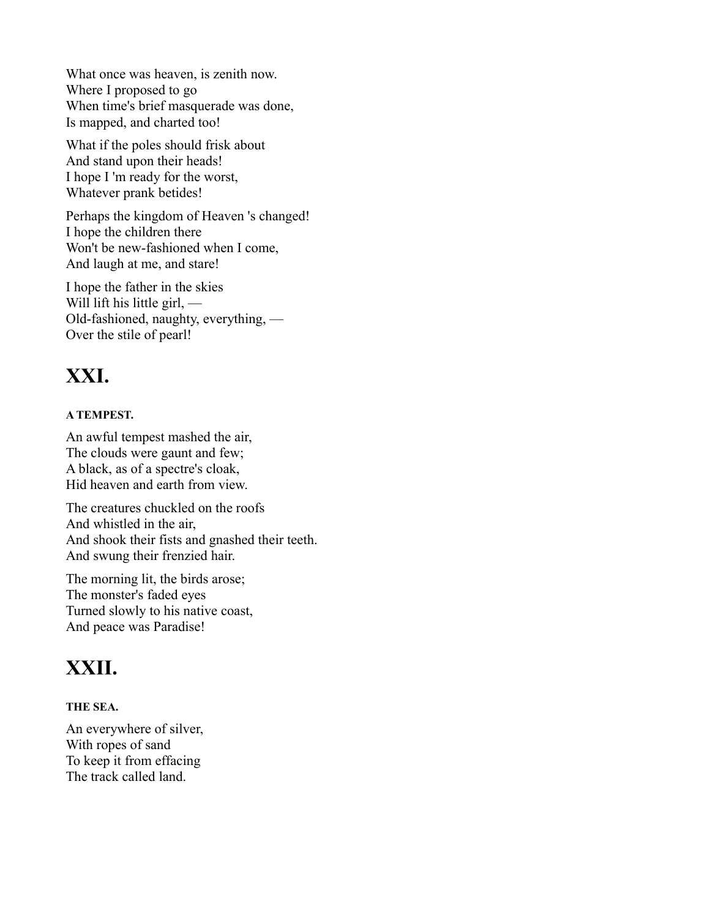What once was heaven, is zenith now.
Where I proposed to go
When time's brief masquerade was done,
Is mapped, and charted too!

What if the poles should frisk about
And stand upon their heads!
I hope I 'm ready for the worst,
Whatever prank betides!

Perhaps the kingdom of Heaven 's changed!
I hope the children there
Won't be new-fashioned when I come,
And laugh at me, and stare!

I hope the father in the skies
Will lift his little girl, —
Old-fashioned, naughty, everything, —
Over the stile of pearl!

# XXI.

##### A TEMPEST.

An awful tempest mashed the air,
The clouds were gaunt and few;
A black, as of a spectre's cloak,
Hid heaven and earth from view.

The creatures chuckled on the roofs
And whistled in the air,
And shook their fists and gnashed their teeth.
And swung their frenzied hair.

The morning lit, the birds arose;
The monster's faded eyes
Turned slowly to his native coast,
And peace was Paradise!

# XXII.

##### THE SEA.

An everywhere of silver,
With ropes of sand
To keep it from effacing
The track called land.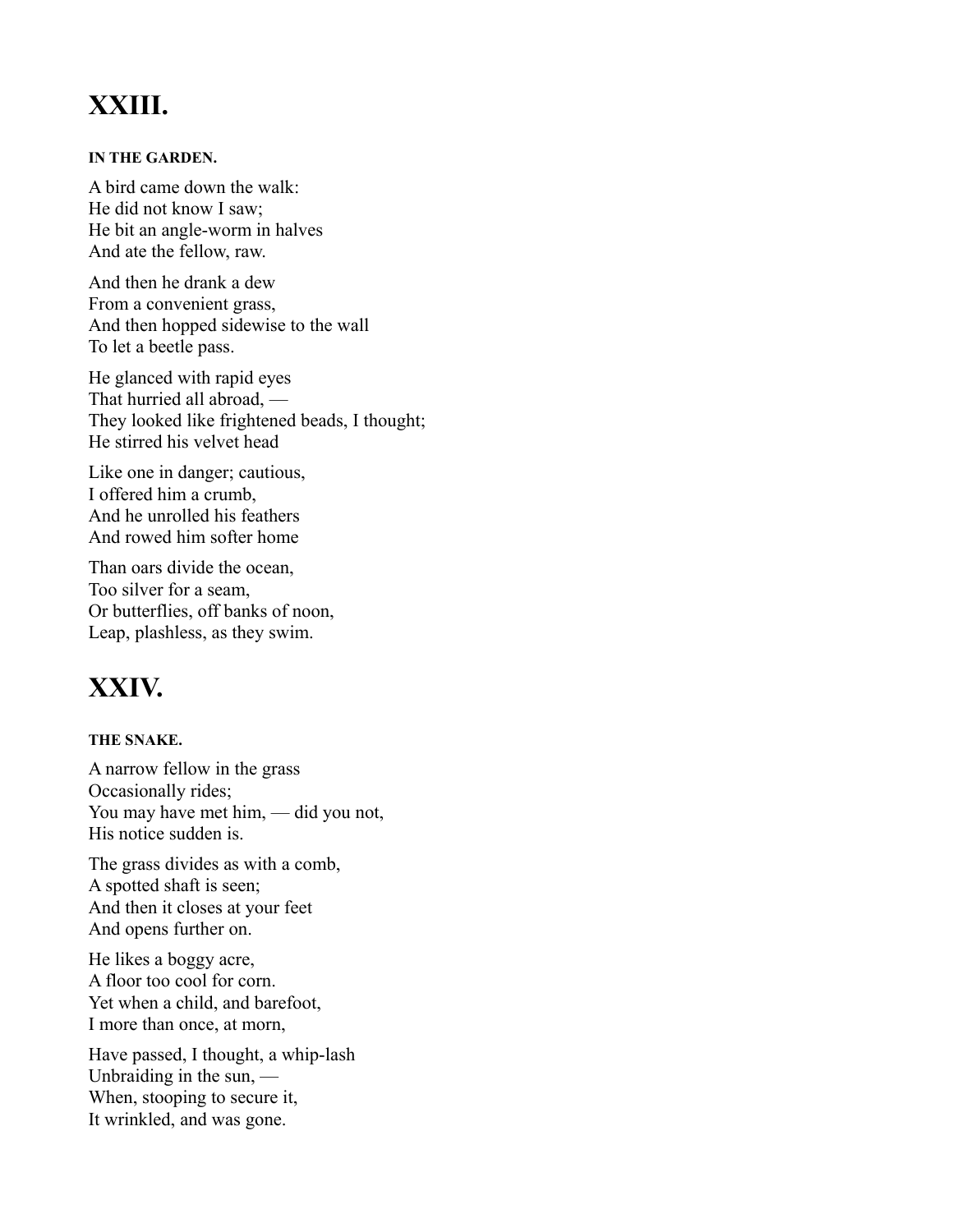# XXIII.

##### IN THE GARDEN.

A bird came down the walk:  
He did not know I saw;  
He bit an angle-worm in halves  
And ate the fellow, raw.

And then he drank a dew  
From a convenient grass,  
And then hopped sidewise to the wall  
To let a beetle pass.

He glanced with rapid eyes  
That hurried all abroad, —  
They looked like frightened beads, I thought;  
He stirred his velvet head

Like one in danger; cautious,  
I offered him a crumb,  
And he unrolled his feathers  
And rowed him softer home

Than oars divide the ocean,  
Too silver for a seam,  
Or butterflies, off banks of noon,  
Leap, plashless, as they swim.

# XXIV.

##### THE SNAKE.

A narrow fellow in the grass  
Occasionally rides;  
You may have met him, — did you not,  
His notice sudden is.

The grass divides as with a comb,  
A spotted shaft is seen;  
And then it closes at your feet  
And opens further on.

He likes a boggy acre,  
A floor too cool for corn.  
Yet when a child, and barefoot,  
I more than once, at morn,

Have passed, I thought, a whip-lash  
Unbraiding in the sun, —  
When, stooping to secure it,  
It wrinkled, and was gone.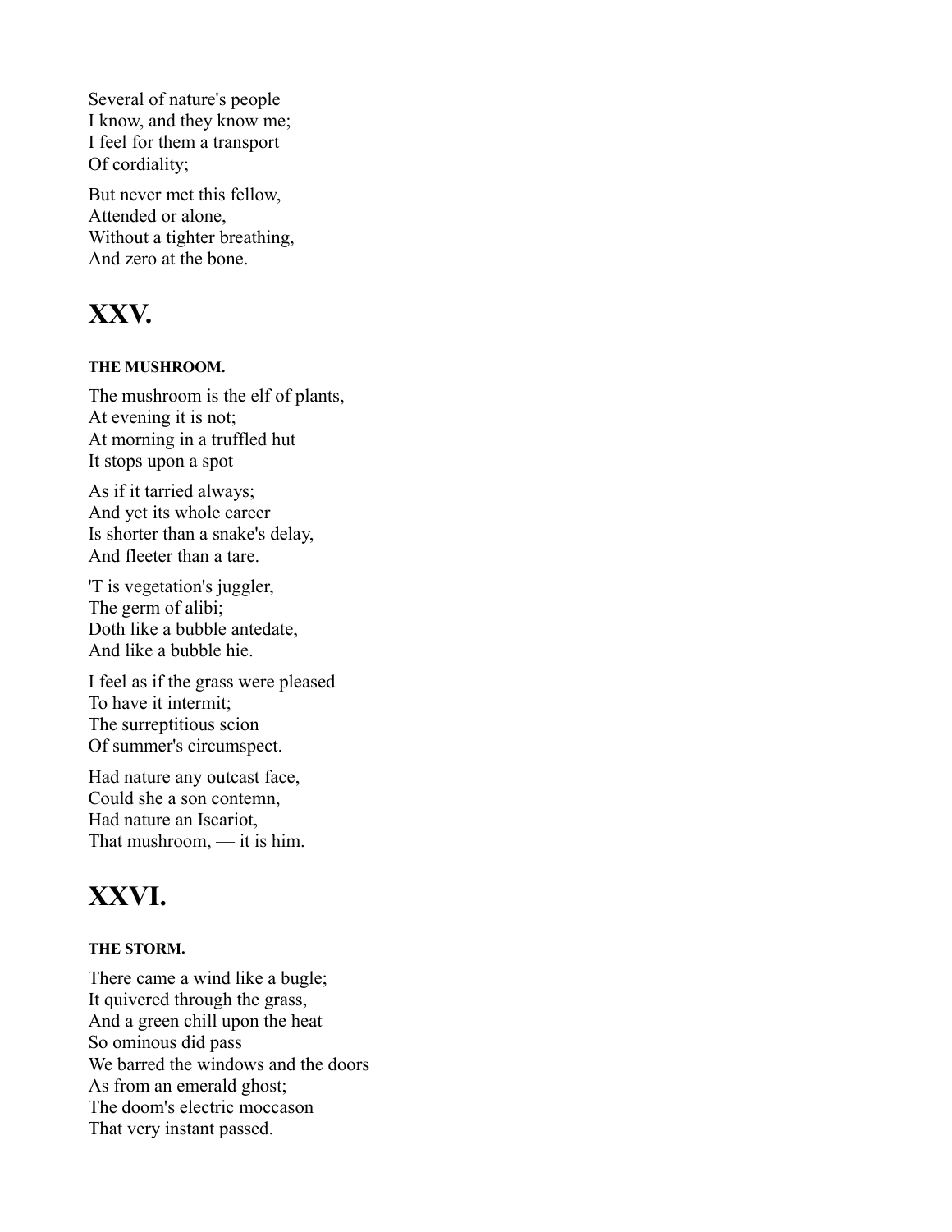Several of nature's people
I know, and they know me;
I feel for them a transport
Of cordiality;

But never met this fellow,
Attended or alone,
Without a tighter breathing,
And zero at the bone.

# XXV.

#### THE MUSHROOM.

The mushroom is the elf of plants,
At evening it is not;
At morning in a truffled hut
It stops upon a spot

As if it tarried always;
And yet its whole career
Is shorter than a snake's delay,
And fleeter than a tare.

'T is vegetation's juggler,
The germ of alibi;
Doth like a bubble antedate,
And like a bubble hie.

I feel as if the grass were pleased
To have it intermit;
The surreptitious scion
Of summer's circumspect.

Had nature any outcast face,
Could she a son contemn,
Had nature an Iscariot,
That mushroom, — it is him.

# XXVI.

#### THE STORM.

There came a wind like a bugle;
It quivered through the grass,
And a green chill upon the heat
So ominous did pass
We barred the windows and the doors
As from an emerald ghost;
The doom's electric moccason
That very instant passed.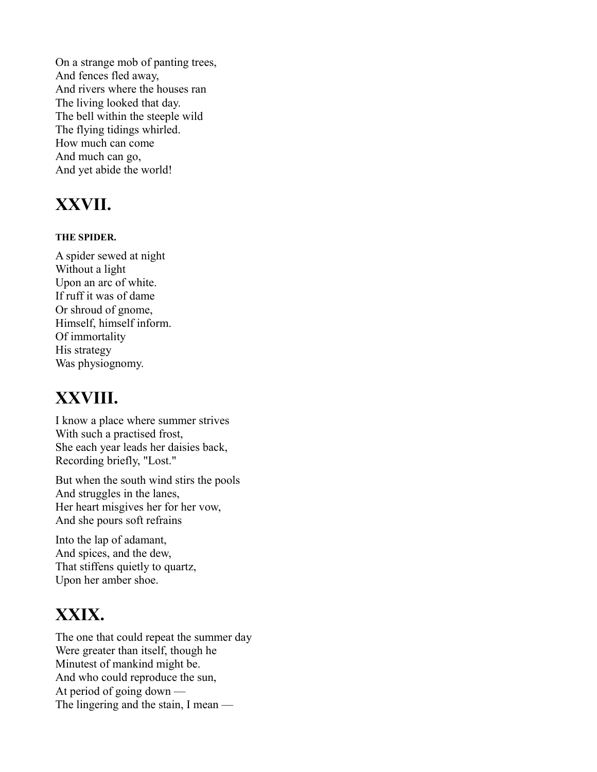On a strange mob of panting trees,  
And fences fled away,  
And rivers where the houses ran  
The living looked that day.  
The bell within the steeple wild  
The flying tidings whirled.  
How much can come  
And much can go,  
And yet abide the world!

## XXVII.

##### THE SPIDER.

A spider sewed at night  
Without a light  
Upon an arc of white.  
If ruff it was of dame  
Or shroud of gnome,  
Himself, himself inform.  
Of immortality  
His strategy  
Was physiognomy.

## XXVIII.

I know a place where summer strives  
With such a practised frost,  
She each year leads her daisies back,  
Recording briefly, "Lost."

But when the south wind stirs the pools  
And struggles in the lanes,  
Her heart misgives her for her vow,  
And she pours soft refrains

Into the lap of adamant,  
And spices, and the dew,  
That stiffens quietly to quartz,  
Upon her amber shoe.

## XXIX.

The one that could repeat the summer day  
Were greater than itself, though he  
Minutest of mankind might be.  
And who could reproduce the sun,  
At period of going down —  
The lingering and the stain, I mean —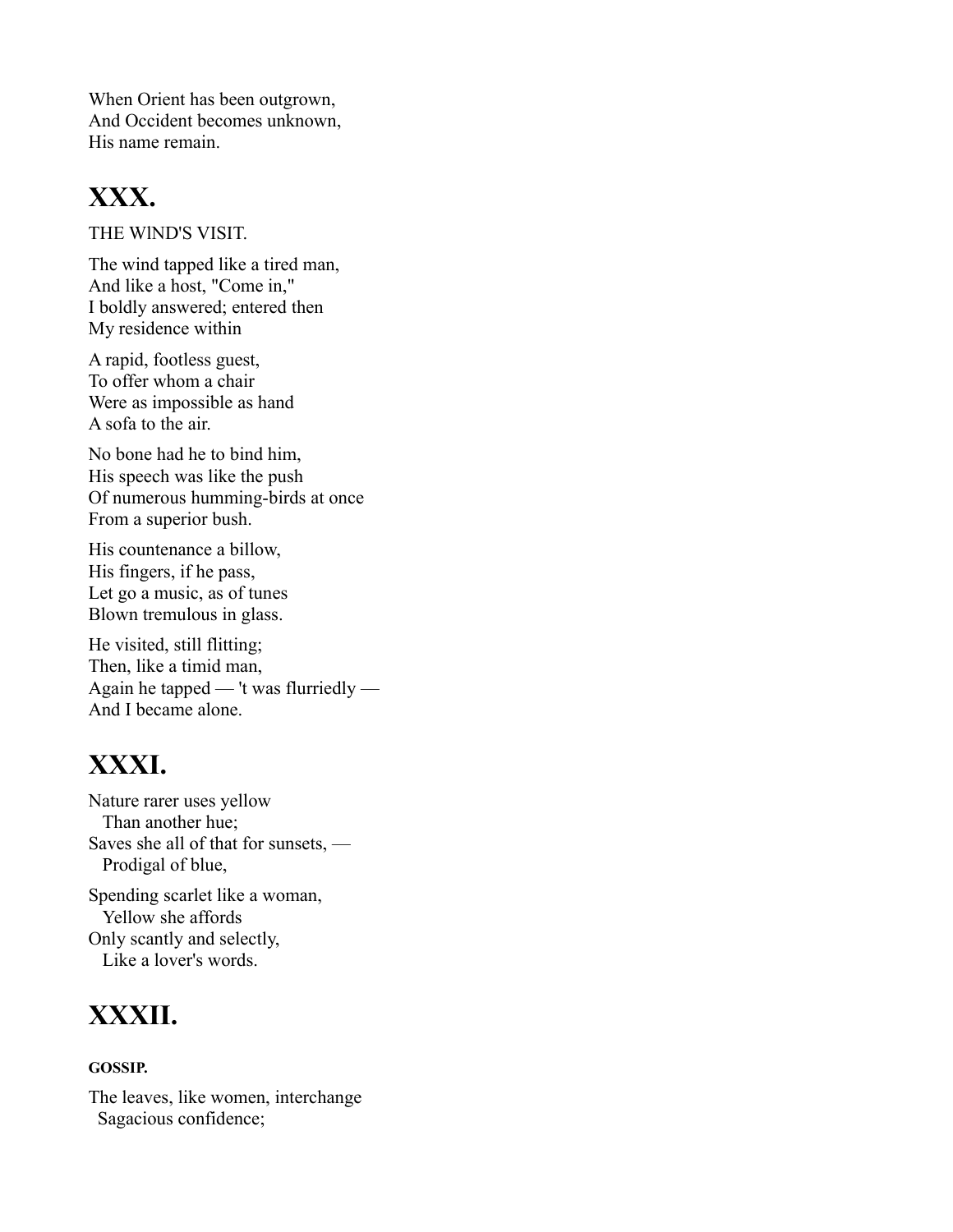When Orient has been outgrown,
And Occident becomes unknown,
His name remain.

## XXX.

THE WIND'S VISIT.

The wind tapped like a tired man,
And like a host, "Come in,"
I boldly answered; entered then
My residence within

A rapid, footless guest,
To offer whom a chair
Were as impossible as hand
A sofa to the air.

No bone had he to bind him,
His speech was like the push
Of numerous humming-birds at once
From a superior bush.

His countenance a billow,
His fingers, if he pass,
Let go a music, as of tunes
Blown tremulous in glass.

He visited, still flitting;
Then, like a timid man,
Again he tapped — 't was flurriedly —
And I became alone.

## XXXI.

Nature rarer uses yellow
   Than another hue;
Saves she all of that for sunsets, —
   Prodigal of blue,

Spending scarlet like a woman,
   Yellow she affords
Only scantly and selectly,
   Like a lover's words.

## XXXII.

**GOSSIP.**

The leaves, like women, interchange
  Sagacious confidence;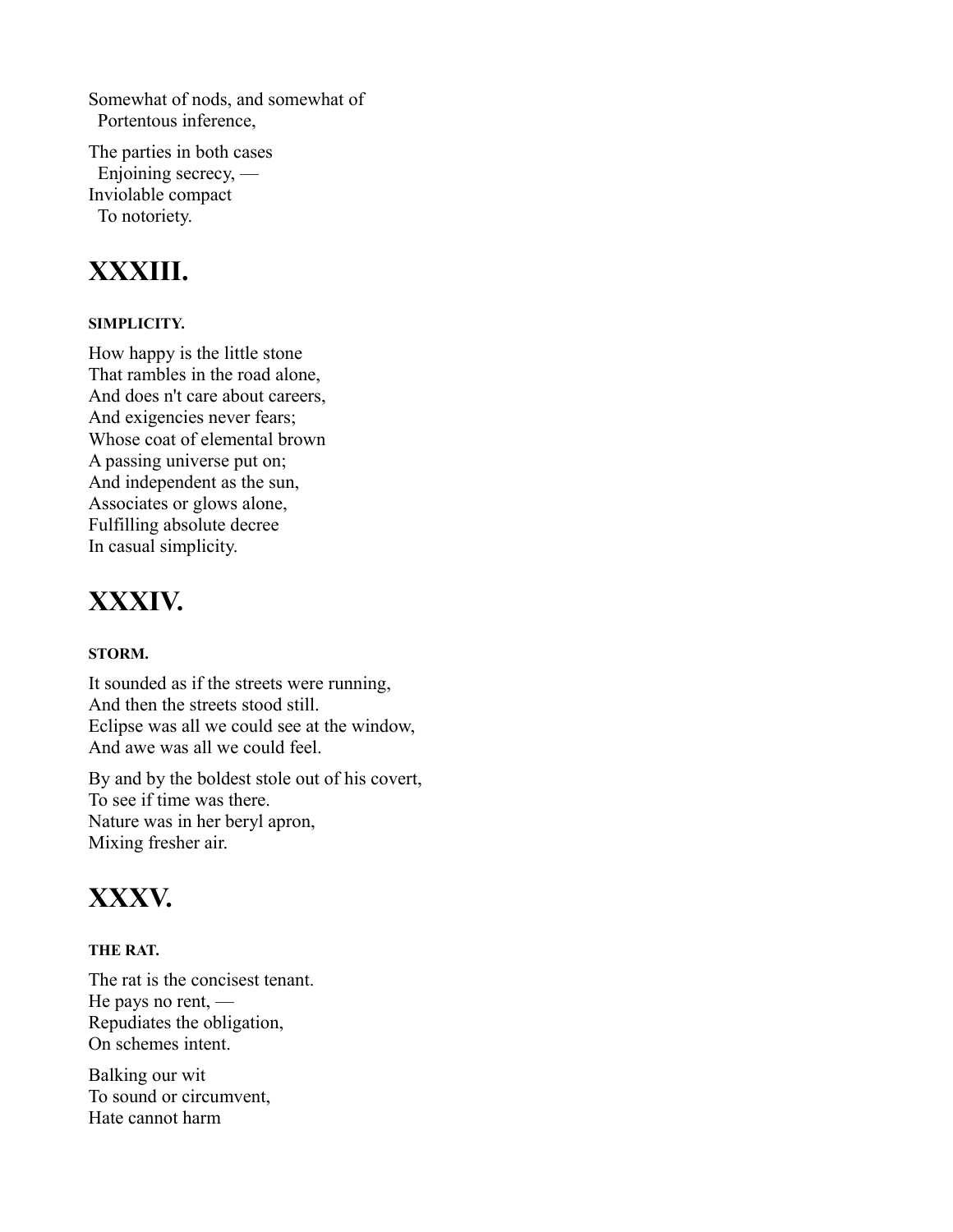Somewhat of nods, and somewhat of
  Portentous inference,

The parties in both cases
  Enjoining secrecy, —
Inviolable compact
  To notoriety.

## XXXIII.

##### SIMPLICITY.

How happy is the little stone
That rambles in the road alone,
And does n't care about careers,
And exigencies never fears;
Whose coat of elemental brown
A passing universe put on;
And independent as the sun,
Associates or glows alone,
Fulfilling absolute decree
In casual simplicity.

## XXXIV.

##### STORM.

It sounded as if the streets were running,
And then the streets stood still.
Eclipse was all we could see at the window,
And awe was all we could feel.

By and by the boldest stole out of his covert,
To see if time was there.
Nature was in her beryl apron,
Mixing fresher air.

## XXXV.

##### THE RAT.

The rat is the concisest tenant.
He pays no rent, —
Repudiates the obligation,
On schemes intent.

Balking our wit
To sound or circumvent,
Hate cannot harm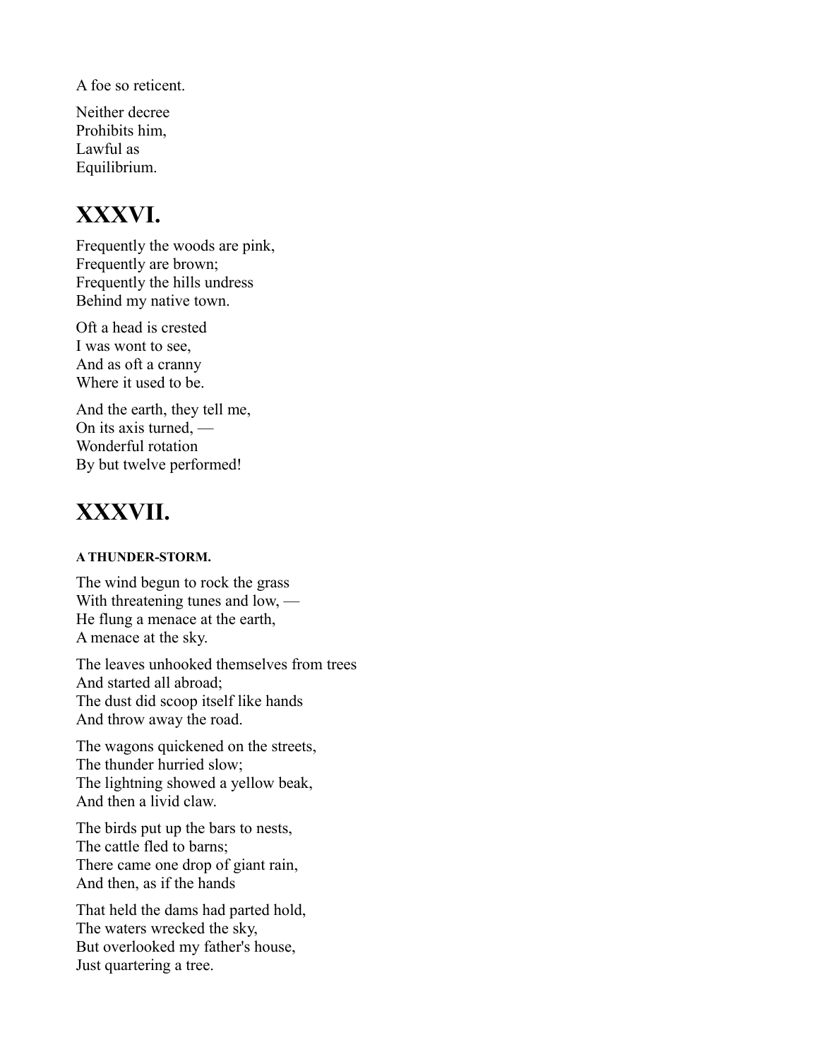A foe so reticent.

Neither decree  
Prohibits him,  
Lawful as  
Equilibrium.

## XXXVI.

Frequently the woods are pink,  
Frequently are brown;  
Frequently the hills undress  
Behind my native town.

Oft a head is crested  
I was wont to see,  
And as oft a cranny  
Where it used to be.

And the earth, they tell me,  
On its axis turned, —  
Wonderful rotation  
By but twelve performed!

## XXXVII.

##### A THUNDER-STORM.

The wind begun to rock the grass  
With threatening tunes and low, —  
He flung a menace at the earth,  
A menace at the sky.

The leaves unhooked themselves from trees  
And started all abroad;  
The dust did scoop itself like hands  
And throw away the road.

The wagons quickened on the streets,  
The thunder hurried slow;  
The lightning showed a yellow beak,  
And then a livid claw.

The birds put up the bars to nests,  
The cattle fled to barns;  
There came one drop of giant rain,  
And then, as if the hands

That held the dams had parted hold,  
The waters wrecked the sky,  
But overlooked my father's house,  
Just quartering a tree.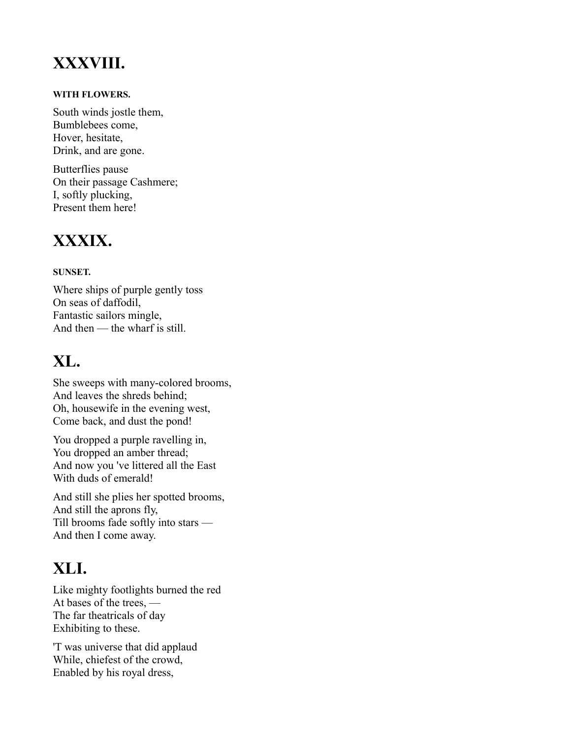# XXXVIII.

##### WITH FLOWERS.

South winds jostle them,  
Bumblebees come,  
Hover, hesitate,  
Drink, and are gone.

Butterflies pause  
On their passage Cashmere;  
I, softly plucking,  
Present them here!

# XXXIX.

##### SUNSET.

Where ships of purple gently toss  
On seas of daffodil,  
Fantastic sailors mingle,  
And then — the wharf is still.

# XL.

She sweeps with many-colored brooms,  
And leaves the shreds behind;  
Oh, housewife in the evening west,  
Come back, and dust the pond!

You dropped a purple ravelling in,  
You dropped an amber thread;  
And now you 've littered all the East  
With duds of emerald!

And still she plies her spotted brooms,  
And still the aprons fly,  
Till brooms fade softly into stars —  
And then I come away.

# XLI.

Like mighty footlights burned the red  
At bases of the trees, —  
The far theatricals of day  
Exhibiting to these.

'T was universe that did applaud  
While, chiefest of the crowd,  
Enabled by his royal dress,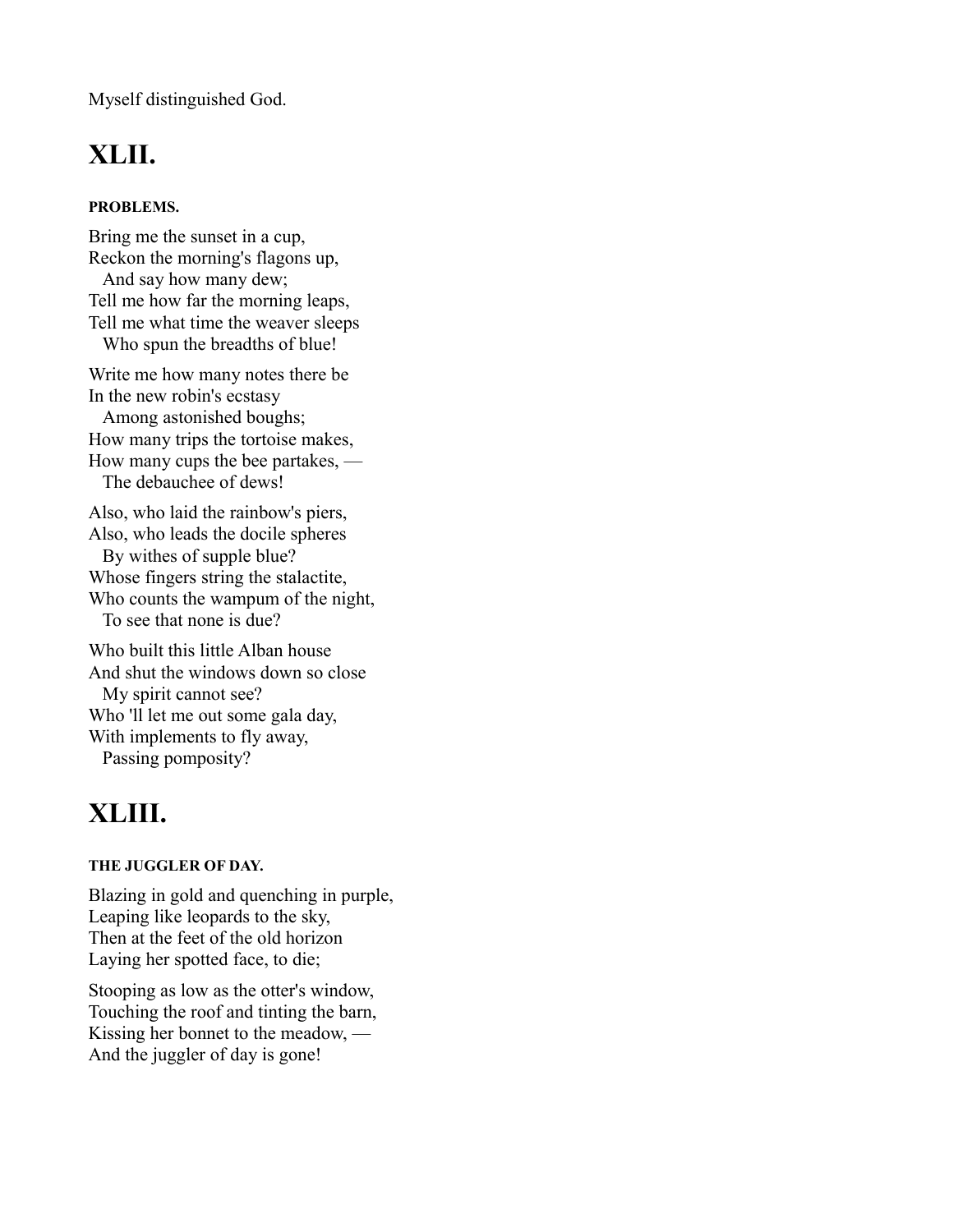Myself distinguished God.

## XLII.

#### PROBLEMS.

Bring me the sunset in a cup,  
Reckon the morning's flagons up,  
  And say how many dew;  
Tell me how far the morning leaps,  
Tell me what time the weaver sleeps  
  Who spun the breadths of blue!

Write me how many notes there be  
In the new robin's ecstasy  
  Among astonished boughs;  
How many trips the tortoise makes,  
How many cups the bee partakes, —  
  The debauchee of dews!

Also, who laid the rainbow's piers,  
Also, who leads the docile spheres  
  By withes of supple blue?  
Whose fingers string the stalactite,  
Who counts the wampum of the night,  
  To see that none is due?

Who built this little Alban house  
And shut the windows down so close  
  My spirit cannot see?  
Who 'll let me out some gala day,  
With implements to fly away,  
  Passing pomposity?

## XLIII.

#### THE JUGGLER OF DAY.

Blazing in gold and quenching in purple,  
Leaping like leopards to the sky,  
Then at the feet of the old horizon  
Laying her spotted face, to die;

Stooping as low as the otter's window,  
Touching the roof and tinting the barn,  
Kissing her bonnet to the meadow, —  
And the juggler of day is gone!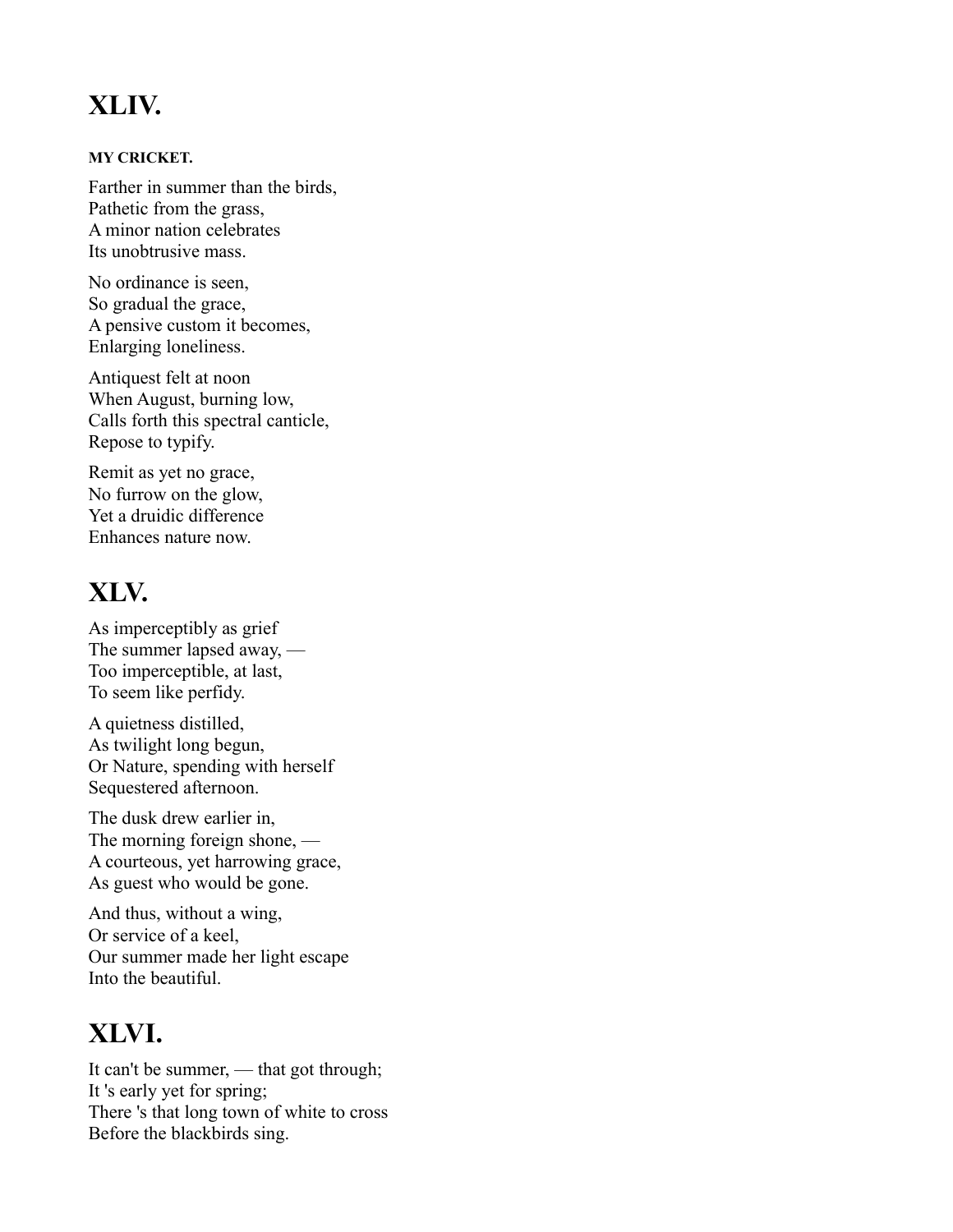## XLIV.

##### MY CRICKET.

Farther in summer than the birds,
Pathetic from the grass,
A minor nation celebrates
Its unobtrusive mass.

No ordinance is seen,
So gradual the grace,
A pensive custom it becomes,
Enlarging loneliness.

Antiquest felt at noon
When August, burning low,
Calls forth this spectral canticle,
Repose to typify.

Remit as yet no grace,
No furrow on the glow,
Yet a druidic difference
Enhances nature now.

## XLV.

As imperceptibly as grief
The summer lapsed away, —
Too imperceptible, at last,
To seem like perfidy.

A quietness distilled,
As twilight long begun,
Or Nature, spending with herself
Sequestered afternoon.

The dusk drew earlier in,
The morning foreign shone, —
A courteous, yet harrowing grace,
As guest who would be gone.

And thus, without a wing,
Or service of a keel,
Our summer made her light escape
Into the beautiful.

## XLVI.

It can't be summer, — that got through;
It 's early yet for spring;
There 's that long town of white to cross
Before the blackbirds sing.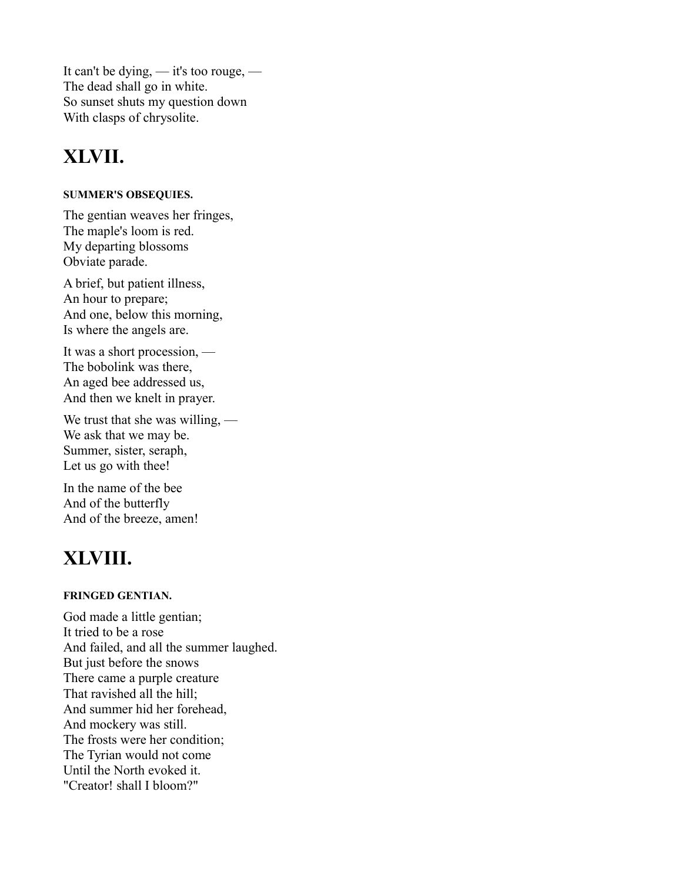It can't be dying, — it's too rouge, —  
The dead shall go in white.  
So sunset shuts my question down  
With clasps of chrysolite.

## XLVII.

#### SUMMER'S OBSEQUIES.

The gentian weaves her fringes,  
The maple's loom is red.  
My departing blossoms  
Obviate parade.

A brief, but patient illness,  
An hour to prepare;  
And one, below this morning,  
Is where the angels are.

It was a short procession, —  
The bobolink was there,  
An aged bee addressed us,  
And then we knelt in prayer.

We trust that she was willing, —  
We ask that we may be.  
Summer, sister, seraph,  
Let us go with thee!

In the name of the bee  
And of the butterfly  
And of the breeze, amen!

## XLVIII.

#### FRINGED GENTIAN.

God made a little gentian;  
It tried to be a rose  
And failed, and all the summer laughed.  
But just before the snows  
There came a purple creature  
That ravished all the hill;  
And summer hid her forehead,  
And mockery was still.  
The frosts were her condition;  
The Tyrian would not come  
Until the North evoked it.  
"Creator! shall I bloom?"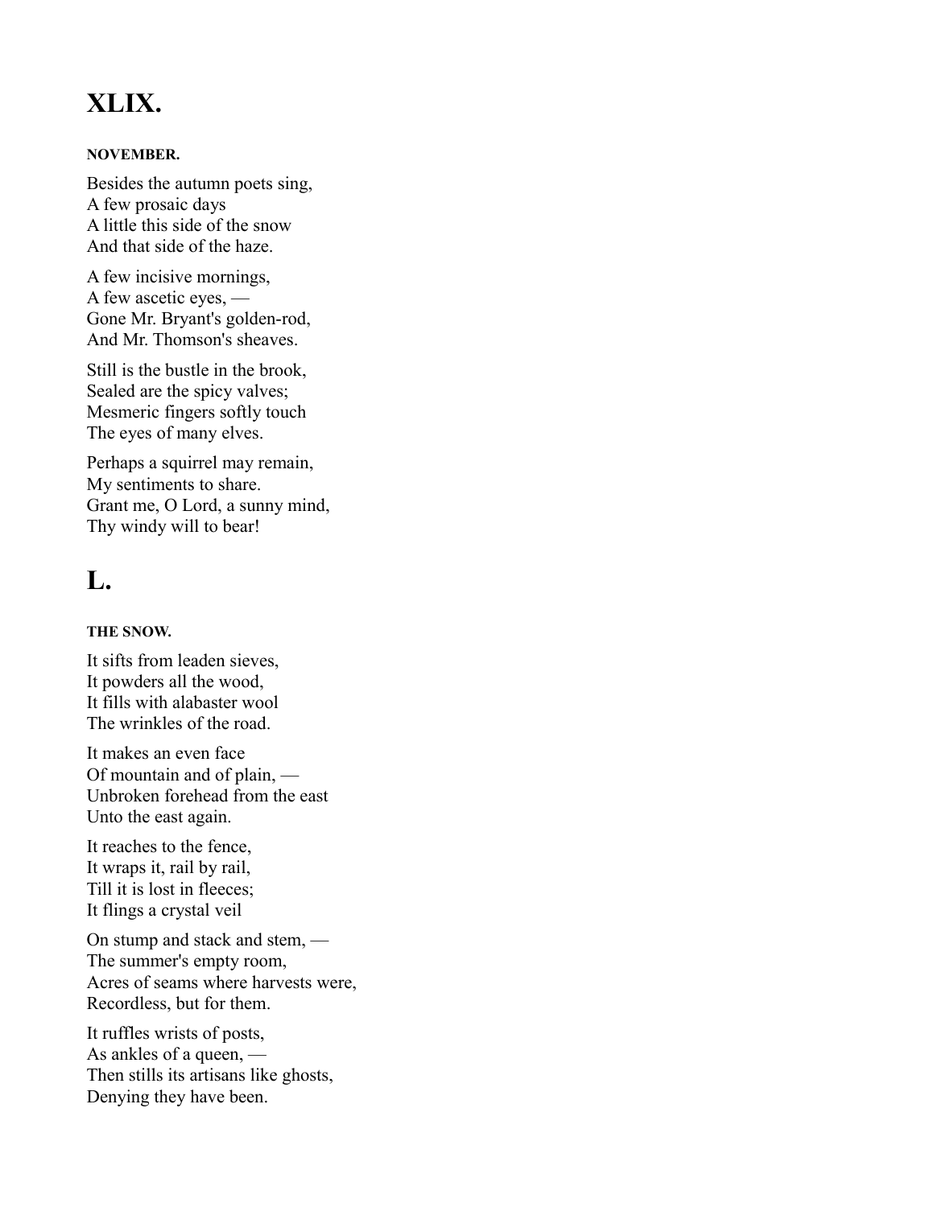# XLIX.

##### NOVEMBER.

Besides the autumn poets sing,
A few prosaic days
A little this side of the snow
And that side of the haze.

A few incisive mornings,
A few ascetic eyes, —
Gone Mr. Bryant's golden-rod,
And Mr. Thomson's sheaves.

Still is the bustle in the brook,
Sealed are the spicy valves;
Mesmeric fingers softly touch
The eyes of many elves.

Perhaps a squirrel may remain,
My sentiments to share.
Grant me, O Lord, a sunny mind,
Thy windy will to bear!

# L.

##### THE SNOW.

It sifts from leaden sieves,
It powders all the wood,
It fills with alabaster wool
The wrinkles of the road.

It makes an even face
Of mountain and of plain, —
Unbroken forehead from the east
Unto the east again.

It reaches to the fence,
It wraps it, rail by rail,
Till it is lost in fleeces;
It flings a crystal veil

On stump and stack and stem, —
The summer's empty room,
Acres of seams where harvests were,
Recordless, but for them.

It ruffles wrists of posts,
As ankles of a queen, —
Then stills its artisans like ghosts,
Denying they have been.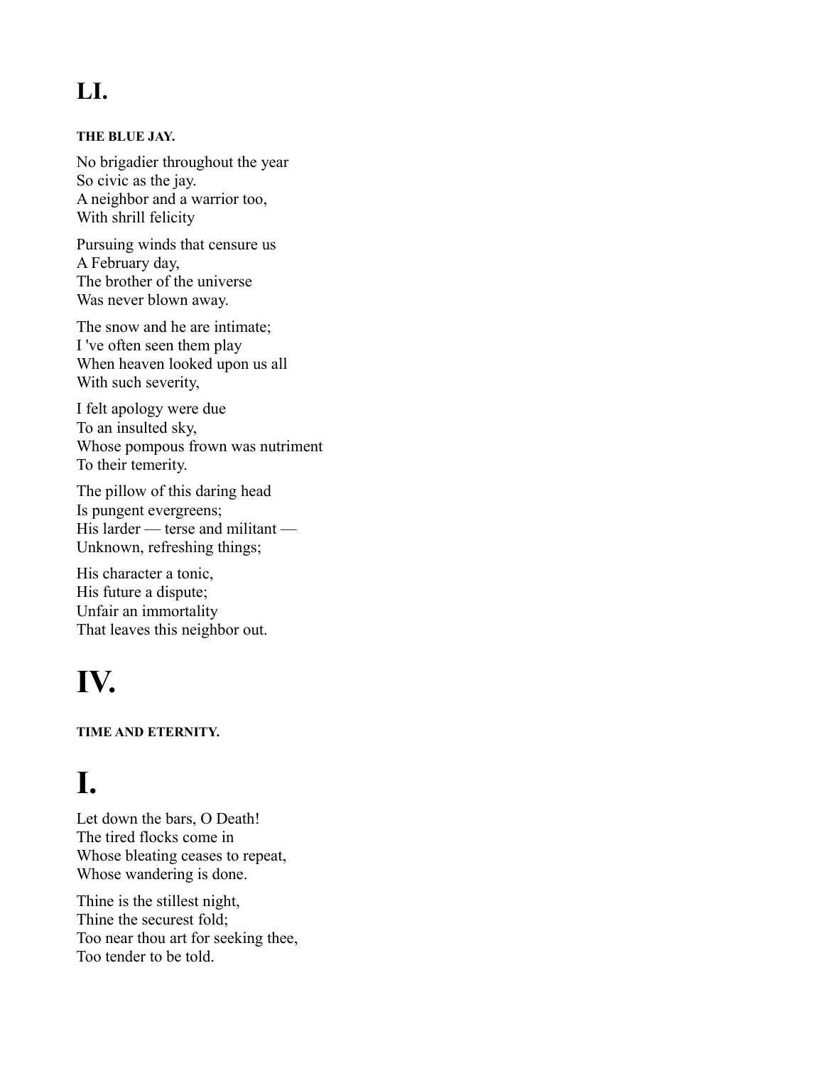# LI.

#### THE BLUE JAY.

No brigadier throughout the year
So civic as the jay.
A neighbor and a warrior too,
With shrill felicity

Pursuing winds that censure us
A February day,
The brother of the universe
Was never blown away.

The snow and he are intimate;
I 've often seen them play
When heaven looked upon us all
With such severity,

I felt apology were due
To an insulted sky,
Whose pompous frown was nutriment
To their temerity.

The pillow of this daring head
Is pungent evergreens;
His larder — terse and militant —
Unknown, refreshing things;

His character a tonic,
His future a dispute;
Unfair an immortality
That leaves this neighbor out.

# IV.

#### TIME AND ETERNITY.

# I.

Let down the bars, O Death!
The tired flocks come in
Whose bleating ceases to repeat,
Whose wandering is done.

Thine is the stillest night,
Thine the securest fold;
Too near thou art for seeking thee,
Too tender to be told.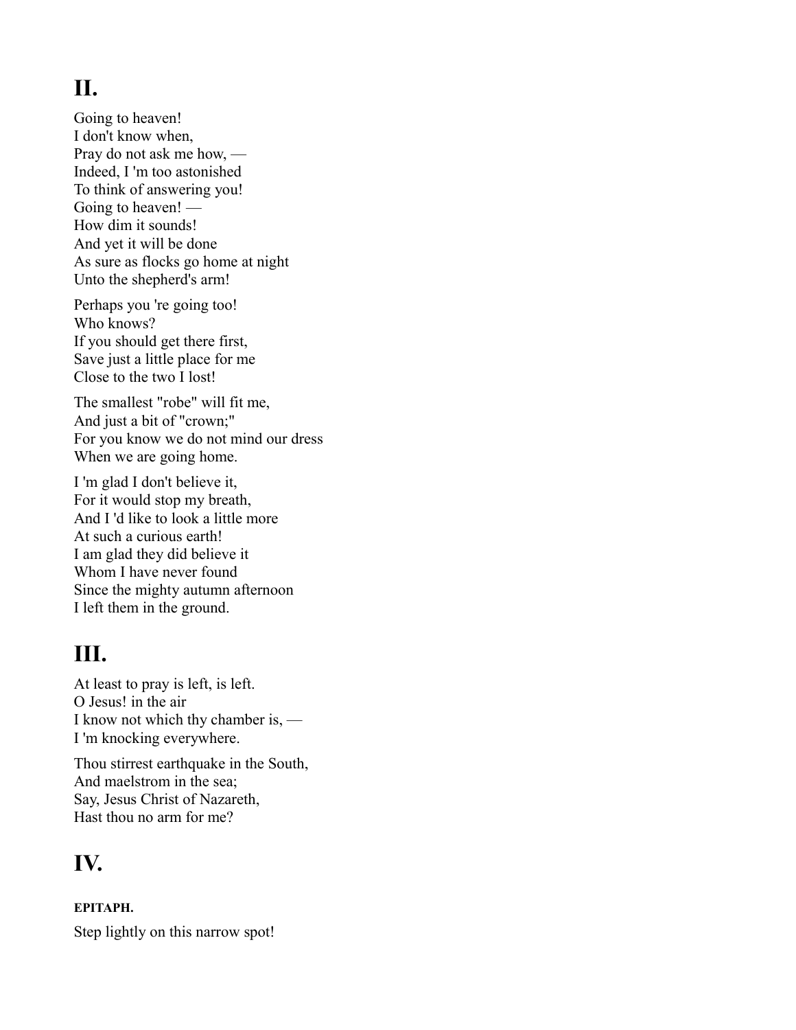## II.

Going to heaven!
I don't know when,
Pray do not ask me how, —
Indeed, I 'm too astonished
To think of answering you!
Going to heaven! —
How dim it sounds!
And yet it will be done
As sure as flocks go home at night
Unto the shepherd's arm!

Perhaps you 're going too!
Who knows?
If you should get there first,
Save just a little place for me
Close to the two I lost!

The smallest "robe" will fit me,
And just a bit of "crown;"
For you know we do not mind our dress
When we are going home.

I 'm glad I don't believe it,
For it would stop my breath,
And I 'd like to look a little more
At such a curious earth!
I am glad they did believe it
Whom I have never found
Since the mighty autumn afternoon
I left them in the ground.

## III.

At least to pray is left, is left.
O Jesus! in the air
I know not which thy chamber is, —
I 'm knocking everywhere.

Thou stirrest earthquake in the South,
And maelstrom in the sea;
Say, Jesus Christ of Nazareth,
Hast thou no arm for me?

## IV.

#### EPITAPH.

Step lightly on this narrow spot!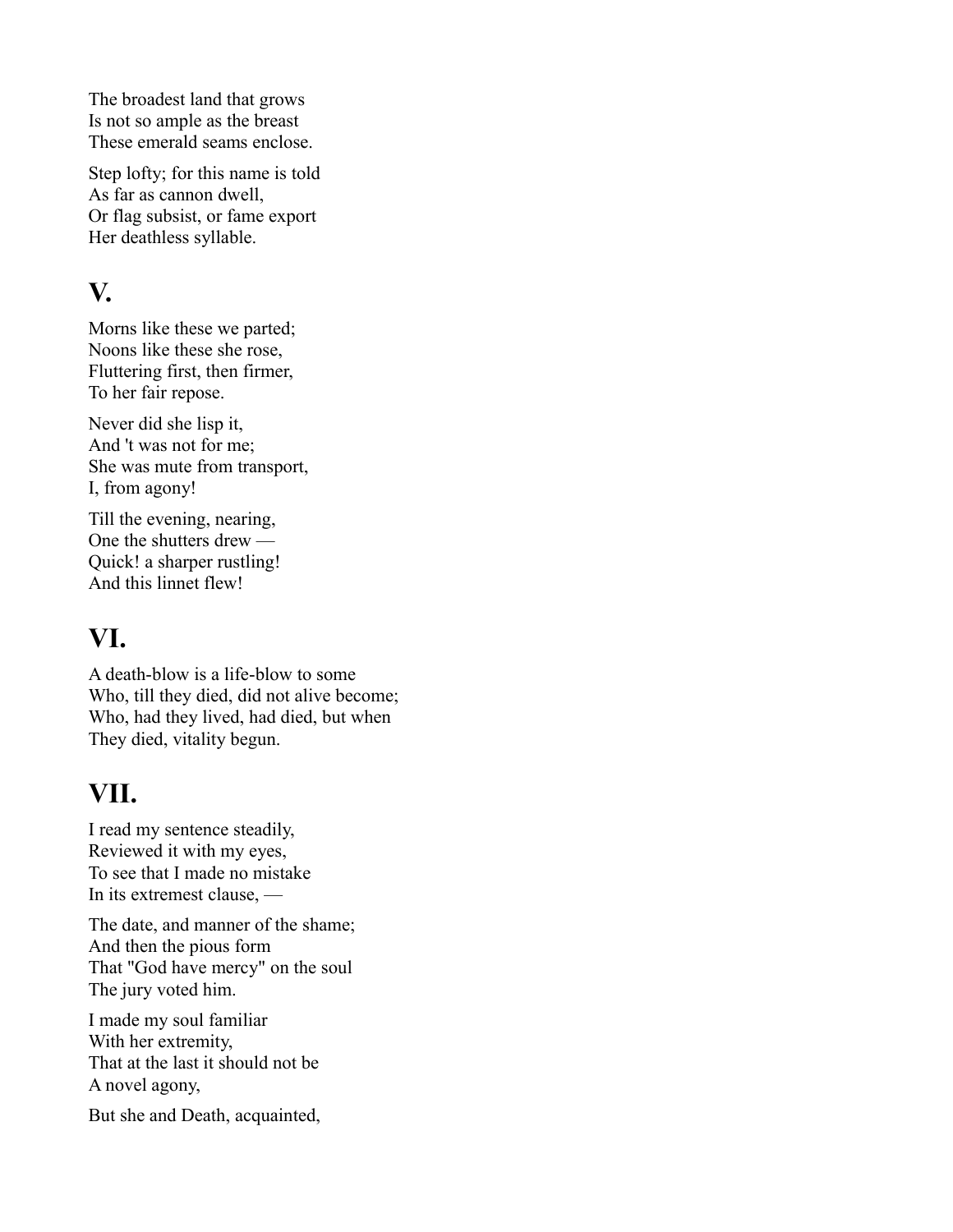The broadest land that grows
Is not so ample as the breast
These emerald seams enclose.

Step lofty; for this name is told
As far as cannon dwell,
Or flag subsist, or fame export
Her deathless syllable.

## V.

Morns like these we parted;
Noons like these she rose,
Fluttering first, then firmer,
To her fair repose.

Never did she lisp it,
And 't was not for me;
She was mute from transport,
I, from agony!

Till the evening, nearing,
One the shutters drew —
Quick! a sharper rustling!
And this linnet flew!

## VI.

A death-blow is a life-blow to some
Who, till they died, did not alive become;
Who, had they lived, had died, but when
They died, vitality begun.

## VII.

I read my sentence steadily,
Reviewed it with my eyes,
To see that I made no mistake
In its extremest clause, —

The date, and manner of the shame;
And then the pious form
That "God have mercy" on the soul
The jury voted him.

I made my soul familiar
With her extremity,
That at the last it should not be
A novel agony,

But she and Death, acquainted,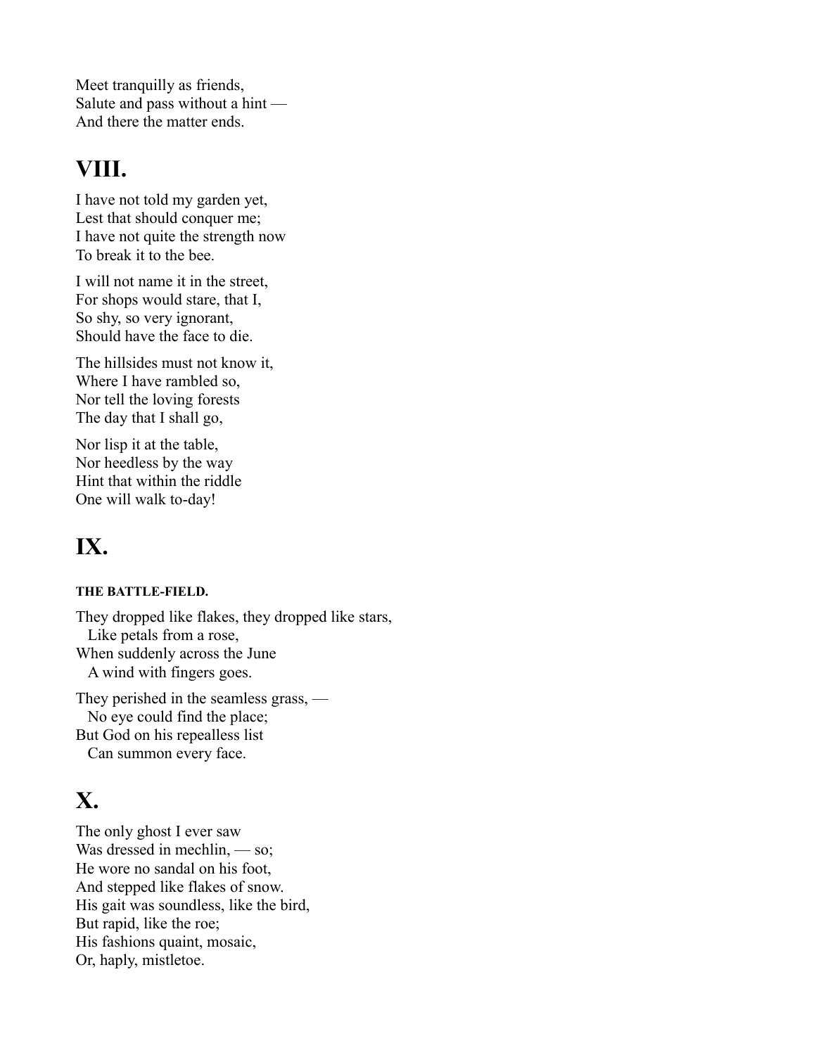Meet tranquilly as friends,
Salute and pass without a hint —
And there the matter ends.

## VIII.

I have not told my garden yet,
Lest that should conquer me;
I have not quite the strength now
To break it to the bee.

I will not name it in the street,
For shops would stare, that I,
So shy, so very ignorant,
Should have the face to die.

The hillsides must not know it,
Where I have rambled so,
Nor tell the loving forests
The day that I shall go,

Nor lisp it at the table,
Nor heedless by the way
Hint that within the riddle
One will walk to-day!

## IX.

#### THE BATTLE-FIELD.

They dropped like flakes, they dropped like stars,
  Like petals from a rose,
When suddenly across the June
  A wind with fingers goes.

They perished in the seamless grass, —
  No eye could find the place;
But God on his repealless list
  Can summon every face.

## X.

The only ghost I ever saw
Was dressed in mechlin, — so;
He wore no sandal on his foot,
And stepped like flakes of snow.
His gait was soundless, like the bird,
But rapid, like the roe;
His fashions quaint, mosaic,
Or, haply, mistletoe.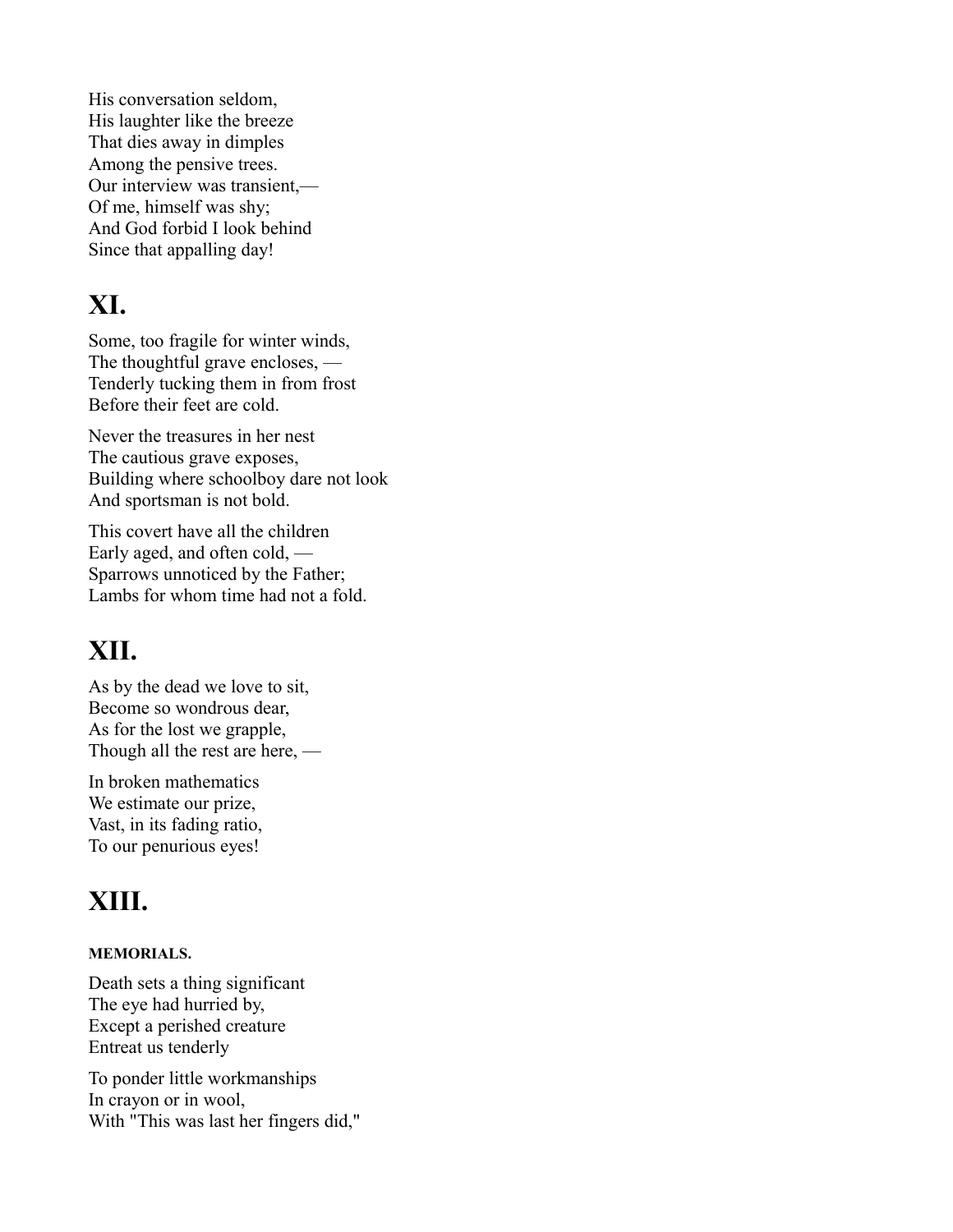His conversation seldom,
His laughter like the breeze
That dies away in dimples
Among the pensive trees.
Our interview was transient,—
Of me, himself was shy;
And God forbid I look behind
Since that appalling day!

## XI.

Some, too fragile for winter winds,
The thoughtful grave encloses, —
Tenderly tucking them in from frost
Before their feet are cold.

Never the treasures in her nest
The cautious grave exposes,
Building where schoolboy dare not look
And sportsman is not bold.

This covert have all the children
Early aged, and often cold, —
Sparrows unnoticed by the Father;
Lambs for whom time had not a fold.

## XII.

As by the dead we love to sit,
Become so wondrous dear,
As for the lost we grapple,
Though all the rest are here, —

In broken mathematics
We estimate our prize,
Vast, in its fading ratio,
To our penurious eyes!

## XIII.

##### MEMORIALS.

Death sets a thing significant
The eye had hurried by,
Except a perished creature
Entreat us tenderly

To ponder little workmanships
In crayon or in wool,
With "This was last her fingers did,"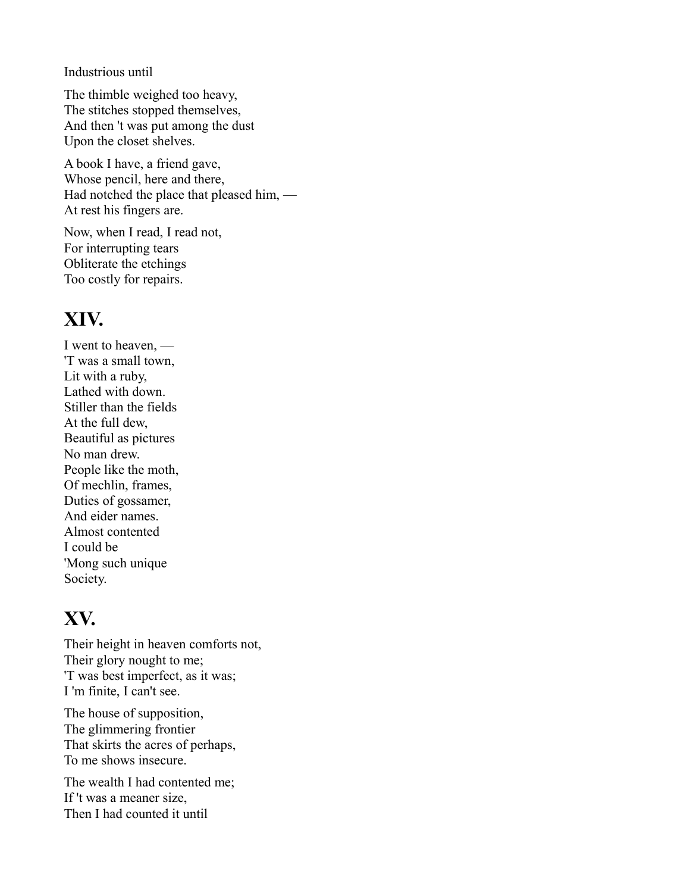Industrious until

The thimble weighed too heavy,
The stitches stopped themselves,
And then 't was put among the dust
Upon the closet shelves.

A book I have, a friend gave,
Whose pencil, here and there,
Had notched the place that pleased him, —
At rest his fingers are.

Now, when I read, I read not,
For interrupting tears
Obliterate the etchings
Too costly for repairs.

## XIV.

I went to heaven, —
'T was a small town,
Lit with a ruby,
Lathed with down.
Stiller than the fields
At the full dew,
Beautiful as pictures
No man drew.
People like the moth,
Of mechlin, frames,
Duties of gossamer,
And eider names.
Almost contented
I could be
'Mong such unique
Society.

## XV.

Their height in heaven comforts not,
Their glory nought to me;
'T was best imperfect, as it was;
I 'm finite, I can't see.

The house of supposition,
The glimmering frontier
That skirts the acres of perhaps,
To me shows insecure.

The wealth I had contented me;
If 't was a meaner size,
Then I had counted it until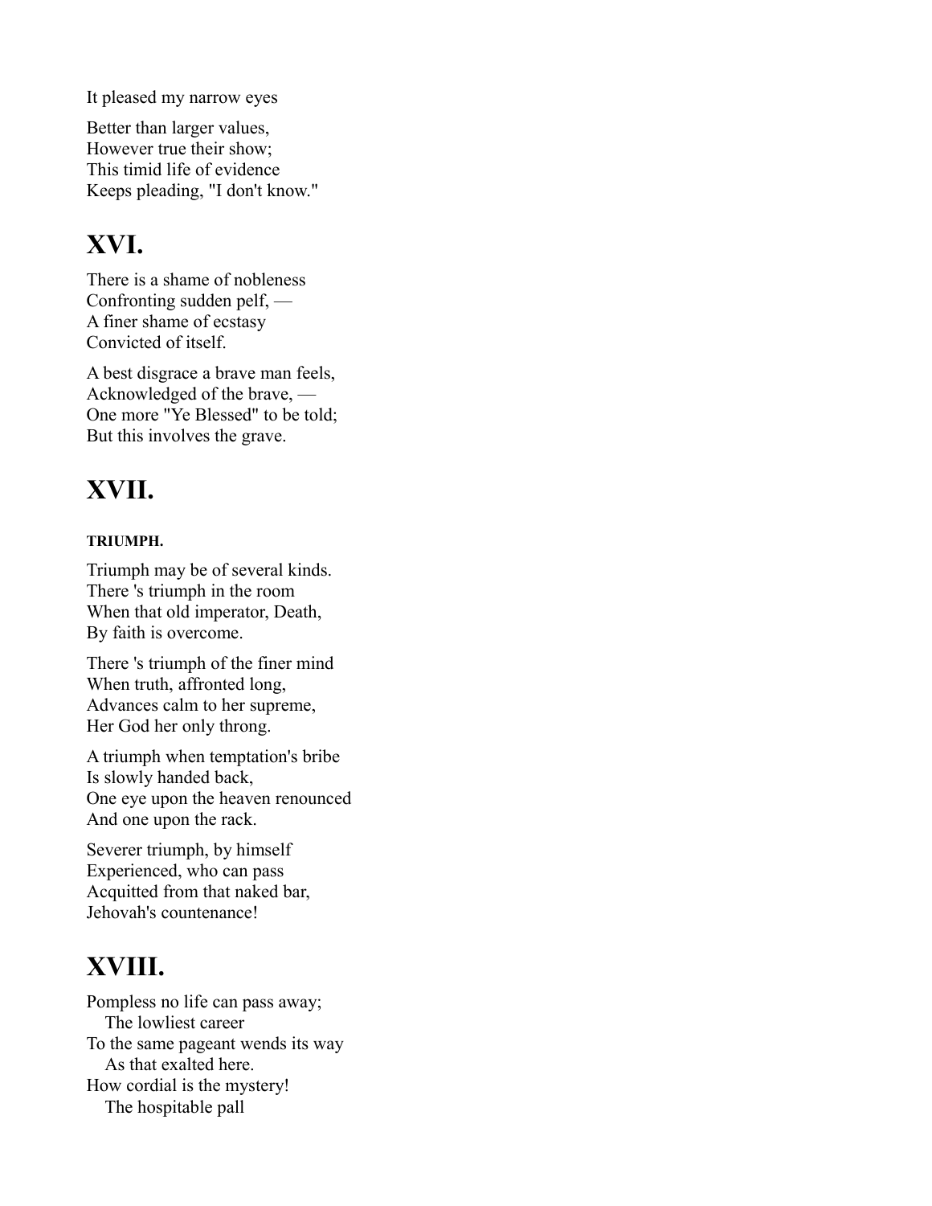It pleased my narrow eyes

Better than larger values,
However true their show;
This timid life of evidence
Keeps pleading, "I don't know."

## XVI.

There is a shame of nobleness
Confronting sudden pelf, —
A finer shame of ecstasy
Convicted of itself.

A best disgrace a brave man feels,
Acknowledged of the brave, —
One more "Ye Blessed" to be told;
But this involves the grave.

## XVII.

##### TRIUMPH.

Triumph may be of several kinds.
There 's triumph in the room
When that old imperator, Death,
By faith is overcome.

There 's triumph of the finer mind
When truth, affronted long,
Advances calm to her supreme,
Her God her only throng.

A triumph when temptation's bribe
Is slowly handed back,
One eye upon the heaven renounced
And one upon the rack.

Severer triumph, by himself
Experienced, who can pass
Acquitted from that naked bar,
Jehovah's countenance!

## XVIII.

Pompless no life can pass away;
&nbsp;&nbsp;&nbsp;&nbsp;The lowliest career
To the same pageant wends its way
&nbsp;&nbsp;&nbsp;&nbsp;As that exalted here.
How cordial is the mystery!
&nbsp;&nbsp;&nbsp;&nbsp;The hospitable pall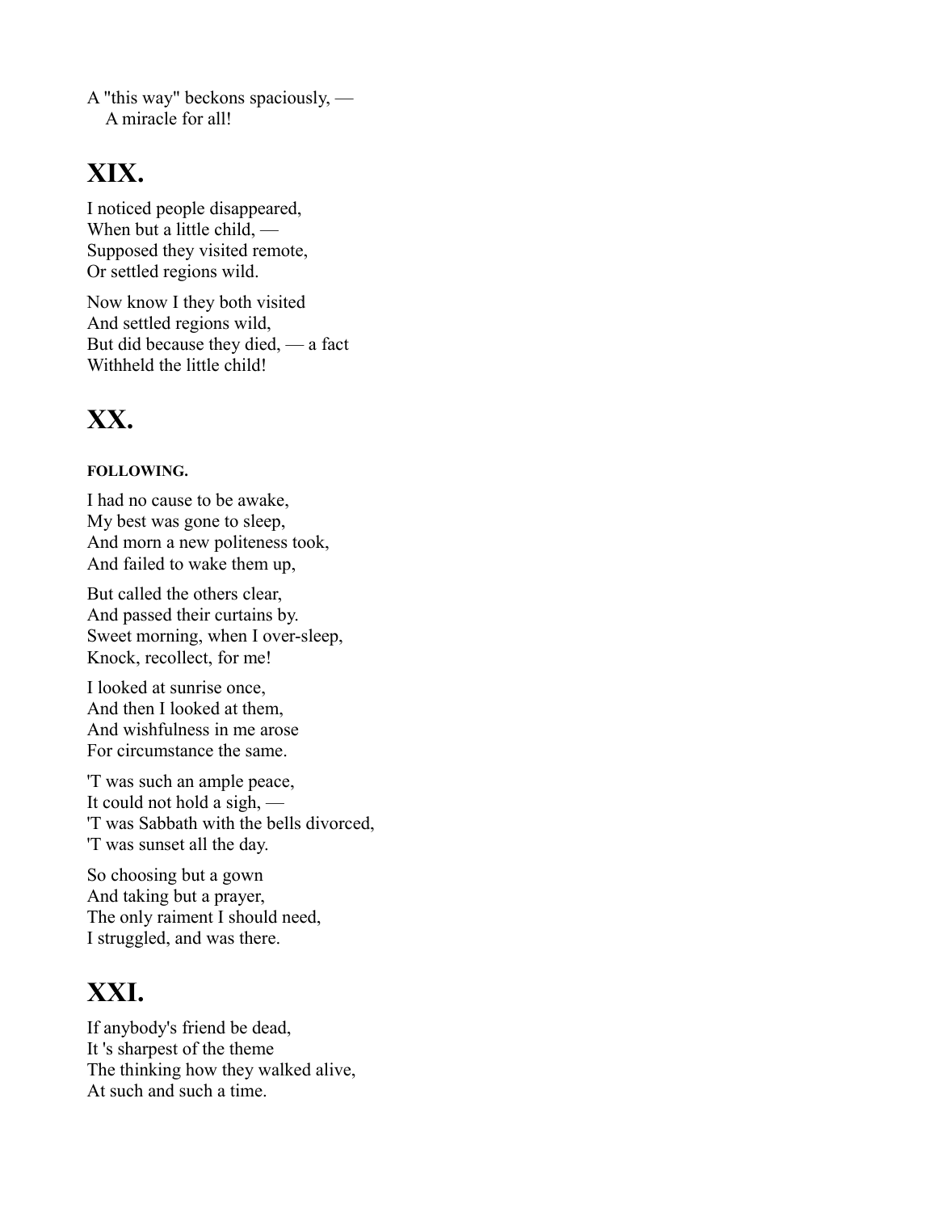A "this way" beckons spaciously, —
   A miracle for all!

## XIX.

I noticed people disappeared,
When but a little child, —
Supposed they visited remote,
Or settled regions wild.

Now know I they both visited
And settled regions wild,
But did because they died, — a fact
Withheld the little child!

## XX.

#### FOLLOWING.

I had no cause to be awake,
My best was gone to sleep,
And morn a new politeness took,
And failed to wake them up,

But called the others clear,
And passed their curtains by.
Sweet morning, when I over-sleep,
Knock, recollect, for me!

I looked at sunrise once,
And then I looked at them,
And wishfulness in me arose
For circumstance the same.

'T was such an ample peace,
It could not hold a sigh, —
'T was Sabbath with the bells divorced,
'T was sunset all the day.

So choosing but a gown
And taking but a prayer,
The only raiment I should need,
I struggled, and was there.

## XXI.

If anybody's friend be dead,
It 's sharpest of the theme
The thinking how they walked alive,
At such and such a time.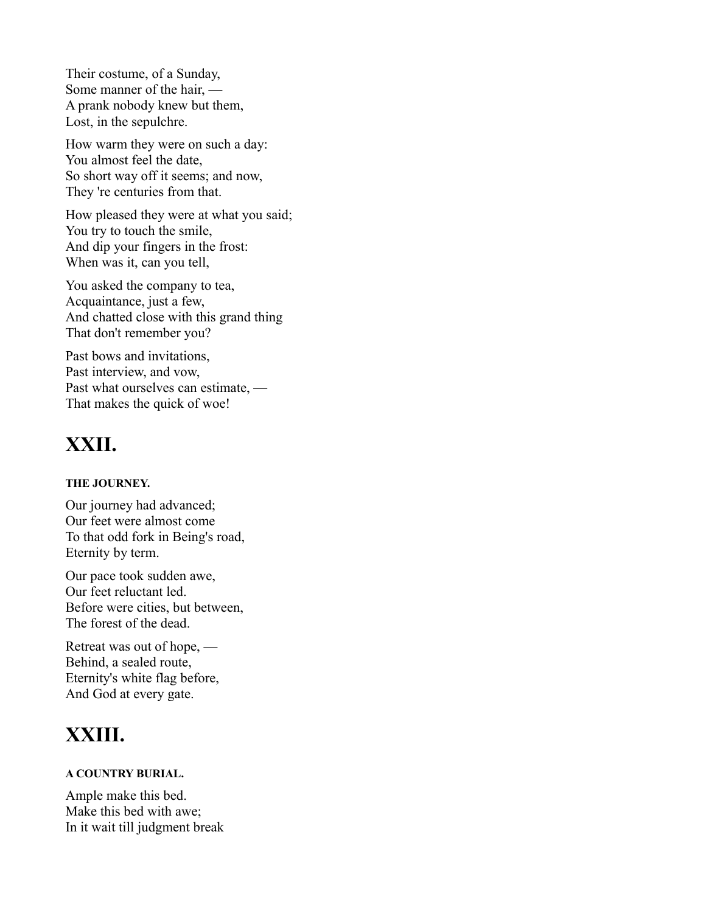Their costume, of a Sunday,  
Some manner of the hair, —  
A prank nobody knew but them,  
Lost, in the sepulchre.

How warm they were on such a day:  
You almost feel the date,  
So short way off it seems; and now,  
They 're centuries from that.

How pleased they were at what you said;  
You try to touch the smile,  
And dip your fingers in the frost:  
When was it, can you tell,

You asked the company to tea,  
Acquaintance, just a few,  
And chatted close with this grand thing  
That don't remember you?

Past bows and invitations,  
Past interview, and vow,  
Past what ourselves can estimate, —  
That makes the quick of woe!

## XXII.

##### THE JOURNEY.

Our journey had advanced;  
Our feet were almost come  
To that odd fork in Being's road,  
Eternity by term.

Our pace took sudden awe,  
Our feet reluctant led.  
Before were cities, but between,  
The forest of the dead.

Retreat was out of hope, —  
Behind, a sealed route,  
Eternity's white flag before,  
And God at every gate.

## XXIII.

##### A COUNTRY BURIAL.

Ample make this bed.  
Make this bed with awe;  
In it wait till judgment break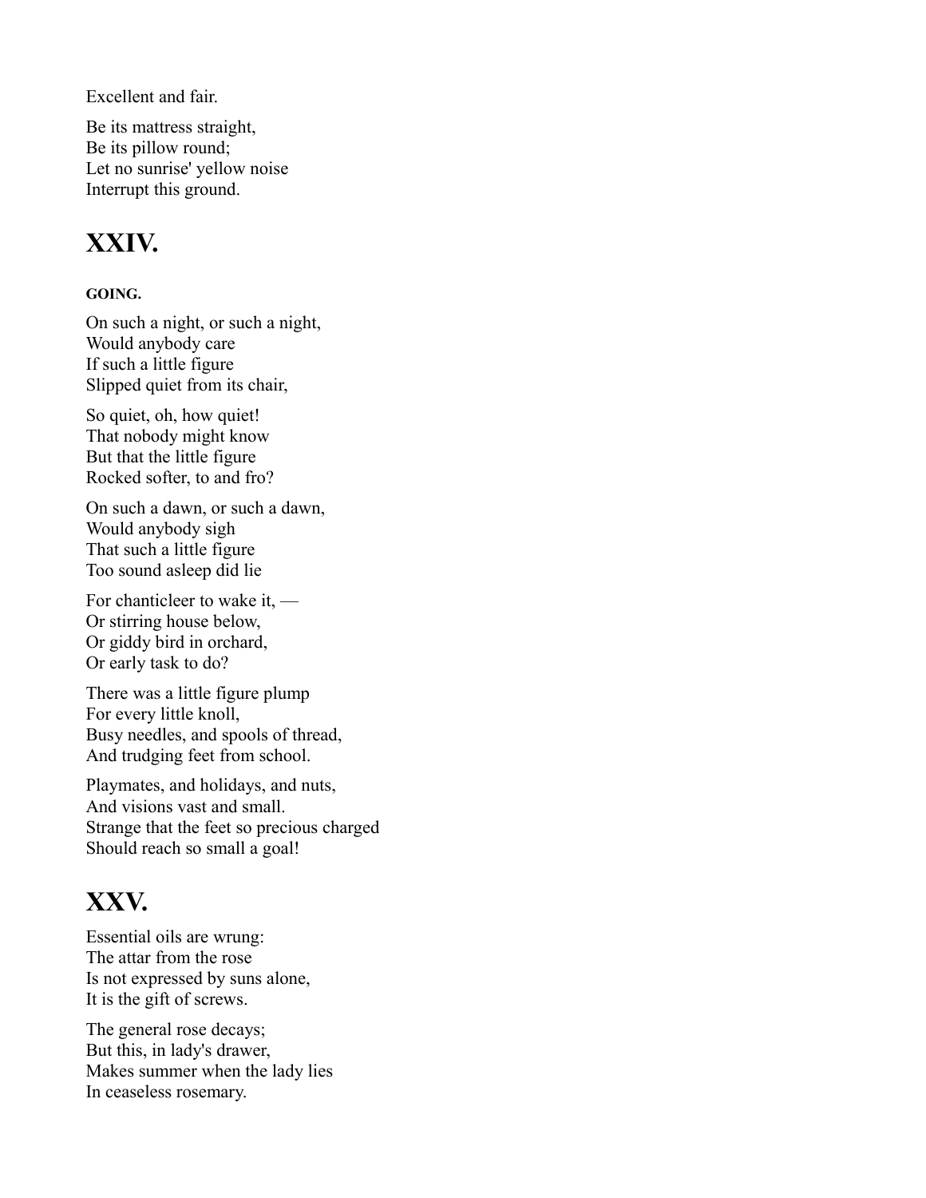Excellent and fair.

Be its mattress straight,
Be its pillow round;
Let no sunrise' yellow noise
Interrupt this ground.

## XXIV.

##### GOING.

On such a night, or such a night,
Would anybody care
If such a little figure
Slipped quiet from its chair,

So quiet, oh, how quiet!
That nobody might know
But that the little figure
Rocked softer, to and fro?

On such a dawn, or such a dawn,
Would anybody sigh
That such a little figure
Too sound asleep did lie

For chanticleer to wake it, —
Or stirring house below,
Or giddy bird in orchard,
Or early task to do?

There was a little figure plump
For every little knoll,
Busy needles, and spools of thread,
And trudging feet from school.

Playmates, and holidays, and nuts,
And visions vast and small.
Strange that the feet so precious charged
Should reach so small a goal!

## XXV.

Essential oils are wrung:
The attar from the rose
Is not expressed by suns alone,
It is the gift of screws.

The general rose decays;
But this, in lady's drawer,
Makes summer when the lady lies
In ceaseless rosemary.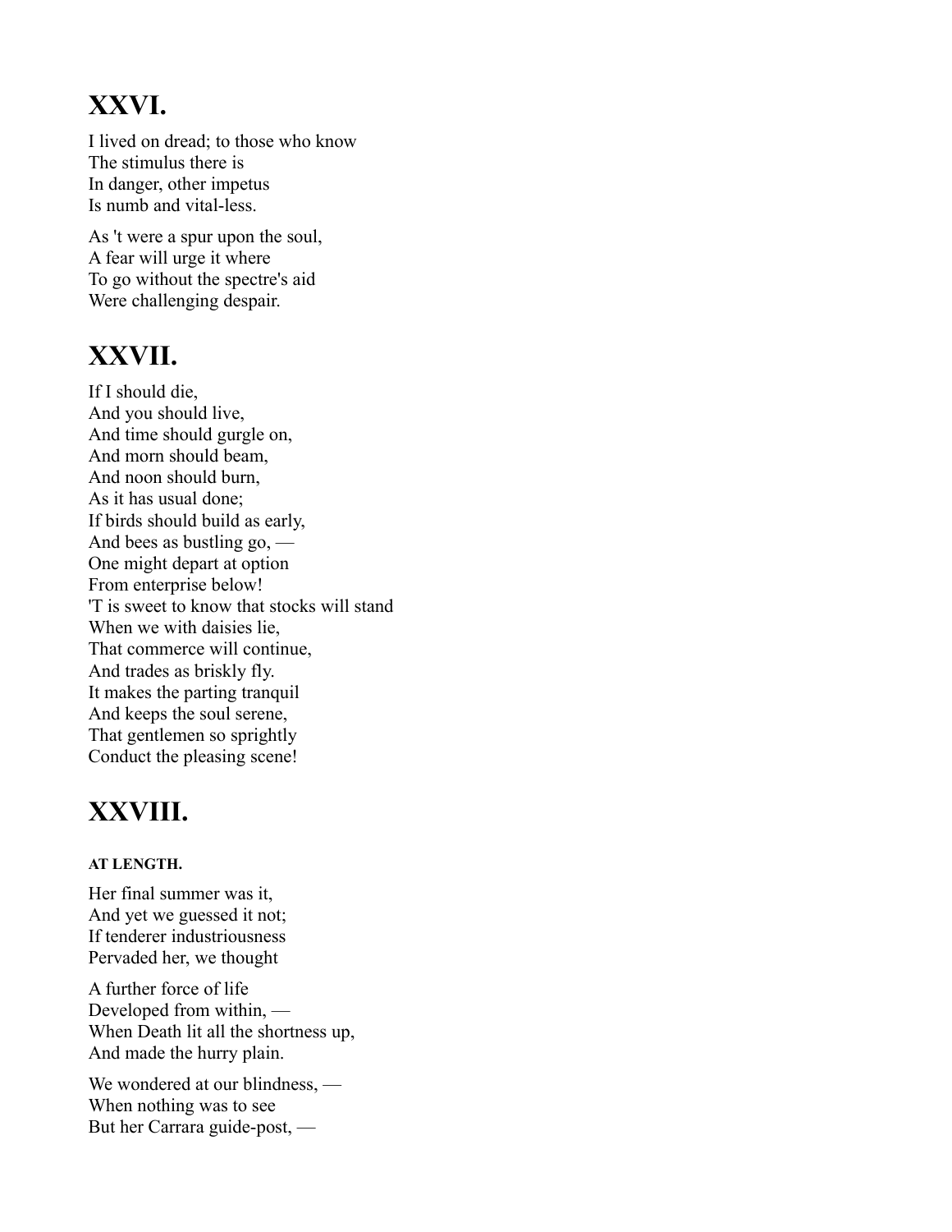## XXVI.

I lived on dread; to those who know  
The stimulus there is  
In danger, other impetus  
Is numb and vital-less.

As 't were a spur upon the soul,  
A fear will urge it where  
To go without the spectre's aid  
Were challenging despair.

## XXVII.

If I should die,  
And you should live,  
And time should gurgle on,  
And morn should beam,  
And noon should burn,  
As it has usual done;  
If birds should build as early,  
And bees as bustling go, —  
One might depart at option  
From enterprise below!  
'T is sweet to know that stocks will stand  
When we with daisies lie,  
That commerce will continue,  
And trades as briskly fly.  
It makes the parting tranquil  
And keeps the soul serene,  
That gentlemen so sprightly  
Conduct the pleasing scene!

## XXVIII.

#### AT LENGTH.

Her final summer was it,  
And yet we guessed it not;  
If tenderer industriousness  
Pervaded her, we thought

A further force of life  
Developed from within, —  
When Death lit all the shortness up,  
And made the hurry plain.

We wondered at our blindness, —  
When nothing was to see  
But her Carrara guide-post, —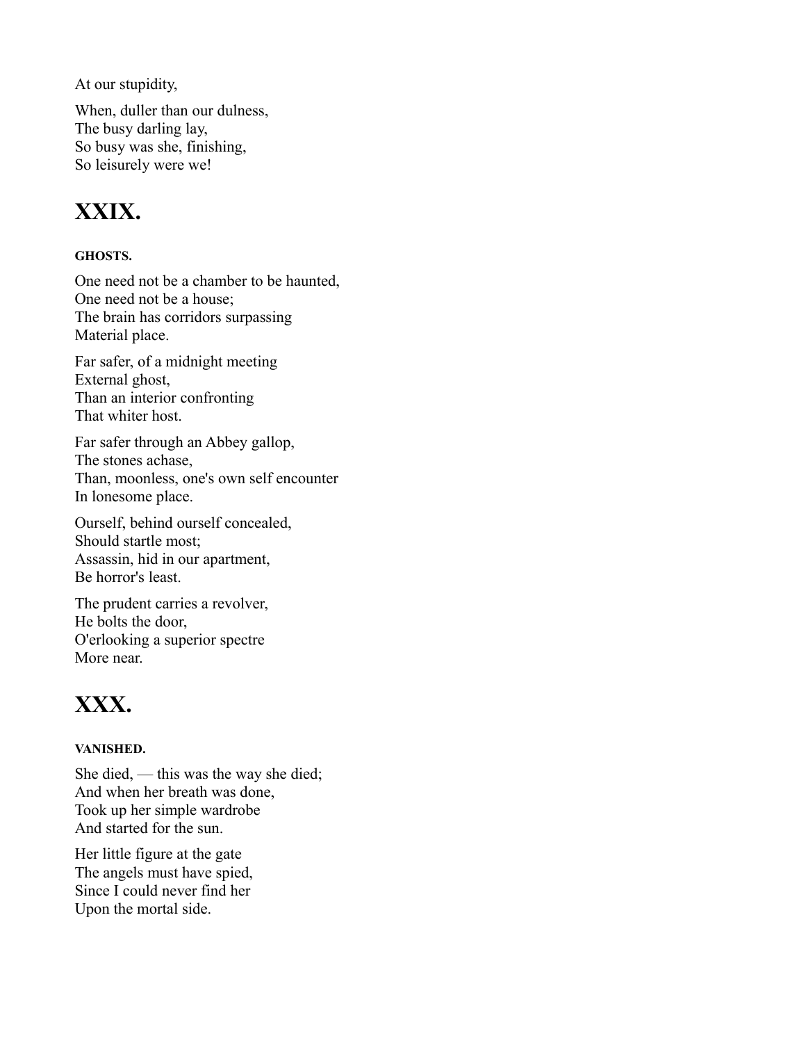At our stupidity,

When, duller than our dulness,
The busy darling lay,
So busy was she, finishing,
So leisurely were we!

# XXIX.

#### GHOSTS.

One need not be a chamber to be haunted,
One need not be a house;
The brain has corridors surpassing
Material place.

Far safer, of a midnight meeting
External ghost,
Than an interior confronting
That whiter host.

Far safer through an Abbey gallop,
The stones achase,
Than, moonless, one's own self encounter
In lonesome place.

Ourself, behind ourself concealed,
Should startle most;
Assassin, hid in our apartment,
Be horror's least.

The prudent carries a revolver,
He bolts the door,
O'erlooking a superior spectre
More near.

# XXX.

#### VANISHED.

She died, — this was the way she died;
And when her breath was done,
Took up her simple wardrobe
And started for the sun.

Her little figure at the gate
The angels must have spied,
Since I could never find her
Upon the mortal side.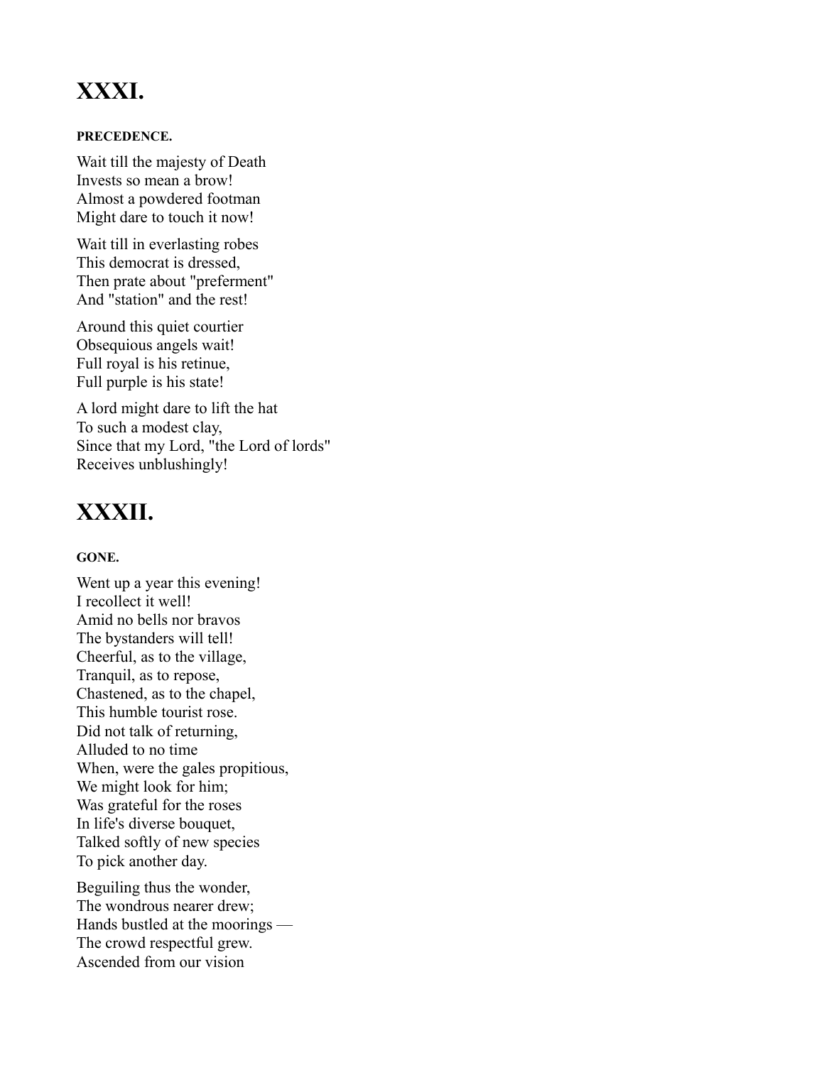# XXXI.

#### PRECEDENCE.

Wait till the majesty of Death  
Invests so mean a brow!  
Almost a powdered footman  
Might dare to touch it now!

Wait till in everlasting robes  
This democrat is dressed,  
Then prate about "preferment"  
And "station" and the rest!

Around this quiet courtier  
Obsequious angels wait!  
Full royal is his retinue,  
Full purple is his state!

A lord might dare to lift the hat  
To such a modest clay,  
Since that my Lord, "the Lord of lords"  
Receives unblushingly!

# XXXII.

#### GONE.

Went up a year this evening!  
I recollect it well!  
Amid no bells nor bravos  
The bystanders will tell!  
Cheerful, as to the village,  
Tranquil, as to repose,  
Chastened, as to the chapel,  
This humble tourist rose.  
Did not talk of returning,  
Alluded to no time  
When, were the gales propitious,  
We might look for him;  
Was grateful for the roses  
In life's diverse bouquet,  
Talked softly of new species  
To pick another day.

Beguiling thus the wonder,  
The wondrous nearer drew;  
Hands bustled at the moorings —  
The crowd respectful grew.  
Ascended from our vision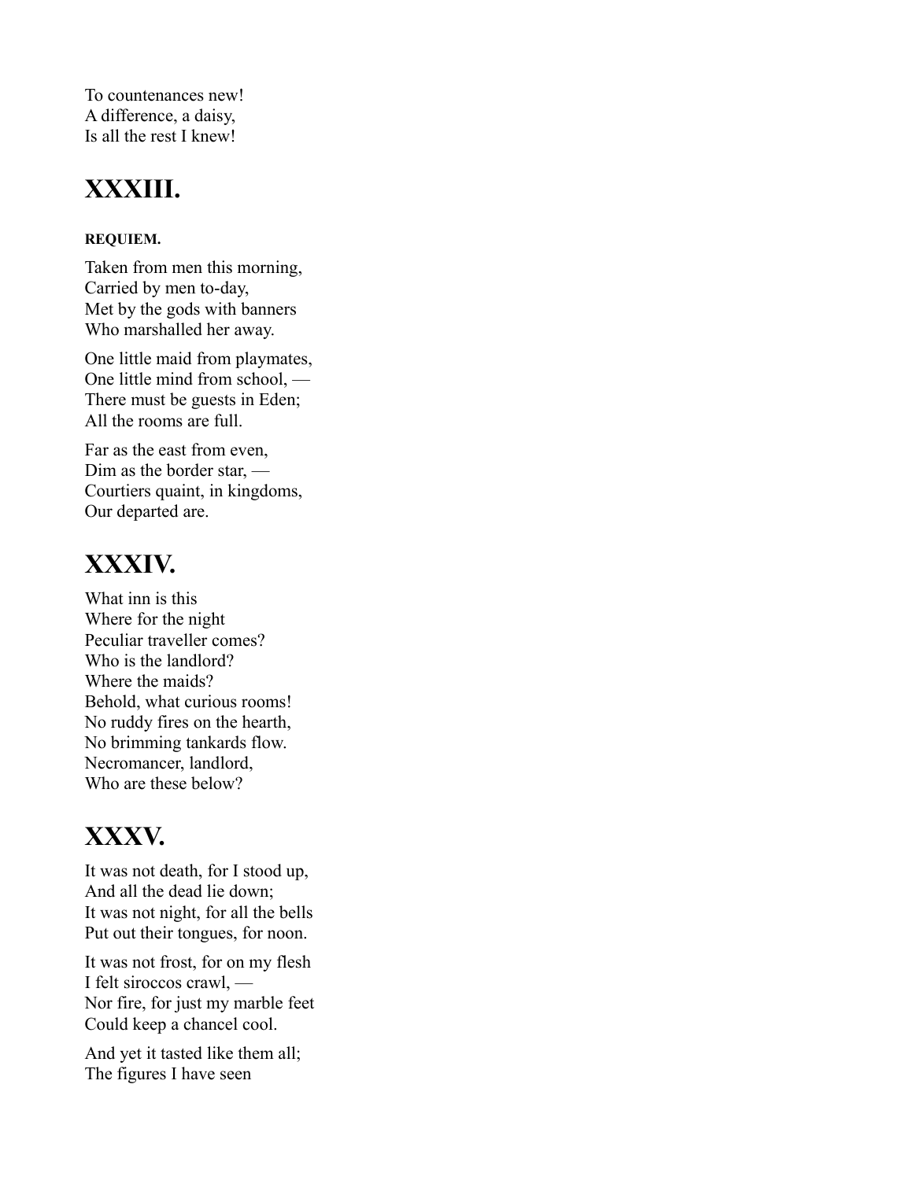To countenances new!  
A difference, a daisy,  
Is all the rest I knew!

## XXXIII.

#### REQUIEM.

Taken from men this morning,  
Carried by men to-day,  
Met by the gods with banners  
Who marshalled her away.

One little maid from playmates,  
One little mind from school, —  
There must be guests in Eden;  
All the rooms are full.

Far as the east from even,  
Dim as the border star, —  
Courtiers quaint, in kingdoms,  
Our departed are.

## XXXIV.

What inn is this  
Where for the night  
Peculiar traveller comes?  
Who is the landlord?  
Where the maids?  
Behold, what curious rooms!  
No ruddy fires on the hearth,  
No brimming tankards flow.  
Necromancer, landlord,  
Who are these below?

## XXXV.

It was not death, for I stood up,  
And all the dead lie down;  
It was not night, for all the bells  
Put out their tongues, for noon.

It was not frost, for on my flesh  
I felt siroccos crawl, —  
Nor fire, for just my marble feet  
Could keep a chancel cool.

And yet it tasted like them all;  
The figures I have seen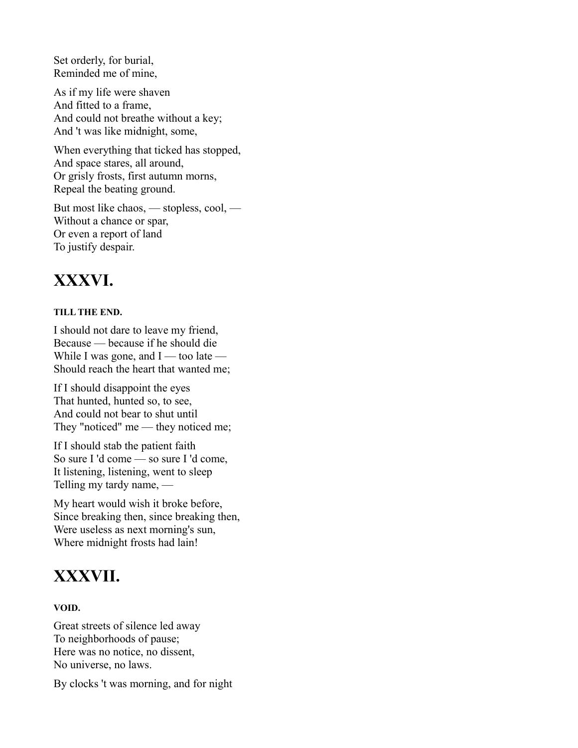Set orderly, for burial,
Reminded me of mine,

As if my life were shaven
And fitted to a frame,
And could not breathe without a key;
And 't was like midnight, some,

When everything that ticked has stopped,
And space stares, all around,
Or grisly frosts, first autumn morns,
Repeal the beating ground.

But most like chaos, — stopless, cool, —
Without a chance or spar,
Or even a report of land
To justify despair.

# XXXVI.

##### TILL THE END.

I should not dare to leave my friend,
Because — because if he should die
While I was gone, and I — too late —
Should reach the heart that wanted me;

If I should disappoint the eyes
That hunted, hunted so, to see,
And could not bear to shut until
They "noticed" me — they noticed me;

If I should stab the patient faith
So sure I 'd come — so sure I 'd come,
It listening, listening, went to sleep
Telling my tardy name, —

My heart would wish it broke before,
Since breaking then, since breaking then,
Were useless as next morning's sun,
Where midnight frosts had lain!

# XXXVII.

##### VOID.

Great streets of silence led away
To neighborhoods of pause;
Here was no notice, no dissent,
No universe, no laws.

By clocks 't was morning, and for night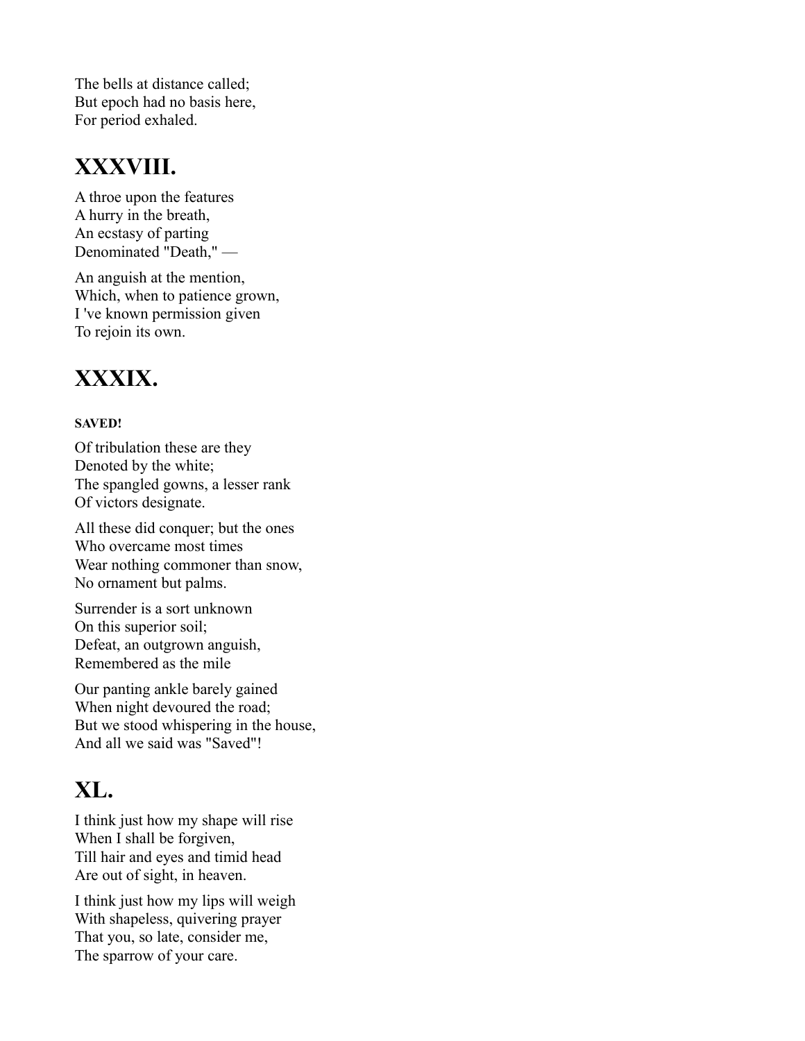The bells at distance called;
But epoch had no basis here,
For period exhaled.

## XXXVIII.

A throe upon the features
A hurry in the breath,
An ecstasy of parting
Denominated "Death," —

An anguish at the mention,
Which, when to patience grown,
I 've known permission given
To rejoin its own.

## XXXIX.

**SAVED!**

Of tribulation these are they
Denoted by the white;
The spangled gowns, a lesser rank
Of victors designate.

All these did conquer; but the ones
Who overcame most times
Wear nothing commoner than snow,
No ornament but palms.

Surrender is a sort unknown
On this superior soil;
Defeat, an outgrown anguish,
Remembered as the mile

Our panting ankle barely gained
When night devoured the road;
But we stood whispering in the house,
And all we said was "Saved"!

## XL.

I think just how my shape will rise
When I shall be forgiven,
Till hair and eyes and timid head
Are out of sight, in heaven.

I think just how my lips will weigh
With shapeless, quivering prayer
That you, so late, consider me,
The sparrow of your care.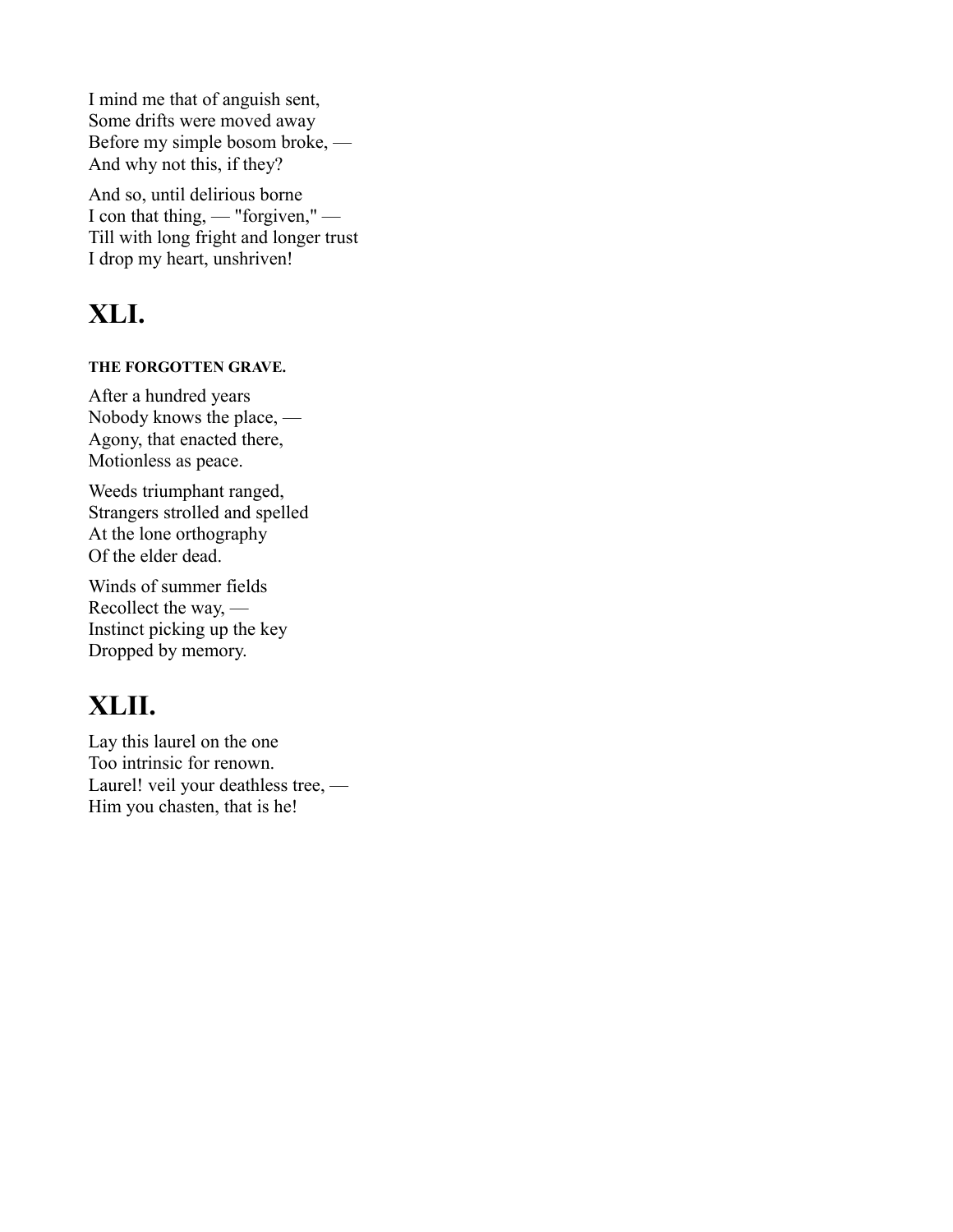I mind me that of anguish sent,
Some drifts were moved away
Before my simple bosom broke, —
And why not this, if they?

And so, until delirious borne
I con that thing, — "forgiven," —
Till with long fright and longer trust
I drop my heart, unshriven!

## XLI.

#### THE FORGOTTEN GRAVE.

After a hundred years
Nobody knows the place, —
Agony, that enacted there,
Motionless as peace.

Weeds triumphant ranged,
Strangers strolled and spelled
At the lone orthography
Of the elder dead.

Winds of summer fields
Recollect the way, —
Instinct picking up the key
Dropped by memory.

## XLII.

Lay this laurel on the one
Too intrinsic for renown.
Laurel! veil your deathless tree, —
Him you chasten, that is he!